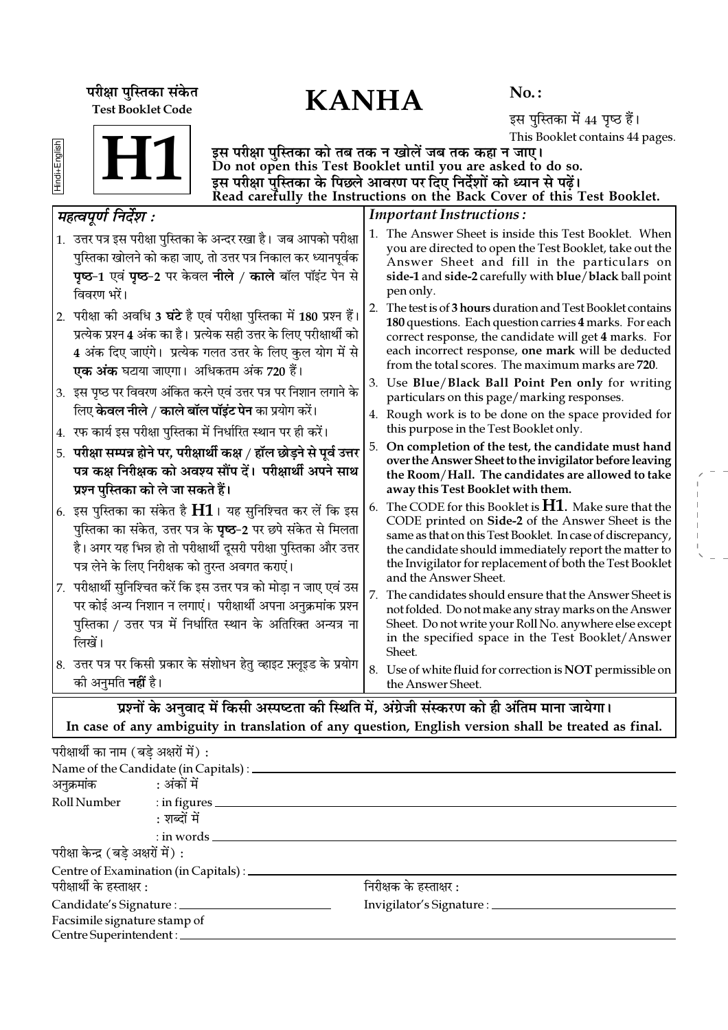परीक्षा पुस्तिका संकेत
Test Booklet Code

# H1

Hindi+English

# KANHA

No. :

इस पुस्तिका में 44 पृष्ठ हैं।
This Booklet contains 44 pages.

**इस परीक्षा पुस्तिका को तब तक न खोलें जब तक कहा न जाए।**
**Do not open this Test Booklet until you are asked to do so.**
**इस परीक्षा पुस्तिका के पिछले आवरण पर दिए निर्देशों को ध्यान से पढ़ें।**
**Read carefully the Instructions on the Back Cover of this Test Booklet.**

## *महत्वपूर्ण निर्देश :*

1. उत्तर पत्र इस परीक्षा पुस्तिका के अन्दर रखा है। जब आपको परीक्षा पुस्तिका खोलने को कहा जाए, तो उत्तर पत्र निकाल कर ध्यानपूर्वक **पृष्ठ-1** एवं **पृष्ठ-2** पर केवल **नीले** / **काले** बॉल पॉइंट पेन से विवरण भरें।
2. परीक्षा की अवधि **3 घंटे** है एवं परीक्षा पुस्तिका में **180** प्रश्न हैं। प्रत्येक प्रश्न **4** अंक का है। प्रत्येक सही उत्तर के लिए परीक्षार्थी को **4** अंक दिए जाएंगे। प्रत्येक गलत उत्तर के लिए कुल योग में से **एक अंक** घटाया जाएगा। अधिकतम अंक **720** हैं।
3. इस पृष्ठ पर विवरण अंकित करने एवं उत्तर पत्र पर निशान लगाने के लिए **केवल नीले** / **काले बॉल पॉइंट पेन** का प्रयोग करें।
4. रफ कार्य इस परीक्षा पुस्तिका में निर्धारित स्थान पर ही करें।
5. **परीक्षा सम्पन्न होने पर, परीक्षार्थी कक्ष / हॉल छोड़ने से पूर्व उत्तर पत्र कक्ष निरीक्षक को अवश्य सौंप दें। परीक्षार्थी अपने साथ प्रश्न पुस्तिका को ले जा सकते हैं।**
6. इस पुस्तिका का संकेत है **H1**। यह सुनिश्चित कर लें कि इस पुस्तिका का संकेत, उत्तर पत्र के **पृष्ठ-2** पर छपे संकेत से मिलता है। अगर यह भिन्न हो तो परीक्षार्थी दूसरी परीक्षा पुस्तिका और उत्तर पत्र लेने के लिए निरीक्षक को तुरन्त अवगत कराएं।
7. परीक्षार्थी सुनिश्चित करें कि इस उत्तर पत्र को मोड़ा न जाए एवं उस पर कोई अन्य निशान न लगाएं। परीक्षार्थी अपना अनुक्रमांक प्रश्न पुस्तिका / उत्तर पत्र में निर्धारित स्थान के अतिरिक्त अन्यत्र ना लिखें।
8. उत्तर पत्र पर किसी प्रकार के संशोधन हेतु व्हाइट फ़्लूइड के प्रयोग की अनुमति **नहीं** है।

## *Important Instructions :*

1. The Answer Sheet is inside this Test Booklet. When you are directed to open the Test Booklet, take out the Answer Sheet and fill in the particulars on **side-1** and **side-2** carefully with **blue**/**black** ball point pen only.
2. The test is of **3 hours** duration and Test Booklet contains **180** questions. Each question carries **4** marks. For each correct response, the candidate will get **4** marks. For each incorrect response, **one mark** will be deducted from the total scores. The maximum marks are **720**.
3. Use **Blue/Black Ball Point Pen only** for writing particulars on this page/marking responses.
4. Rough work is to be done on the space provided for this purpose in the Test Booklet only.
5. **On completion of the test, the candidate must hand over the Answer Sheet to the invigilator before leaving the Room/Hall. The candidates are allowed to take away this Test Booklet with them.**
6. The CODE for this Booklet is **H1**. Make sure that the CODE printed on **Side-2** of the Answer Sheet is the same as that on this Test Booklet. In case of discrepancy, the candidate should immediately report the matter to the Invigilator for replacement of both the Test Booklet and the Answer Sheet.
7. The candidates should ensure that the Answer Sheet is not folded. Do not make any stray marks on the Answer Sheet. Do not write your Roll No. anywhere else except in the specified space in the Test Booklet/Answer Sheet.
8. Use of white fluid for correction is **NOT** permissible on the Answer Sheet.

**प्रश्नों के अनुवाद में किसी अस्पष्टता की स्थिति में, अंग्रेजी संस्करण को ही अंतिम माना जायेगा।**
**In case of any ambiguity in translation of any question, English version shall be treated as final.**

परीक्षार्थी का नाम (बड़े अक्षरों में) :
Name of the Candidate (in Capitals) : ____________________

अनुक्रमांक : अंकों में
Roll Number : in figures ____________________
: शब्दों में
: in words ____________________

परीक्षा केन्द्र (बड़े अक्षरों में) :
Centre of Examination (in Capitals) : ____________________

परीक्षार्थी के हस्ताक्षर :
Candidate's Signature : ____________________

निरीक्षक के हस्ताक्षर :
Invigilator's Signature : ____________________

Facsimile signature stamp of
Centre Superintendent : ____________________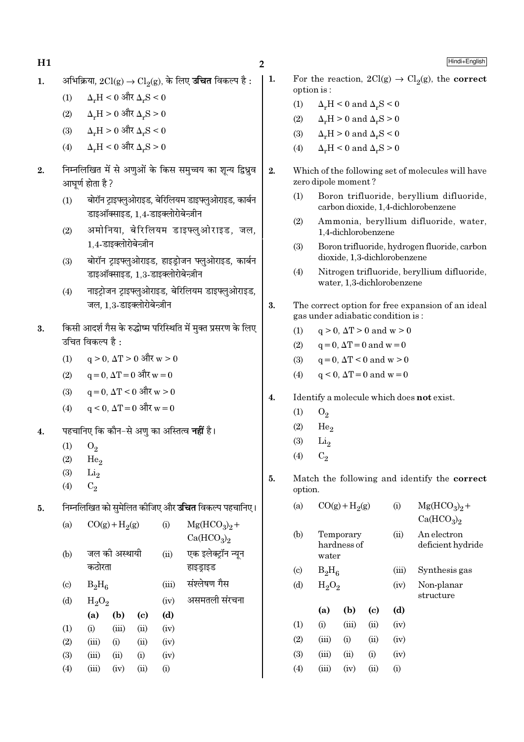1. अभिक्रिया, $2Cl(g) \rightarrow Cl_2(g)$, के लिए **उचित** विकल्प है :

   (1) $\Delta_rH < 0$ और $\Delta_rS < 0$

   (2) $\Delta_rH > 0$ और $\Delta_rS > 0$

   (3) $\Delta_rH > 0$ और $\Delta_rS < 0$

   (4) $\Delta_rH < 0$ और $\Delta_rS > 0$

2. निम्नलिखित में से अणुओं के किस समुच्चय का शून्य द्विध्रुव आघूर्ण होता है ?

   (1) बोरॉन ट्राइफ्लुओराइड, बेरिलियम डाइफ्लुओराइड, कार्बन डाइऑक्साइड, 1,4-डाइक्लोरोबेन्ज़ीन

   (2) अमोनिया, बेरिलियम डाइफ्लुओराइड, जल, 1,4-डाइक्लोरोबेन्ज़ीन

   (3) बोरॉन ट्राइफ्लुओराइड, हाइड्रोजन फ्लुओराइड, कार्बन डाइऑक्साइड, 1,3-डाइक्लोरोबेन्ज़ीन

   (4) नाइट्रोजन ट्राइफ्लुओराइड, बेरिलियम डाइफ्लुओराइड, जल, 1,3-डाइक्लोरोबेन्ज़ीन

3. किसी आदर्श गैस के रुद्धोष्म परिस्थिति में मुक्त प्रसरण के लिए उचित विकल्प है :

   (1) $q > 0$, $\Delta T > 0$ और $w > 0$

   (2) $q = 0$, $\Delta T = 0$ और $w = 0$

   (3) $q = 0$, $\Delta T < 0$ और $w > 0$

   (4) $q < 0$, $\Delta T = 0$ और $w = 0$

4. पहचानिए कि कौन-से अणु का अस्तित्व **नहीं** है।

   (1) $O_2$

   (2) $He_2$

   (3) $Li_2$

   (4) $C_2$

5. निम्नलिखित को सुमेलित कीजिए और **उचित** विकल्प पहचानिए।

| | | | |
|---|---|---|---|
| (a) | $CO(g) + H_2(g)$ | (i) | $Mg(HCO_3)_2 + Ca(HCO_3)_2$ |
| (b) | जल की अस्थायी कठोरता | (ii) | एक इलेक्ट्रॉन न्यून हाइड्राइड |
| (c) | $B_2H_6$ | (iii) | संश्लेषण गैस |
| (d) | $H_2O_2$ | (iv) | असमतली संरचना |

| | (a) | (b) | (c) | (d) |
|---|---|---|---|---|
| (1) | (i) | (iii) | (ii) | (iv) |
| (2) | (iii) | (i) | (ii) | (iv) |
| (3) | (iii) | (ii) | (i) | (iv) |
| (4) | (iii) | (iv) | (ii) | (i) |

---

1. For the reaction, $2Cl(g) \rightarrow Cl_2(g)$, the **correct** option is :

   (1) $\Delta_rH < 0$ and $\Delta_rS < 0$

   (2) $\Delta_rH > 0$ and $\Delta_rS > 0$

   (3) $\Delta_rH > 0$ and $\Delta_rS < 0$

   (4) $\Delta_rH < 0$ and $\Delta_rS > 0$

2. Which of the following set of molecules will have zero dipole moment ?

   (1) Boron trifluoride, beryllium difluoride, carbon dioxide, 1,4-dichlorobenzene

   (2) Ammonia, beryllium difluoride, water, 1,4-dichlorobenzene

   (3) Boron trifluoride, hydrogen fluoride, carbon dioxide, 1,3-dichlorobenzene

   (4) Nitrogen trifluoride, beryllium difluoride, water, 1,3-dichlorobenzene

3. The correct option for free expansion of an ideal gas under adiabatic condition is :

   (1) $q > 0$, $\Delta T > 0$ and $w > 0$

   (2) $q = 0$, $\Delta T = 0$ and $w = 0$

   (3) $q = 0$, $\Delta T < 0$ and $w > 0$

   (4) $q < 0$, $\Delta T = 0$ and $w = 0$

4. Identify a molecule which does **not** exist.

   (1) $O_2$

   (2) $He_2$

   (3) $Li_2$

   (4) $C_2$

5. Match the following and identify the **correct** option.

| | | | |
|---|---|---|---|
| (a) | $CO(g) + H_2(g)$ | (i) | $Mg(HCO_3)_2 + Ca(HCO_3)_2$ |
| (b) | Temporary hardness of water | (ii) | An electron deficient hydride |
| (c) | $B_2H_6$ | (iii) | Synthesis gas |
| (d) | $H_2O_2$ | (iv) | Non-planar structure |

| | (a) | (b) | (c) | (d) |
|---|---|---|---|---|
| (1) | (i) | (iii) | (ii) | (iv) |
| (2) | (iii) | (i) | (ii) | (iv) |
| (3) | (iii) | (ii) | (i) | (iv) |
| (4) | (iii) | (iv) | (ii) | (i) |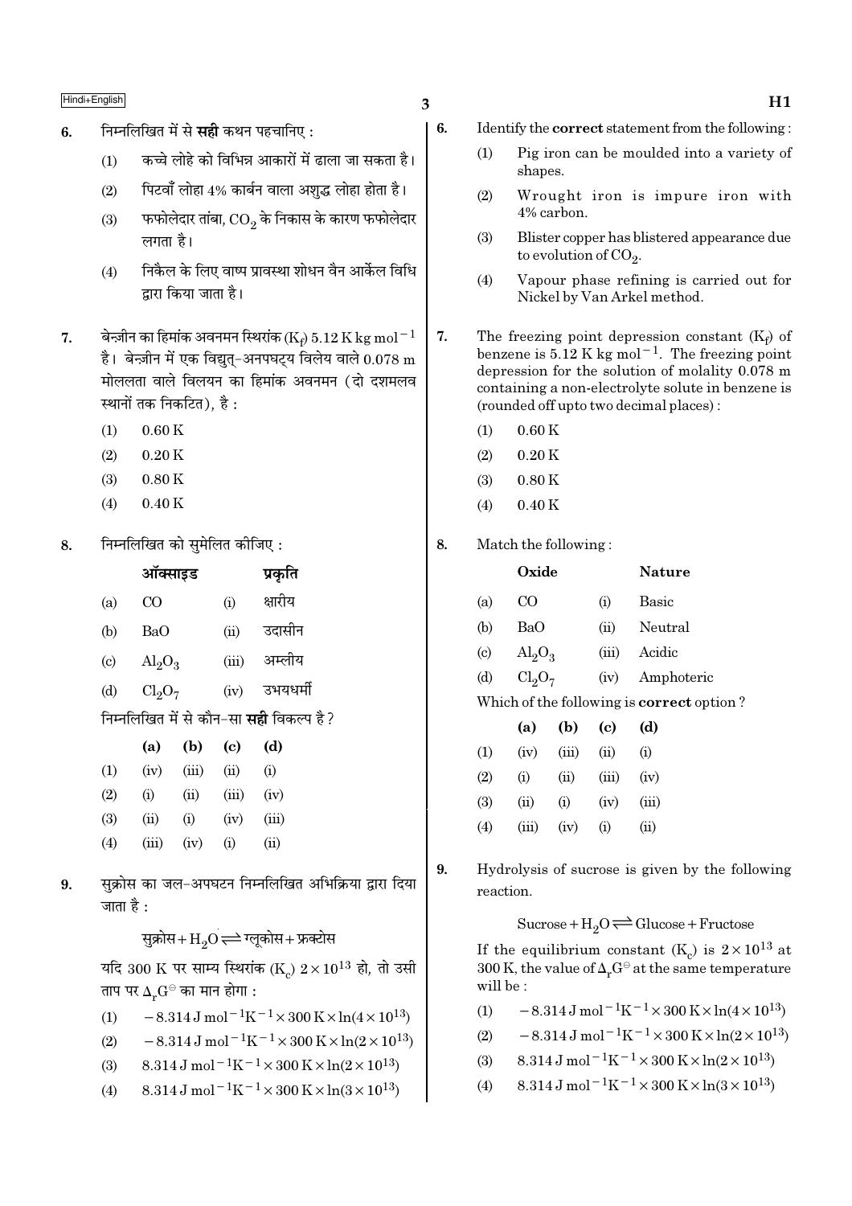6. निम्नलिखित में से **सही** कथन पहचानिए :

   (1) कच्चे लोहे को विभिन्न आकारों में ढाला जा सकता है।

   (2) पिटवाँ लोहा 4% कार्बन वाला अशुद्ध लोहा होता है।

   (3) फफोलेदार तांबा, $CO_2$ के निकास के कारण फफोलेदार लगता है।

   (4) निकैल के लिए वाष्प प्रावस्था शोधन वैन आर्केल विधि द्वारा किया जाता है।

7. बेन्ज़ीन का हिमांक अवनमन स्थिरांक $(K_f)$ 5.12 K kg $mol^{-1}$ है। बेन्ज़ीन में एक विद्युत्-अनपघट्य विलेय वाले 0.078 m मोललता वाले विलयन का हिमांक अवनमन (दो दशमलव स्थानों तक निकटित), है :

   (1) 0.60 K

   (2) 0.20 K

   (3) 0.80 K

   (4) 0.40 K

8. निम्नलिखित को सुमेलित कीजिए :

| | ऑक्साइड | | प्रकृति |
|---|---|---|---|
| (a) | CO | (i) | क्षारीय |
| (b) | BaO | (ii) | उदासीन |
| (c) | $Al_2O_3$ | (iii) | अम्लीय |
| (d) | $Cl_2O_7$ | (iv) | उभयधर्मी |

   निम्नलिखित में से कौन-सा **सही** विकल्प है ?

| | (a) | (b) | (c) | (d) |
|---|---|---|---|---|
| (1) | (iv) | (iii) | (ii) | (i) |
| (2) | (i) | (ii) | (iii) | (iv) |
| (3) | (ii) | (i) | (iv) | (iii) |
| (4) | (iii) | (iv) | (i) | (ii) |

9. सुक्रोस का जल-अपघटन निम्नलिखित अभिक्रिया द्वारा दिया जाता है :

$$\text{सुक्रोस} + H_2O \rightleftharpoons \text{ग्लूकोस} + \text{फ्रक्टोस}$$

   यदि 300 K पर साम्य स्थिरांक $(K_c)$ $2 \times 10^{13}$ हो, तो उसी ताप पर $\Delta_r G^{\ominus}$ का मान होगा :

   (1) $-8.314\ J\ mol^{-1}K^{-1} \times 300\ K \times \ln(4 \times 10^{13})$

   (2) $-8.314\ J\ mol^{-1}K^{-1} \times 300\ K \times \ln(2 \times 10^{13})$

   (3) $8.314\ J\ mol^{-1}K^{-1} \times 300\ K \times \ln(2 \times 10^{13})$

   (4) $8.314\ J\ mol^{-1}K^{-1} \times 300\ K \times \ln(3 \times 10^{13})$

6. Identify the **correct** statement from the following :

   (1) Pig iron can be moulded into a variety of shapes.

   (2) Wrought iron is impure iron with 4% carbon.

   (3) Blister copper has blistered appearance due to evolution of $CO_2$.

   (4) Vapour phase refining is carried out for Nickel by Van Arkel method.

7. The freezing point depression constant $(K_f)$ of benzene is 5.12 K kg $mol^{-1}$. The freezing point depression for the solution of molality 0.078 m containing a non-electrolyte solute in benzene is (rounded off upto two decimal places) :

   (1) 0.60 K

   (2) 0.20 K

   (3) 0.80 K

   (4) 0.40 K

8. Match the following :

| | Oxide | | Nature |
|---|---|---|---|
| (a) | CO | (i) | Basic |
| (b) | BaO | (ii) | Neutral |
| (c) | $Al_2O_3$ | (iii) | Acidic |
| (d) | $Cl_2O_7$ | (iv) | Amphoteric |

   Which of the following is **correct** option ?

| | (a) | (b) | (c) | (d) |
|---|---|---|---|---|
| (1) | (iv) | (iii) | (ii) | (i) |
| (2) | (i) | (ii) | (iii) | (iv) |
| (3) | (ii) | (i) | (iv) | (iii) |
| (4) | (iii) | (iv) | (i) | (ii) |

9. Hydrolysis of sucrose is given by the following reaction.

$$\text{Sucrose} + H_2O \rightleftharpoons \text{Glucose} + \text{Fructose}$$

   If the equilibrium constant $(K_c)$ is $2 \times 10^{13}$ at 300 K, the value of $\Delta_r G^{\ominus}$ at the same temperature will be :

   (1) $-8.314\ J\ mol^{-1}K^{-1} \times 300\ K \times \ln(4 \times 10^{13})$

   (2) $-8.314\ J\ mol^{-1}K^{-1} \times 300\ K \times \ln(2 \times 10^{13})$

   (3) $8.314\ J\ mol^{-1}K^{-1} \times 300\ K \times \ln(2 \times 10^{13})$

   (4) $8.314\ J\ mol^{-1}K^{-1} \times 300\ K \times \ln(3 \times 10^{13})$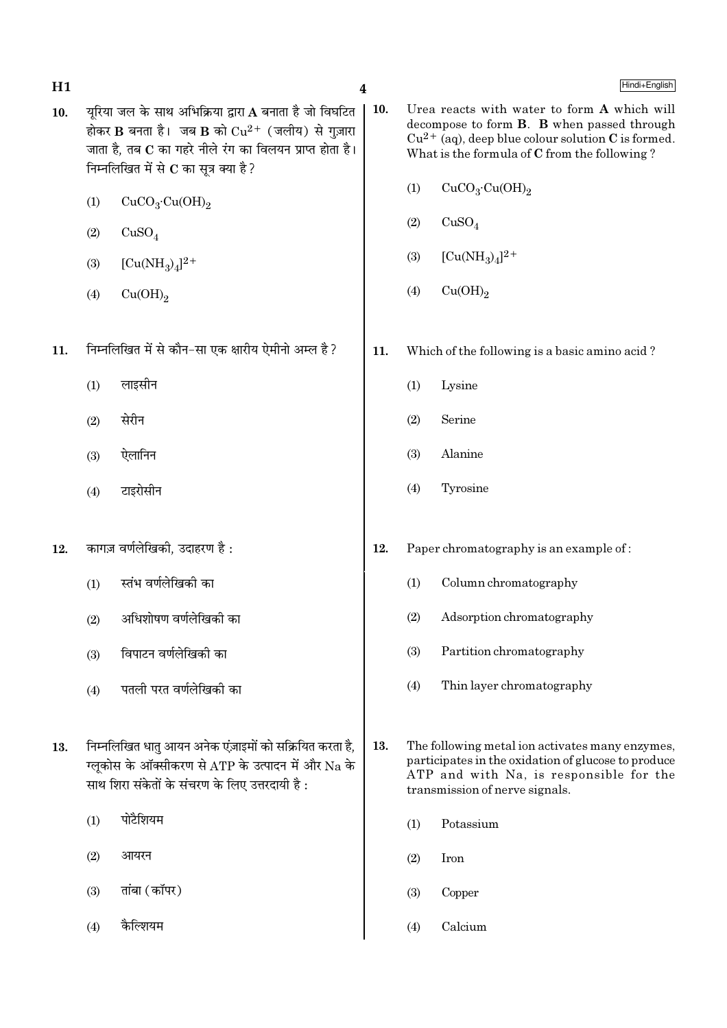10. यूरिया जल के साथ अभिक्रिया द्वारा **A** बनाता है जो विघटित होकर **B** बनता है। जब **B** को $Cu^{2+}$ (जलीय) से गुज़ारा जाता है, तब **C** का गहरे नीले रंग का विलयन प्राप्त होता है। निम्नलिखित में से **C** का सूत्र क्या है?

    (1) $CuCO_3 \cdot Cu(OH)_2$

    (2) $CuSO_4$

    (3) $[Cu(NH_3)_4]^{2+}$

    (4) $Cu(OH)_2$

11. निम्नलिखित में से कौन-सा एक क्षारीय ऐमीनो अम्ल है?

    (1) लाइसीन

    (2) सेरीन

    (3) ऐलानिन

    (4) टाइरोसीन

12. कागज़ वर्णलेखिकी, उदाहरण है :

    (1) स्तंभ वर्णलेखिकी का

    (2) अधिशोषण वर्णलेखिकी का

    (3) विपाटन वर्णलेखिकी का

    (4) पतली परत वर्णलेखिकी का

13. निम्नलिखित धातु आयन अनेक एंज़ाइमों को सक्रियित करता है, ग्लूकोस के ऑक्सीकरण से ATP के उत्पादन में और Na के साथ शिरा संकेतों के संचरण के लिए उत्तरदायी है :

    (1) पोटैशियम

    (2) आयरन

    (3) तांबा (कॉपर)

    (4) कैल्शियम

10. Urea reacts with water to form **A** which will decompose to form **B**. **B** when passed through $Cu^{2+}$ (aq), deep blue colour solution **C** is formed. What is the formula of **C** from the following ?

    (1) $CuCO_3 \cdot Cu(OH)_2$

    (2) $CuSO_4$

    (3) $[Cu(NH_3)_4]^{2+}$

    (4) $Cu(OH)_2$

11. Which of the following is a basic amino acid ?

    (1) Lysine

    (2) Serine

    (3) Alanine

    (4) Tyrosine

12. Paper chromatography is an example of :

    (1) Column chromatography

    (2) Adsorption chromatography

    (3) Partition chromatography

    (4) Thin layer chromatography

13. The following metal ion activates many enzymes, participates in the oxidation of glucose to produce ATP and with Na, is responsible for the transmission of nerve signals.

    (1) Potassium

    (2) Iron

    (3) Copper

    (4) Calcium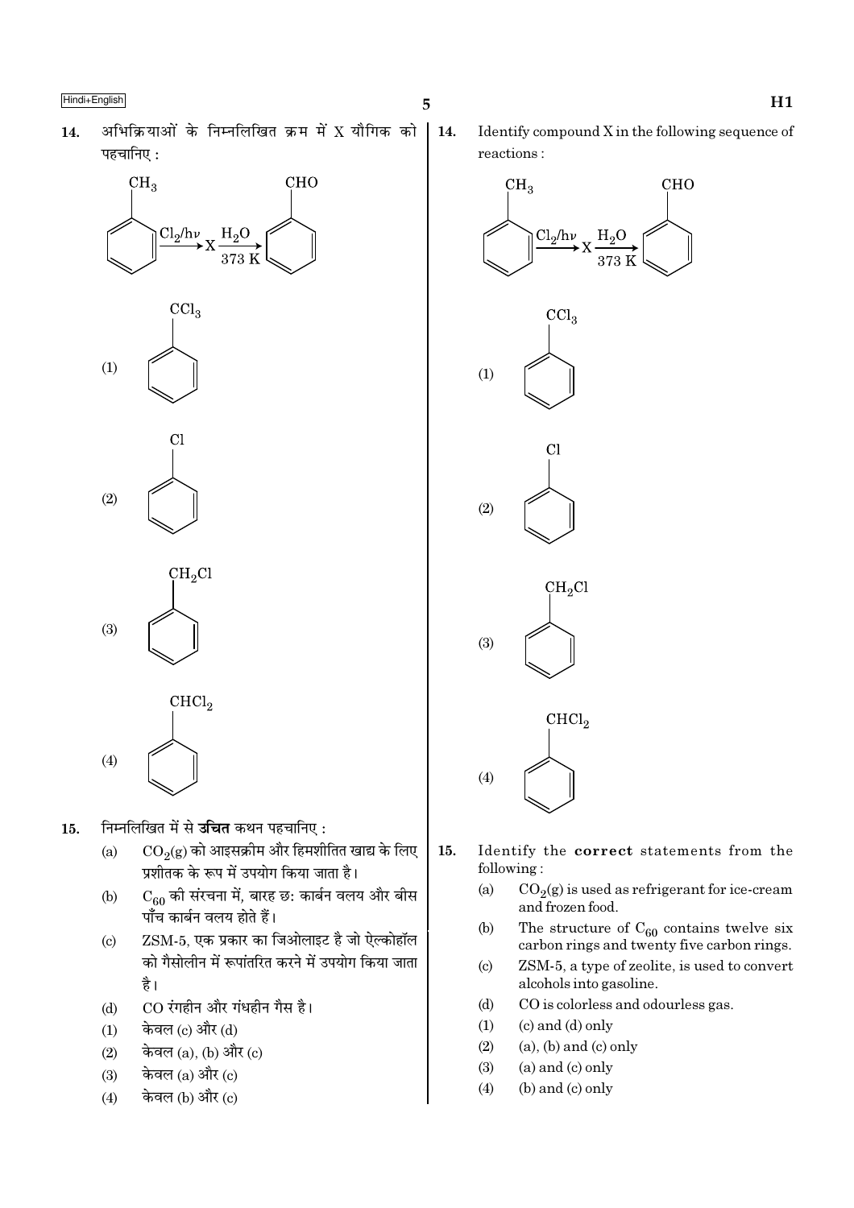14. अभिक्रियाओं के निम्नलिखित क्रम में X यौगिक को पहचानिए :

$$C_6H_5CH_3 \xrightarrow{Cl_2/h\nu} X \xrightarrow[373\ K]{H_2O} C_6H_5CHO$$

(1) $C_6H_5CCl_3$

(2) $C_6H_5Cl$

(3) $C_6H_5CH_2Cl$

(4) $C_6H_5CHCl_2$

15. निम्नलिखित में से **उचित** कथन पहचानिए :

(a) $CO_2(g)$ को आइसक्रीम और हिमशीतित खाद्य के लिए प्रशीतक के रूप में उपयोग किया जाता है।

(b) $C_{60}$ की संरचना में, बारह छ: कार्बन वलय और बीस पाँच कार्बन वलय होते हैं।

(c) ZSM-5, एक प्रकार का जिओलाइट है जो ऐल्कोहॉल को गैसोलीन में रूपांतरित करने में उपयोग किया जाता है।

(d) CO रंगहीन और गंधहीन गैस है।

(1) केवल (c) और (d)

(2) केवल (a), (b) और (c)

(3) केवल (a) और (c)

(4) केवल (b) और (c)

14. Identify compound X in the following sequence of reactions :

$$C_6H_5CH_3 \xrightarrow{Cl_2/h\nu} X \xrightarrow[373\ K]{H_2O} C_6H_5CHO$$

(1) $C_6H_5CCl_3$

(2) $C_6H_5Cl$

(3) $C_6H_5CH_2Cl$

(4) $C_6H_5CHCl_2$

15. Identify the **correct** statements from the following :

(a) $CO_2(g)$ is used as refrigerant for ice-cream and frozen food.

(b) The structure of $C_{60}$ contains twelve six carbon rings and twenty five carbon rings.

(c) ZSM-5, a type of zeolite, is used to convert alcohols into gasoline.

(d) CO is colorless and odourless gas.

(1) (c) and (d) only

(2) (a), (b) and (c) only

(3) (a) and (c) only

(4) (b) and (c) only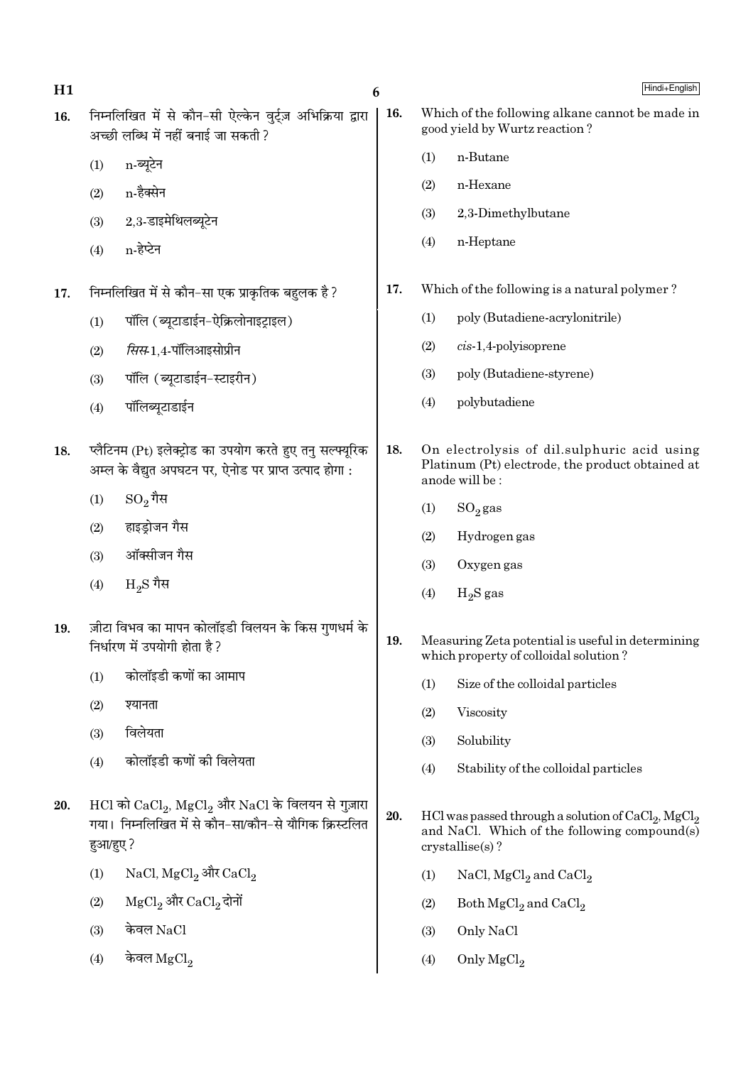16. निम्नलिखित में से कौन-सी ऐल्केन वुर्ट्ज़ अभिक्रिया द्वारा अच्छी लब्धि में नहीं बनाई जा सकती ?

    (1) n-ब्यूटेन
    (2) n-हैक्सेन
    (3) 2,3-डाइमेथिलब्यूटेन
    (4) n-हेप्टेन

17. निम्नलिखित में से कौन-सा एक प्राकृतिक बहुलक है ?

    (1) पॉलि (ब्यूटाडाईन-ऐक्रिलोनाइट्राइल)
    (2) *सिस*-1,4-पॉलिआइसोप्रीन
    (3) पॉलि (ब्यूटाडाईन-स्टाइरीन)
    (4) पॉलिब्यूटाडाईन

18. प्लैटिनम (Pt) इलेक्ट्रोड का उपयोग करते हुए तनु सल्फ्यूरिक अम्ल के वैद्युत अपघटन पर, ऐनोड पर प्राप्त उत्पाद होगा :

    (1) $SO_2$ गैस
    (2) हाइड्रोजन गैस
    (3) ऑक्सीजन गैस
    (4) $H_2S$ गैस

19. ज़ीटा विभव का मापन कोलॉइडी विलयन के किस गुणधर्म के निर्धारण में उपयोगी होता है ?

    (1) कोलॉइडी कणों का आमाप
    (2) श्यानता
    (3) विलेयता
    (4) कोलॉइडी कणों की विलेयता

20. HCl को $CaCl_2$, $MgCl_2$ और NaCl के विलयन से गुज़ारा गया। निम्नलिखित में से कौन-सा/कौन-से यौगिक क्रिस्टलित हुआ/हुए ?

    (1) NaCl, $MgCl_2$ और $CaCl_2$
    (2) $MgCl_2$ और $CaCl_2$ दोनों
    (3) केवल NaCl
    (4) केवल $MgCl_2$

16. Which of the following alkane cannot be made in good yield by Wurtz reaction ?

    (1) n-Butane
    (2) n-Hexane
    (3) 2,3-Dimethylbutane
    (4) n-Heptane

17. Which of the following is a natural polymer ?

    (1) poly (Butadiene-acrylonitrile)
    (2) *cis*-1,4-polyisoprene
    (3) poly (Butadiene-styrene)
    (4) polybutadiene

18. On electrolysis of dil.sulphuric acid using Platinum (Pt) electrode, the product obtained at anode will be :

    (1) $SO_2$ gas
    (2) Hydrogen gas
    (3) Oxygen gas
    (4) $H_2S$ gas

19. Measuring Zeta potential is useful in determining which property of colloidal solution ?

    (1) Size of the colloidal particles
    (2) Viscosity
    (3) Solubility
    (4) Stability of the colloidal particles

20. HCl was passed through a solution of $CaCl_2$, $MgCl_2$ and NaCl. Which of the following compound(s) crystallise(s) ?

    (1) NaCl, $MgCl_2$ and $CaCl_2$
    (2) Both $MgCl_2$ and $CaCl_2$
    (3) Only NaCl
    (4) Only $MgCl_2$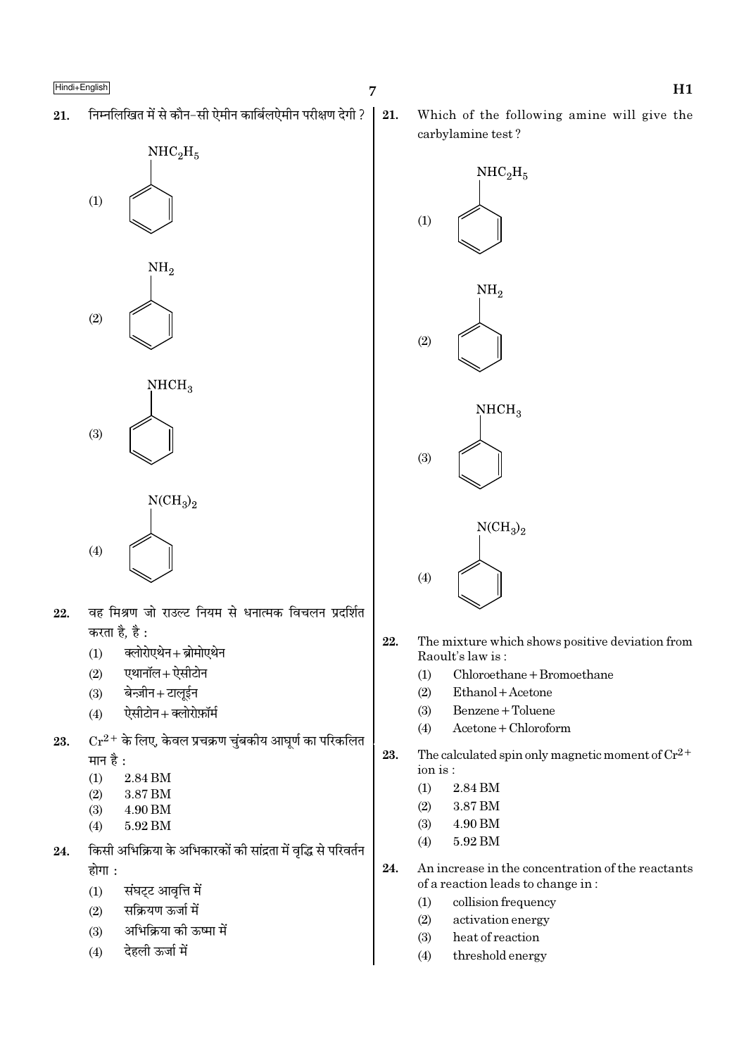21. निम्नलिखित में से कौन-सी ऐमीन कार्बिलऐमीन परीक्षण देगी ?

(1) $C_6H_5NHC_2H_5$

(2) $C_6H_5NH_2$

(3) $C_6H_5NHCH_3$

(4) $C_6H_5N(CH_3)_2$

22. वह मिश्रण जो राउल्ट नियम से धनात्मक विचलन प्रदर्शित करता है, है :

(1) क्लोरोएथेन + ब्रोमोएथेन
(2) एथानॉल + ऐसीटोन
(3) बेन्ज़ीन + टालूईन
(4) ऐसीटोन + क्लोरोफ़ॉर्म

23. $Cr^{2+}$ के लिए, केवल प्रचक्रण चुंबकीय आघूर्ण का परिकलित मान है :

(1) 2.84 BM
(2) 3.87 BM
(3) 4.90 BM
(4) 5.92 BM

24. किसी अभिक्रिया के अभिकारकों की सांद्रता में वृद्धि से परिवर्तन होगा :

(1) संघट्ट आवृत्ति में
(2) सक्रियण ऊर्जा में
(3) अभिक्रिया की ऊष्मा में
(4) देहली ऊर्जा में

21. Which of the following amine will give the carbylamine test ?

(1) $C_6H_5NHC_2H_5$

(2) $C_6H_5NH_2$

(3) $C_6H_5NHCH_3$

(4) $C_6H_5N(CH_3)_2$

22. The mixture which shows positive deviation from Raoult's law is :

(1) Chloroethane + Bromoethane
(2) Ethanol + Acetone
(3) Benzene + Toluene
(4) Acetone + Chloroform

23. The calculated spin only magnetic moment of $Cr^{2+}$ ion is :

(1) 2.84 BM
(2) 3.87 BM
(3) 4.90 BM
(4) 5.92 BM

24. An increase in the concentration of the reactants of a reaction leads to change in :

(1) collision frequency
(2) activation energy
(3) heat of reaction
(4) threshold energy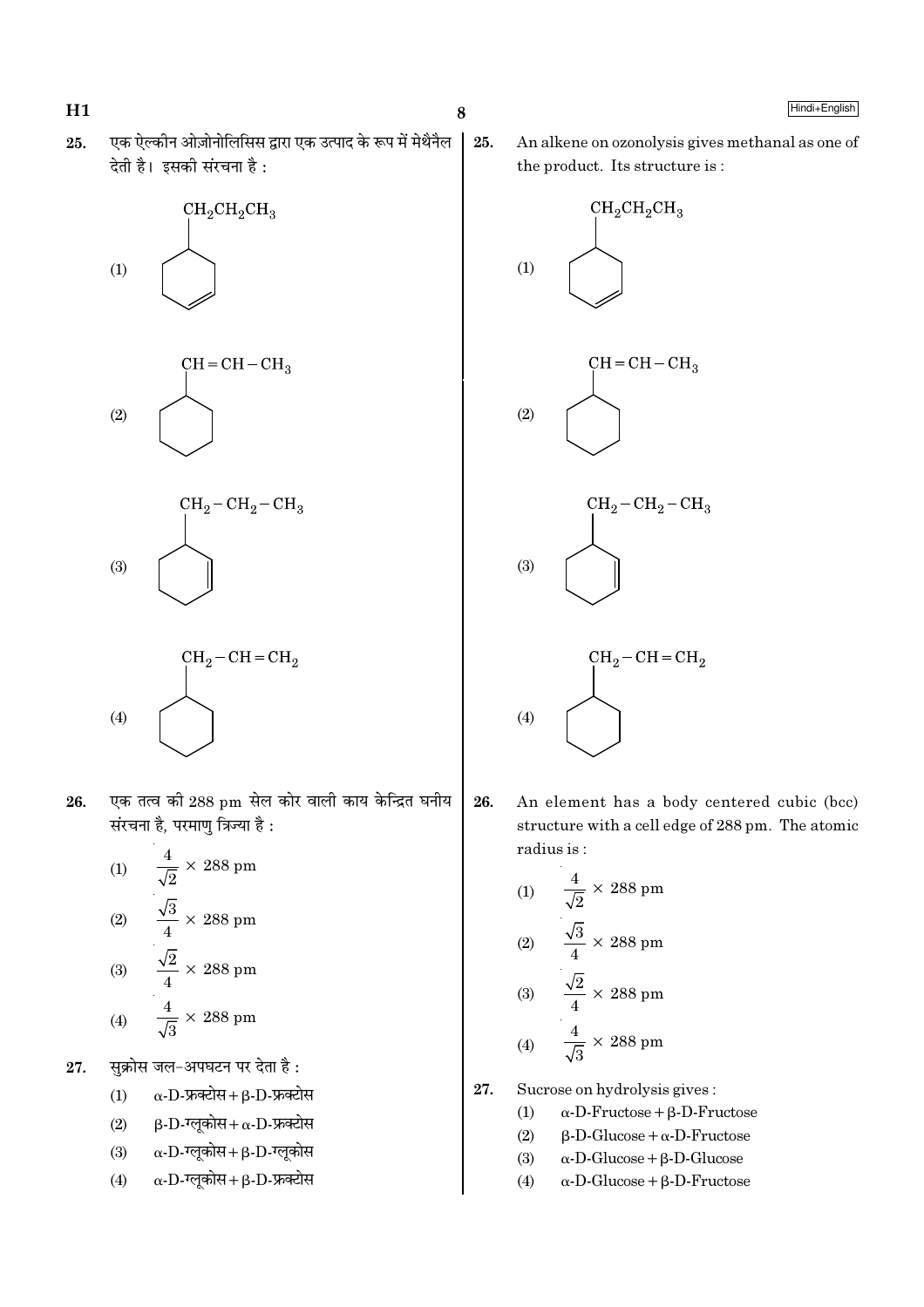25. एक ऐल्कीन ओज़ोनोलिसिस द्वारा एक उत्पाद के रूप में मेथैनैल देती है। इसकी संरचना है :

(1) $CH_2CH_2CH_3$ (cyclohexene ring)

(2) $CH=CH-CH_3$ (cyclohexane ring)

(3) $CH_2-CH_2-CH_3$ (cyclohexene ring)

(4) $CH_2-CH=CH_2$ (cyclohexane ring)

26. एक तत्व की 288 pm सेल कोर वाली काय केन्द्रित घनीय संरचना है, परमाणु त्रिज्या है :

(1) $\frac{4}{\sqrt{2}} \times 288$ pm

(2) $\frac{\sqrt{3}}{4} \times 288$ pm

(3) $\frac{\sqrt{2}}{4} \times 288$ pm

(4) $\frac{4}{\sqrt{3}} \times 288$ pm

27. सुक्रोस जल-अपघटन पर देता है :

(1) α-D-फ्रक्टोस + β-D-फ्रक्टोस

(2) β-D-ग्लूकोस + α-D-फ्रक्टोस

(3) α-D-ग्लूकोस + β-D-ग्लूकोस

(4) α-D-ग्लूकोस + β-D-फ्रक्टोस

25. An alkene on ozonolysis gives methanal as one of the product. Its structure is :

(1) $CH_2CH_2CH_3$ (cyclohexene ring)

(2) $CH=CH-CH_3$ (cyclohexane ring)

(3) $CH_2-CH_2-CH_3$ (cyclohexene ring)

(4) $CH_2-CH=CH_2$ (cyclohexane ring)

26. An element has a body centered cubic (bcc) structure with a cell edge of 288 pm. The atomic radius is :

(1) $\frac{4}{\sqrt{2}} \times 288$ pm

(2) $\frac{\sqrt{3}}{4} \times 288$ pm

(3) $\frac{\sqrt{2}}{4} \times 288$ pm

(4) $\frac{4}{\sqrt{3}} \times 288$ pm

27. Sucrose on hydrolysis gives :

(1) α-D-Fructose + β-D-Fructose

(2) β-D-Glucose + α-D-Fructose

(3) α-D-Glucose + β-D-Glucose

(4) α-D-Glucose + β-D-Fructose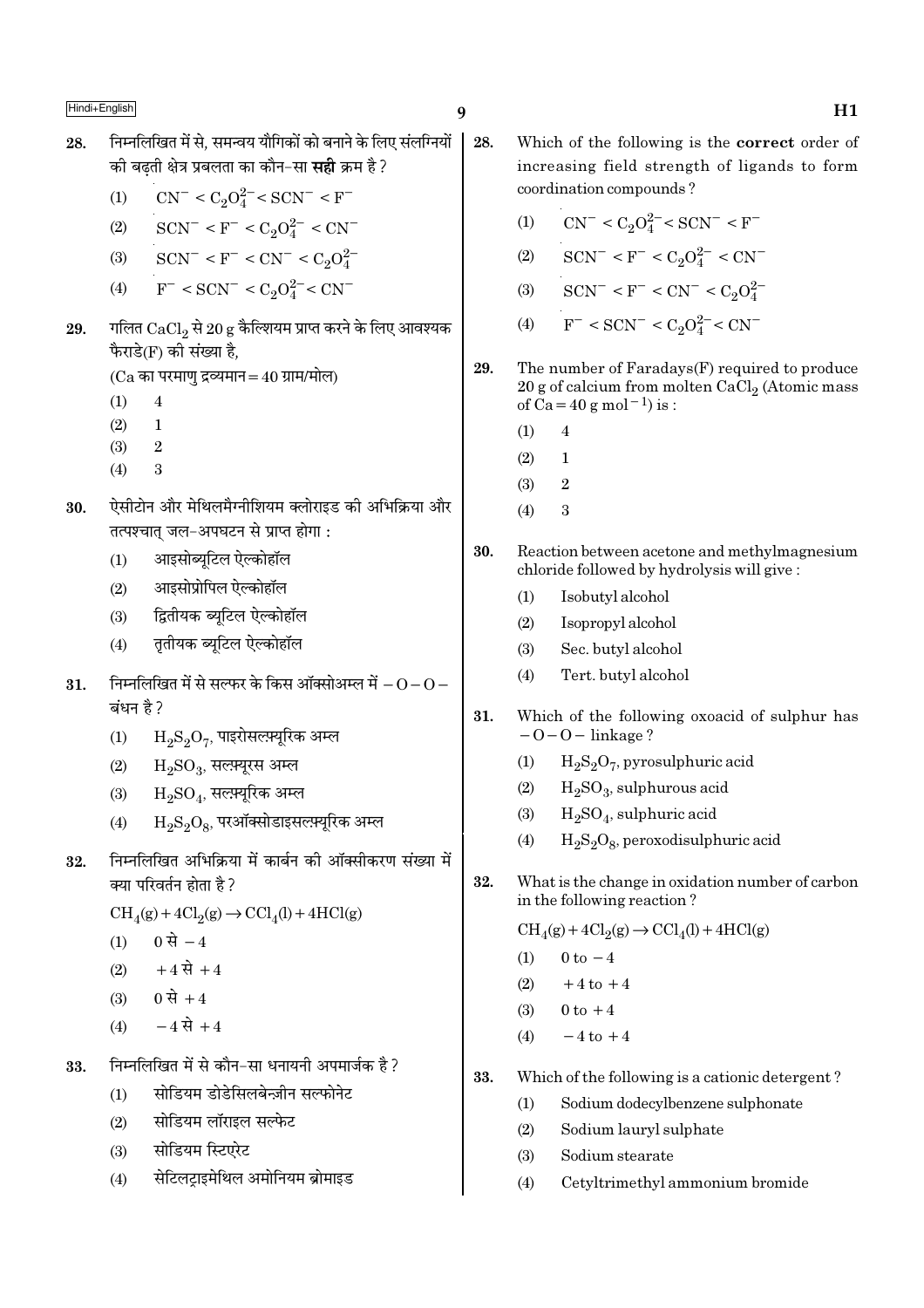28. निम्नलिखित में से, समन्वय यौगिकों को बनाने के लिए संलग्नियों की बढ़ती क्षेत्र प्रबलता का कौन-सा **सही** क्रम है ?

(1) $CN^- < C_2O_4^{2-} < SCN^- < F^-$

(2) $SCN^- < F^- < C_2O_4^{2-} < CN^-$

(3) $SCN^- < F^- < CN^- < C_2O_4^{2-}$

(4) $F^- < SCN^- < C_2O_4^{2-} < CN^-$

29. गलित $CaCl_2$ से 20 g कैल्शियम प्राप्त करने के लिए आवश्यक फैराडे(F) की संख्या है,
(Ca का परमाणु द्रव्यमान = 40 ग्राम/मोल)

(1) 4

(2) 1

(3) 2

(4) 3

30. ऐसीटोन और मेथिलमैग्नीशियम क्लोराइड की अभिक्रिया और तत्पश्चात् जल-अपघटन से प्राप्त होगा :

(1) आइसोब्यूटिल ऐल्कोहॉल

(2) आइसोप्रोपिल ऐल्कोहॉल

(3) द्वितीयक ब्यूटिल ऐल्कोहॉल

(4) तृतीयक ब्यूटिल ऐल्कोहॉल

31. निम्नलिखित में से सल्फर के किस ऑक्सोअम्ल में $-O-O-$ बंधन है ?

(1) $H_2S_2O_7$, पाइरोसल्फ़्यूरिक अम्ल

(2) $H_2SO_3$, सल्फ़्यूरस अम्ल

(3) $H_2SO_4$, सल्फ़्यूरिक अम्ल

(4) $H_2S_2O_8$, परऑक्सोडाइसल्फ़्यूरिक अम्ल

32. निम्नलिखित अभिक्रिया में कार्बन की ऑक्सीकरण संख्या में क्या परिवर्तन होता है ?

$$CH_4(g) + 4Cl_2(g) \rightarrow CCl_4(l) + 4HCl(g)$$

(1) 0 से $-4$

(2) $+4$ से $+4$

(3) 0 से $+4$

(4) $-4$ से $+4$

33. निम्नलिखित में से कौन-सा धनायनी अपमार्जक है ?

(1) सोडियम डोडेसिलबेन्ज़ीन सल्फोनेट

(2) सोडियम लॉराइल सल्फेट

(3) सोडियम स्टिएरेट

(4) सेटिलट्राइमेथिल अमोनियम ब्रोमाइड

28. Which of the following is the **correct** order of increasing field strength of ligands to form coordination compounds ?

(1) $CN^- < C_2O_4^{2-} < SCN^- < F^-$

(2) $SCN^- < F^- < C_2O_4^{2-} < CN^-$

(3) $SCN^- < F^- < CN^- < C_2O_4^{2-}$

(4) $F^- < SCN^- < C_2O_4^{2-} < CN^-$

29. The number of Faradays(F) required to produce 20 g of calcium from molten $CaCl_2$ (Atomic mass of Ca = 40 g $mol^{-1}$) is :

(1) 4

(2) 1

(3) 2

(4) 3

30. Reaction between acetone and methylmagnesium chloride followed by hydrolysis will give :

(1) Isobutyl alcohol

(2) Isopropyl alcohol

(3) Sec. butyl alcohol

(4) Tert. butyl alcohol

31. Which of the following oxoacid of sulphur has $-O-O-$ linkage ?

(1) $H_2S_2O_7$, pyrosulphuric acid

(2) $H_2SO_3$, sulphurous acid

(3) $H_2SO_4$, sulphuric acid

(4) $H_2S_2O_8$, peroxodisulphuric acid

32. What is the change in oxidation number of carbon in the following reaction ?

$$CH_4(g) + 4Cl_2(g) \rightarrow CCl_4(l) + 4HCl(g)$$

(1) 0 to $-4$

(2) $+4$ to $+4$

(3) 0 to $+4$

(4) $-4$ to $+4$

33. Which of the following is a cationic detergent ?

(1) Sodium dodecylbenzene sulphonate

(2) Sodium lauryl sulphate

(3) Sodium stearate

(4) Cetyltrimethyl ammonium bromide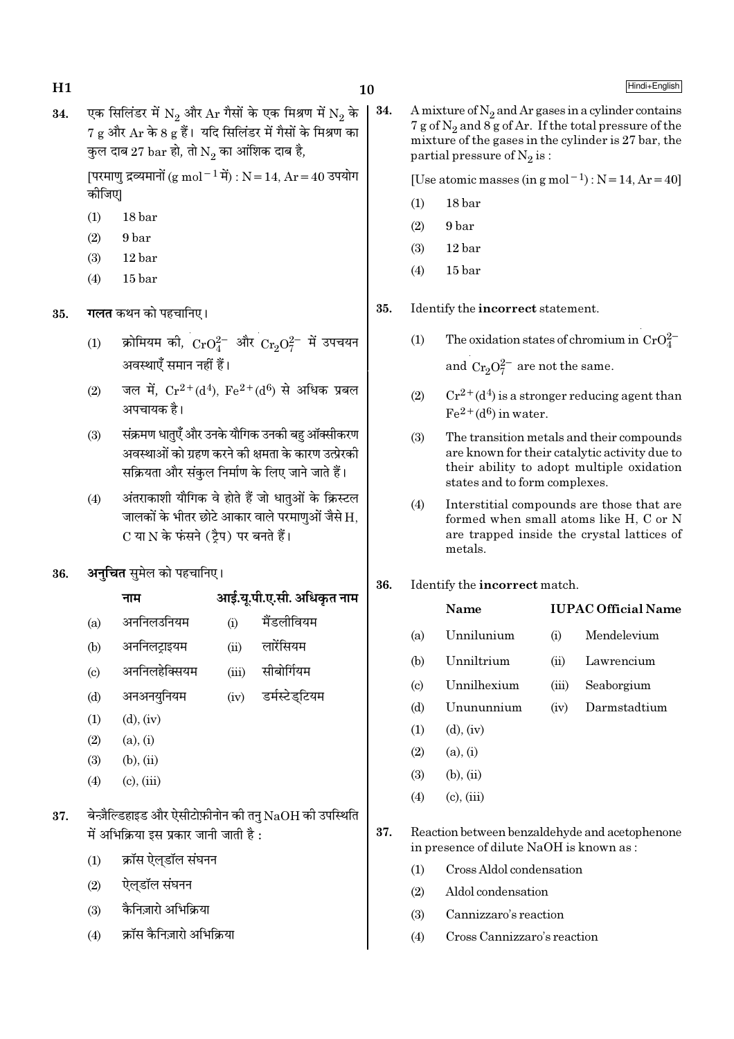34. एक सिलिंडर में $N_2$ और Ar गैसों के एक मिश्रण में $N_2$ के 7 g और Ar के 8 g हैं। यदि सिलिंडर में गैसों के मिश्रण का कुल दाब 27 bar हो, तो $N_2$ का आंशिक दाब है,

[परमाणु द्रव्यमानों ($g\ mol^{-1}$ में) : N = 14, Ar = 40 उपयोग कीजिए]

(1) 18 bar
(2) 9 bar
(3) 12 bar
(4) 15 bar

35. **गलत** कथन को पहचानिए।

(1) क्रोमियम की, $CrO_4^{2-}$ और $Cr_2O_7^{2-}$ में उपचयन अवस्थाएँ समान नहीं हैं।

(2) जल में, $Cr^{2+}(d^4)$, $Fe^{2+}(d^6)$ से अधिक प्रबल अपचायक है।

(3) संक्रमण धातुएँ और उनके यौगिक उनकी बहु ऑक्सीकरण अवस्थाओं को ग्रहण करने की क्षमता के कारण उत्प्रेरकी सक्रियता और संकुल निर्माण के लिए जाने जाते हैं।

(4) अंतराकाशी यौगिक वे होते हैं जो धातुओं के क्रिस्टल जालकों के भीतर छोटे आकार वाले परमाणुओं जैसे H, C या N के फंसने (ट्रैप) पर बनते हैं।

36. **अनुचित** सुमेल को पहचानिए।

| | नाम | | आई.यू.पी.ए.सी. अधिकृत नाम |
|---|---|---|---|
| (a) | अननिलउनियम | (i) | मैंडलीवियम |
| (b) | अननिलट्राइयम | (ii) | लारेंसियम |
| (c) | अननिलहेक्सियम | (iii) | सीबोर्गियम |
| (d) | अनअनयुनियम | (iv) | डर्मस्टेड्टियम |

(1) (d), (iv)
(2) (a), (i)
(3) (b), (ii)
(4) (c), (iii)

37. बेन्ज़ैल्डिहाइड और ऐसीटोफ़ीनोन की तनु NaOH की उपस्थिति में अभिक्रिया इस प्रकार जानी जाती है :

(1) क्रॉस ऐल्डॉल संघनन
(2) ऐल्डॉल संघनन
(3) कैनिज़ारो अभिक्रिया
(4) क्रॉस कैनिज़ारो अभिक्रिया

34. A mixture of $N_2$ and Ar gases in a cylinder contains 7 g of $N_2$ and 8 g of Ar. If the total pressure of the mixture of the gases in the cylinder is 27 bar, the partial pressure of $N_2$ is :

[Use atomic masses (in $g\ mol^{-1}$) : N = 14, Ar = 40]

(1) 18 bar
(2) 9 bar
(3) 12 bar
(4) 15 bar

35. Identify the **incorrect** statement.

(1) The oxidation states of chromium in $CrO_4^{2-}$ and $Cr_2O_7^{2-}$ are not the same.

(2) $Cr^{2+}(d^4)$ is a stronger reducing agent than $Fe^{2+}(d^6)$ in water.

(3) The transition metals and their compounds are known for their catalytic activity due to their ability to adopt multiple oxidation states and to form complexes.

(4) Interstitial compounds are those that are formed when small atoms like H, C or N are trapped inside the crystal lattices of metals.

36. Identify the **incorrect** match.

| | Name | | IUPAC Official Name |
|---|---|---|---|
| (a) | Unnilunium | (i) | Mendelevium |
| (b) | Unniltrium | (ii) | Lawrencium |
| (c) | Unnilhexium | (iii) | Seaborgium |
| (d) | Unununnium | (iv) | Darmstadtium |

(1) (d), (iv)
(2) (a), (i)
(3) (b), (ii)
(4) (c), (iii)

37. Reaction between benzaldehyde and acetophenone in presence of dilute NaOH is known as :

(1) Cross Aldol condensation
(2) Aldol condensation
(3) Cannizzaro's reaction
(4) Cross Cannizzaro's reaction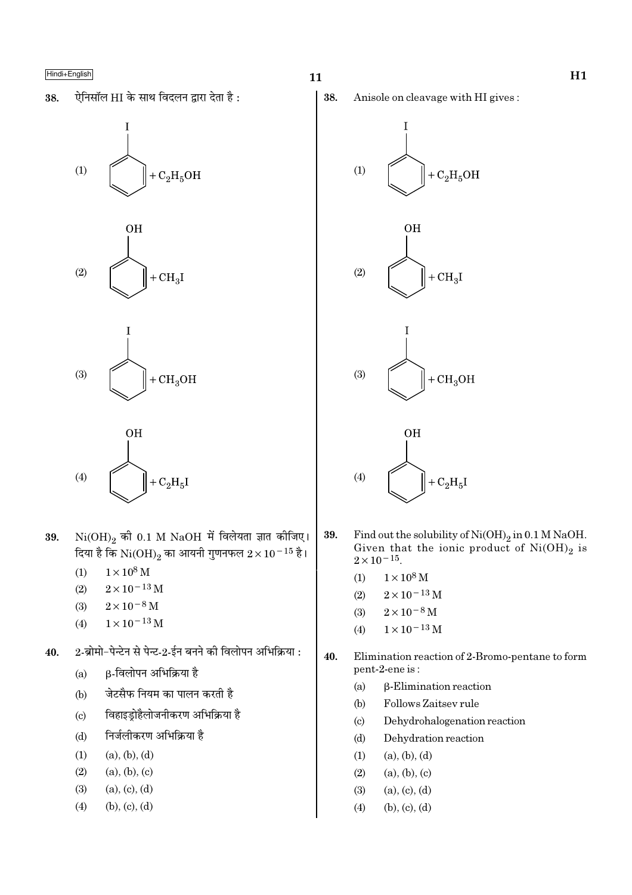38. ऐनिसॉल HI के साथ विदलन द्वारा देता है :

(1) Iodobenzene $+ C_2H_5OH$

(2) Phenol (OH on benzene) $+ CH_3I$

(3) Iodobenzene $+ CH_3OH$

(4) Phenol (OH on benzene) $+ C_2H_5I$

39. $Ni(OH)_2$ की 0.1 M NaOH में विलेयता ज्ञात कीजिए। दिया है कि $Ni(OH)_2$ का आयनी गुणनफल $2 \times 10^{-15}$ है।

(1) $1 \times 10^{8}$ M
(2) $2 \times 10^{-13}$ M
(3) $2 \times 10^{-8}$ M
(4) $1 \times 10^{-13}$ M

40. 2-ब्रोमो-पेन्टेन से पेन्ट-2-ईन बनने की विलोपन अभिक्रिया :

(a) β-विलोपन अभिक्रिया है
(b) जेटसैफ नियम का पालन करती है
(c) विहाइड्रोहैलोजनीकरण अभिक्रिया है
(d) निर्जलीकरण अभिक्रिया है

(1) (a), (b), (d)
(2) (a), (b), (c)
(3) (a), (c), (d)
(4) (b), (c), (d)

38. Anisole on cleavage with HI gives :

(1) Iodobenzene $+ C_2H_5OH$

(2) Phenol (OH on benzene) $+ CH_3I$

(3) Iodobenzene $+ CH_3OH$

(4) Phenol (OH on benzene) $+ C_2H_5I$

39. Find out the solubility of $Ni(OH)_2$ in 0.1 M NaOH. Given that the ionic product of $Ni(OH)_2$ is $2 \times 10^{-15}$.

(1) $1 \times 10^{8}$ M
(2) $2 \times 10^{-13}$ M
(3) $2 \times 10^{-8}$ M
(4) $1 \times 10^{-13}$ M

40. Elimination reaction of 2-Bromo-pentane to form pent-2-ene is :

(a) β-Elimination reaction
(b) Follows Zaitsev rule
(c) Dehydrohalogenation reaction
(d) Dehydration reaction

(1) (a), (b), (d)
(2) (a), (b), (c)
(3) (a), (c), (d)
(4) (b), (c), (d)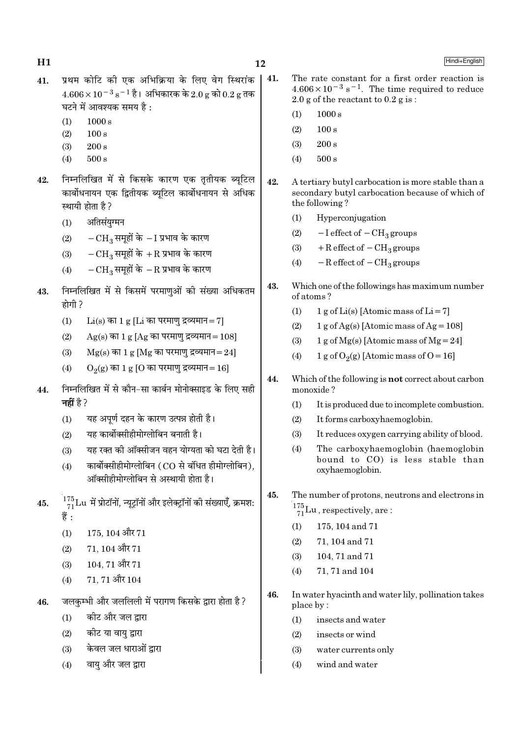41. प्रथम कोटि की एक अभिक्रिया के लिए वेग स्थिरांक $4.606 \times 10^{-3}\ s^{-1}$ है। अभिकारक के 2.0 g को 0.2 g तक घटने में आवश्यक समय है :

(1) 1000 s
(2) 100 s
(3) 200 s
(4) 500 s

42. निम्नलिखित में से किसके कारण एक तृतीयक ब्यूटिल कार्बोधनायन एक द्वितीयक ब्यूटिल कार्बोधनायन से अधिक स्थायी होता है ?

(1) अतिसंयुग्मन
(2) $-CH_3$ समूहों के $-I$ प्रभाव के कारण
(3) $-CH_3$ समूहों के $+R$ प्रभाव के कारण
(4) $-CH_3$ समूहों के $-R$ प्रभाव के कारण

43. निम्नलिखित में से किसमें परमाणुओं की संख्या अधिकतम होगी ?

(1) Li(s) का 1 g [Li का परमाणु द्रव्यमान = 7]
(2) Ag(s) का 1 g [Ag का परमाणु द्रव्यमान = 108]
(3) Mg(s) का 1 g [Mg का परमाणु द्रव्यमान = 24]
(4) $O_2$(g) का 1 g [O का परमाणु द्रव्यमान = 16]

44. निम्नलिखित में से कौन-सा कार्बन मोनोक्साइड के लिए सही **नहीं** है ?

(1) यह अपूर्ण दहन के कारण उत्पन्न होती है।
(2) यह कार्बोक्सीहीमोग्लोबिन बनाती है।
(3) यह रक्त की ऑक्सीजन वहन योग्यता को घटा देती है।
(4) कार्बोक्सीहीमोग्लोबिन (CO से बंधित हीमोग्लोबिन), ऑक्सीहीमोग्लोबिन से अस्थायी होता है।

45. $^{175}_{71}Lu$ में प्रोटॉनों, न्यूट्रॉनों और इलेक्ट्रॉनों की संख्याएँ, क्रमश: हैं :

(1) 175, 104 और 71
(2) 71, 104 और 71
(3) 104, 71 और 71
(4) 71, 71 और 104

46. जलकुम्भी और जललिली में परागण किसके द्वारा होता है ?

(1) कीट और जल द्वारा
(2) कीट या वायु द्वारा
(3) केवल जल धाराओं द्वारा
(4) वायु और जल द्वारा

41. The rate constant for a first order reaction is $4.606 \times 10^{-3}\ s^{-1}$. The time required to reduce 2.0 g of the reactant to 0.2 g is :

(1) 1000 s
(2) 100 s
(3) 200 s
(4) 500 s

42. A tertiary butyl carbocation is more stable than a secondary butyl carbocation because of which of the following ?

(1) Hyperconjugation
(2) $-I$ effect of $-CH_3$ groups
(3) $+R$ effect of $-CH_3$ groups
(4) $-R$ effect of $-CH_3$ groups

43. Which one of the followings has maximum number of atoms ?

(1) 1 g of Li(s) [Atomic mass of Li = 7]
(2) 1 g of Ag(s) [Atomic mass of Ag = 108]
(3) 1 g of Mg(s) [Atomic mass of Mg = 24]
(4) 1 g of $O_2$(g) [Atomic mass of O = 16]

44. Which of the following is **not** correct about carbon monoxide ?

(1) It is produced due to incomplete combustion.
(2) It forms carboxyhaemoglobin.
(3) It reduces oxygen carrying ability of blood.
(4) The carboxyhaemoglobin (haemoglobin bound to CO) is less stable than oxyhaemoglobin.

45. The number of protons, neutrons and electrons in $^{175}_{71}Lu$, respectively, are :

(1) 175, 104 and 71
(2) 71, 104 and 71
(3) 104, 71 and 71
(4) 71, 71 and 104

46. In water hyacinth and water lily, pollination takes place by :

(1) insects and water
(2) insects or wind
(3) water currents only
(4) wind and water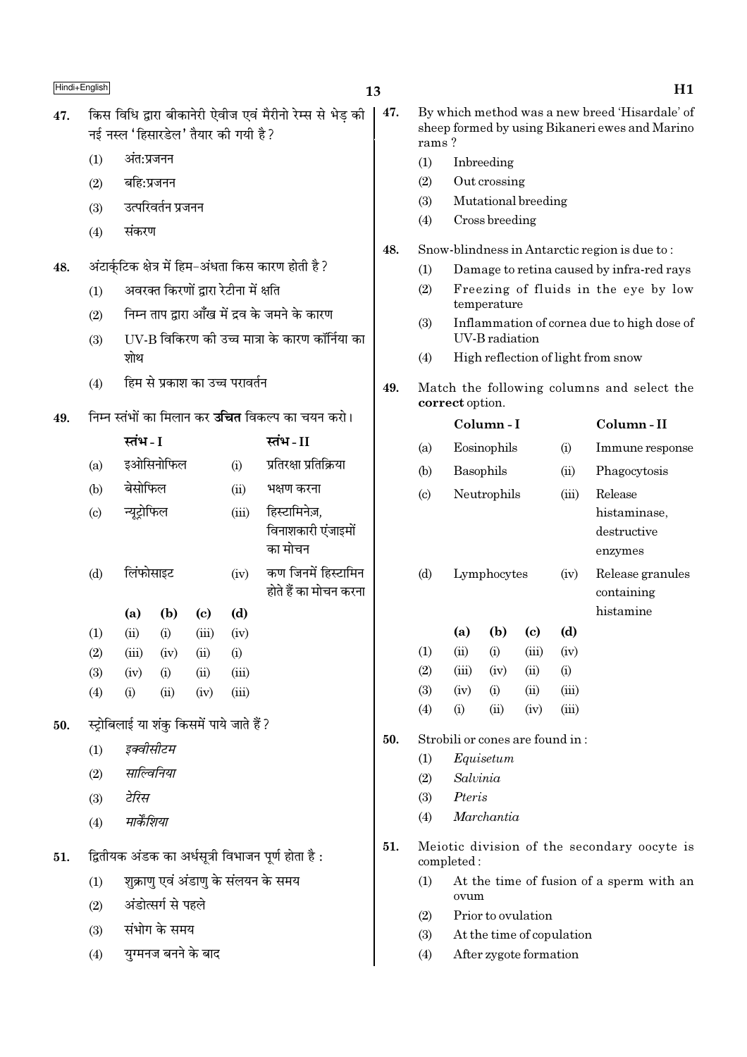47. किस विधि द्वारा बीकानेरी ऐवीज एवं मैरीनो रेम्स से भेड़ की नई नस्ल 'हिसारडेल' तैयार की गयी है?

(1) अंत:प्रजनन

(2) बहि:प्रजनन

(3) उत्परिवर्तन प्रजनन

(4) संकरण

48. अंटार्कटिक क्षेत्र में हिम-अंधता किस कारण होती है?

(1) अवरक्त किरणों द्वारा रेटीना में क्षति

(2) निम्न ताप द्वारा आँख में द्रव के जमने के कारण

(3) UV-B विकिरण की उच्च मात्रा के कारण कॉर्निया का शोथ

(4) हिम से प्रकाश का उच्च परावर्तन

49. निम्न स्तंभों का मिलान कर **उचित** विकल्प का चयन करो।

| | स्तंभ - I | | स्तंभ - II |
|---|---|---|---|
| (a) | इओसिनोफिल | (i) | प्रतिरक्षा प्रतिक्रिया |
| (b) | बेसोफिल | (ii) | भक्षण करना |
| (c) | न्यूट्रोफिल | (iii) | हिस्टामिनेज़, विनाशकारी एंजाइमों का मोचन |
| (d) | लिंफोसाइट | (iv) | कण जिनमें हिस्टामिन होते हैं का मोचन करना |

| | (a) | (b) | (c) | (d) |
|---|---|---|---|---|
| (1) | (ii) | (i) | (iii) | (iv) |
| (2) | (iii) | (iv) | (ii) | (i) |
| (3) | (iv) | (i) | (ii) | (iii) |
| (4) | (i) | (ii) | (iv) | (iii) |

50. स्ट्रोबिलाई या शंकु किसमें पाये जाते हैं?

(1) *इक्वीसीटम*

(2) *साल्विनिया*

(3) *टेरिस*

(4) *मार्केशिया*

51. द्वितीयक अंडक का अर्धसूत्री विभाजन पूर्ण होता है :

(1) शुक्राणु एवं अंडाणु के संलयन के समय

(2) अंडोत्सर्ग से पहले

(3) संभोग के समय

(4) युग्मनज बनने के बाद

47. By which method was a new breed 'Hisardale' of sheep formed by using Bikaneri ewes and Marino rams?

(1) Inbreeding

(2) Out crossing

(3) Mutational breeding

(4) Cross breeding

48. Snow-blindness in Antarctic region is due to :

(1) Damage to retina caused by infra-red rays

(2) Freezing of fluids in the eye by low temperature

(3) Inflammation of cornea due to high dose of UV-B radiation

(4) High reflection of light from snow

49. Match the following columns and select the **correct** option.

| | Column - I | | Column - II |
|---|---|---|---|
| (a) | Eosinophils | (i) | Immune response |
| (b) | Basophils | (ii) | Phagocytosis |
| (c) | Neutrophils | (iii) | Release histaminase, destructive enzymes |
| (d) | Lymphocytes | (iv) | Release granules containing histamine |

| | (a) | (b) | (c) | (d) |
|---|---|---|---|---|
| (1) | (ii) | (i) | (iii) | (iv) |
| (2) | (iii) | (iv) | (ii) | (i) |
| (3) | (iv) | (i) | (ii) | (iii) |
| (4) | (i) | (ii) | (iv) | (iii) |

50. Strobili or cones are found in :

(1) *Equisetum*

(2) *Salvinia*

(3) *Pteris*

(4) *Marchantia*

51. Meiotic division of the secondary oocyte is completed :

(1) At the time of fusion of a sperm with an ovum

(2) Prior to ovulation

(3) At the time of copulation

(4) After zygote formation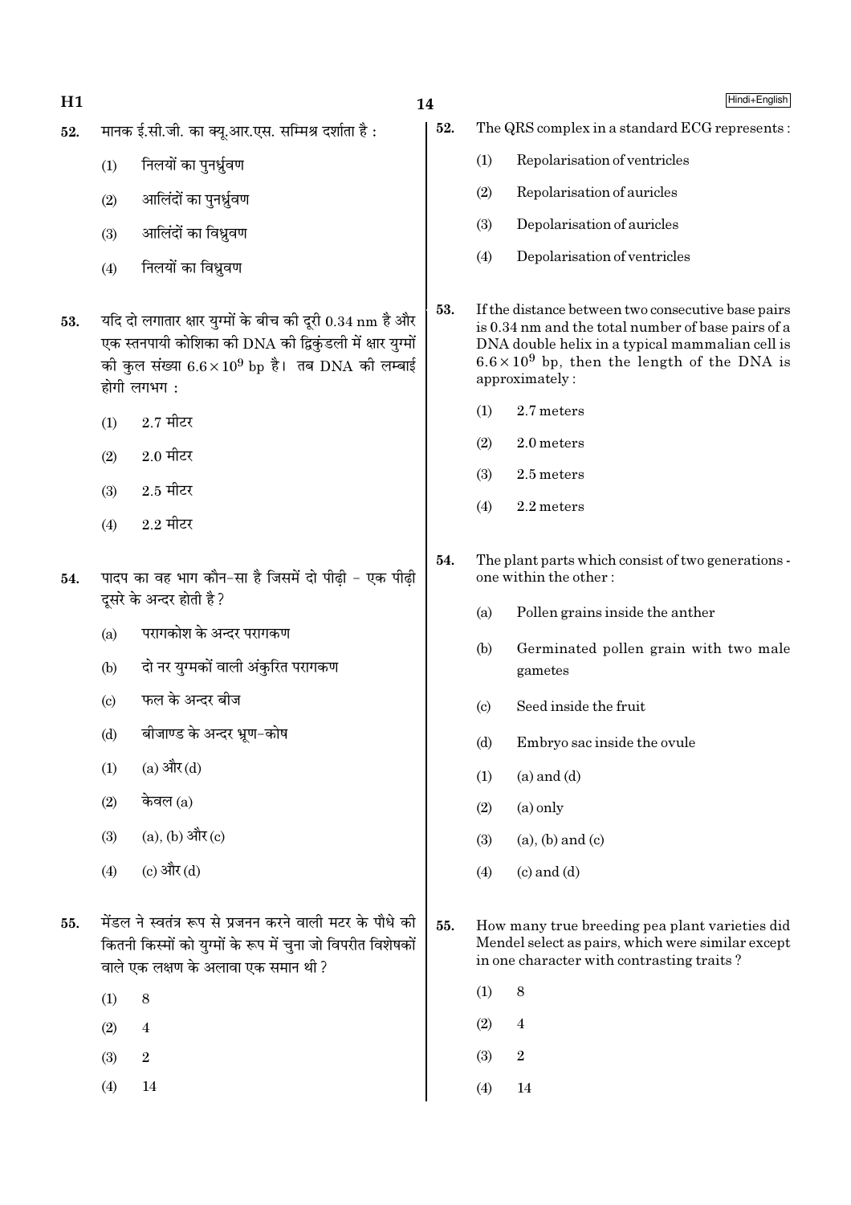52. मानक ई.सी.जी. का क्यू.आर.एस. सम्मिश्र दर्शाता है :

(1) निलयों का पुनर्ध्रुवण
(2) आलिंदों का पुनर्ध्रुवण
(3) आलिंदों का विध्रुवण
(4) निलयों का विध्रुवण

53. यदि दो लगातार क्षार युग्मों के बीच की दूरी 0.34 nm है और एक स्तनपायी कोशिका की DNA की द्विकुंडली में क्षार युग्मों की कुल संख्या $6.6 \times 10^9$ bp है। तब DNA की लम्बाई होगी लगभग :

(1) 2.7 मीटर
(2) 2.0 मीटर
(3) 2.5 मीटर
(4) 2.2 मीटर

54. पादप का वह भाग कौन-सा है जिसमें दो पीढ़ी - एक पीढ़ी दूसरे के अन्दर होती है ?

(a) परागकोश के अन्दर परागकण
(b) दो नर युग्मकों वाली अंकुरित परागकण
(c) फल के अन्दर बीज
(d) बीजाण्ड के अन्दर भ्रूण-कोष

(1) (a) और (d)
(2) केवल (a)
(3) (a), (b) और (c)
(4) (c) और (d)

55. मेंडल ने स्वतंत्र रूप से प्रजनन करने वाली मटर के पौधे की कितनी किस्मों को युग्मों के रूप में चुना जो विपरीत विशेषकों वाले एक लक्षण के अलावा एक समान थी ?

(1) 8
(2) 4
(3) 2
(4) 14

52. The QRS complex in a standard ECG represents :

(1) Repolarisation of ventricles
(2) Repolarisation of auricles
(3) Depolarisation of auricles
(4) Depolarisation of ventricles

53. If the distance between two consecutive base pairs is 0.34 nm and the total number of base pairs of a DNA double helix in a typical mammalian cell is $6.6 \times 10^9$ bp, then the length of the DNA is approximately :

(1) 2.7 meters
(2) 2.0 meters
(3) 2.5 meters
(4) 2.2 meters

54. The plant parts which consist of two generations - one within the other :

(a) Pollen grains inside the anther
(b) Germinated pollen grain with two male gametes
(c) Seed inside the fruit
(d) Embryo sac inside the ovule

(1) (a) and (d)
(2) (a) only
(3) (a), (b) and (c)
(4) (c) and (d)

55. How many true breeding pea plant varieties did Mendel select as pairs, which were similar except in one character with contrasting traits ?

(1) 8
(2) 4
(3) 2
(4) 14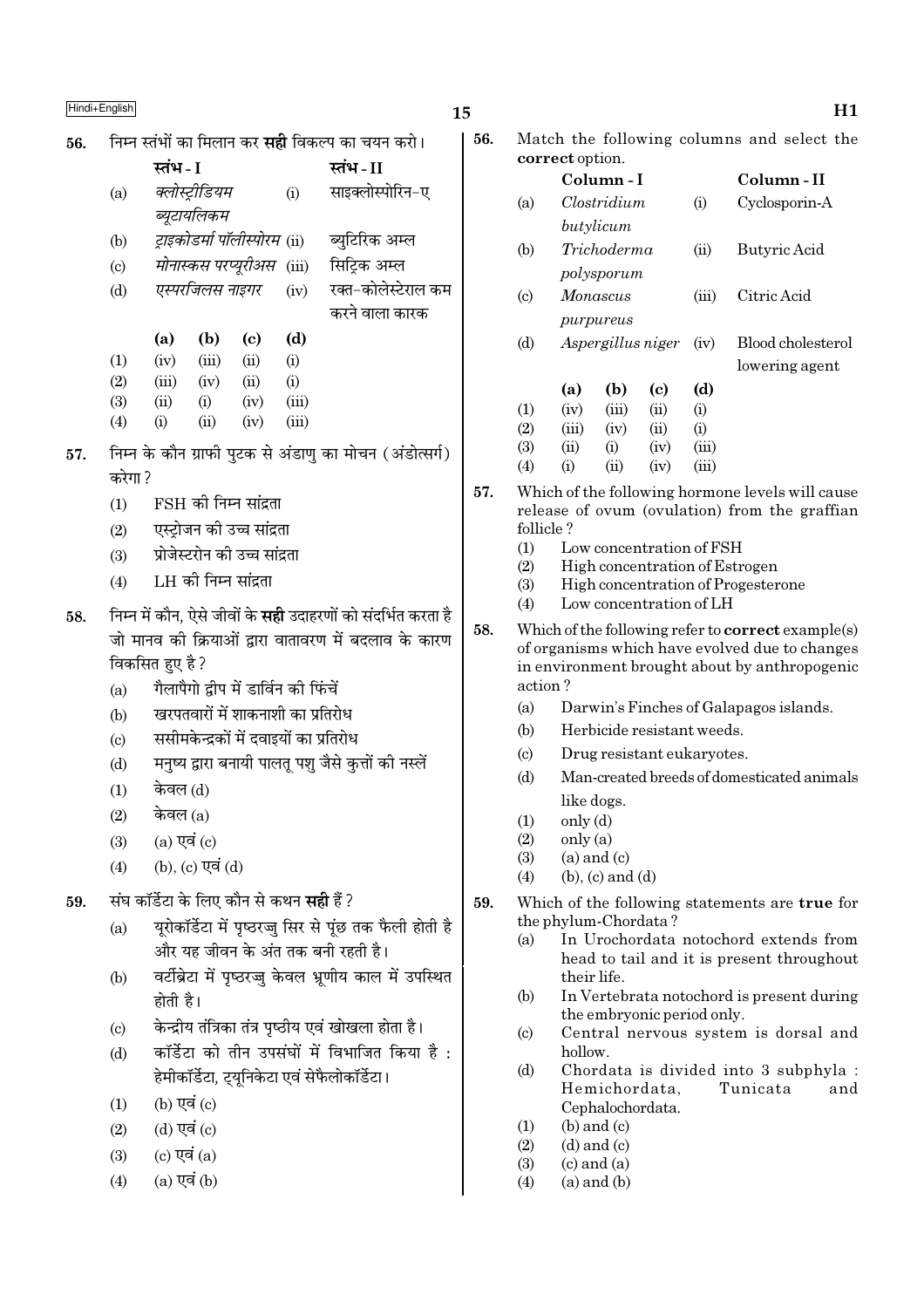56. निम्न स्तंभों का मिलान कर **सही** विकल्प का चयन करो।

| | स्तंभ - I | | स्तंभ - II |
|---|---|---|---|
| (a) | *क्लोस्ट्रीडियम ब्यूटायलिकम* | (i) | साइक्लोस्पोरिन-ए |
| (b) | *ट्राइकोडर्मा पॉलीस्पोरम* | (ii) | ब्युटिरिक अम्ल |
| (c) | *मोनास्कस परप्यूरीअस* | (iii) | सिट्रिक अम्ल |
| (d) | *एस्परजिलस नाइगर* | (iv) | रक्त-कोलेस्टेराल कम करने वाला कारक |

| | (a) | (b) | (c) | (d) |
|---|---|---|---|---|
| (1) | (iv) | (iii) | (ii) | (i) |
| (2) | (iii) | (iv) | (ii) | (i) |
| (3) | (ii) | (i) | (iv) | (iii) |
| (4) | (i) | (ii) | (iv) | (iii) |

57. निम्न के कौन ग्राफी पुटक से अंडाणु का मोचन (अंडोत्सर्ग) करेगा?

(1) FSH की निम्न सांद्रता
(2) एस्ट्रोजन की उच्च सांद्रता
(3) प्रोजेस्टरोन की उच्च सांद्रता
(4) LH की निम्न सांद्रता

58. निम्न में कौन, ऐसे जीवों के **सही** उदाहरणों को संदर्भित करता है जो मानव की क्रियाओं द्वारा वातावरण में बदलाव के कारण विकसित हुए है?

(a) गैलापैगो द्वीप में डार्विन की फिंचें
(b) खरपतवारों में शाकनाशी का प्रतिरोध
(c) ससीमकेन्द्रकों में दवाइयों का प्रतिरोध
(d) मनुष्य द्वारा बनायी पालतू पशु जैसे कुत्तों की नस्लें

(1) केवल (d)
(2) केवल (a)
(3) (a) एवं (c)
(4) (b), (c) एवं (d)

59. संघ कॉर्डेटा के लिए कौन से कथन **सही** हैं?

(a) यूरोकॉर्डेटा में पृष्ठरज्जु सिर से पूंछ तक फैली होती है और यह जीवन के अंत तक बनी रहती है।
(b) वर्टीब्रेटा में पृष्ठरज्जु केवल भ्रूणीय काल में उपस्थित होती है।
(c) केन्द्रीय तंत्रिका तंत्र पृष्ठीय एवं खोखला होता है।
(d) कॉर्डेटा को तीन उपसंघों में विभाजित किया है : हेमीकॉर्डेटा, ट्यूनिकेटा एवं सेफैलोकॉर्डेटा।

(1) (b) एवं (c)
(2) (d) एवं (c)
(3) (c) एवं (a)
(4) (a) एवं (b)

56. Match the following columns and select the **correct** option.

| | Column - I | | Column - II |
|---|---|---|---|
| (a) | *Clostridium butylicum* | (i) | Cyclosporin-A |
| (b) | *Trichoderma polysporum* | (ii) | Butyric Acid |
| (c) | *Monascus purpureus* | (iii) | Citric Acid |
| (d) | *Aspergillus niger* | (iv) | Blood cholesterol lowering agent |

| | (a) | (b) | (c) | (d) |
|---|---|---|---|---|
| (1) | (iv) | (iii) | (ii) | (i) |
| (2) | (iii) | (iv) | (ii) | (i) |
| (3) | (ii) | (i) | (iv) | (iii) |
| (4) | (i) | (ii) | (iv) | (iii) |

57. Which of the following hormone levels will cause release of ovum (ovulation) from the graffian follicle?

(1) Low concentration of FSH
(2) High concentration of Estrogen
(3) High concentration of Progesterone
(4) Low concentration of LH

58. Which of the following refer to **correct** example(s) of organisms which have evolved due to changes in environment brought about by anthropogenic action?

(a) Darwin's Finches of Galapagos islands.
(b) Herbicide resistant weeds.
(c) Drug resistant eukaryotes.
(d) Man-created breeds of domesticated animals like dogs.

(1) only (d)
(2) only (a)
(3) (a) and (c)
(4) (b), (c) and (d)

59. Which of the following statements are **true** for the phylum-Chordata?

(a) In Urochordata notochord extends from head to tail and it is present throughout their life.
(b) In Vertebrata notochord is present during the embryonic period only.
(c) Central nervous system is dorsal and hollow.
(d) Chordata is divided into 3 subphyla : Hemichordata, Tunicata and Cephalochordata.

(1) (b) and (c)
(2) (d) and (c)
(3) (c) and (a)
(4) (a) and (b)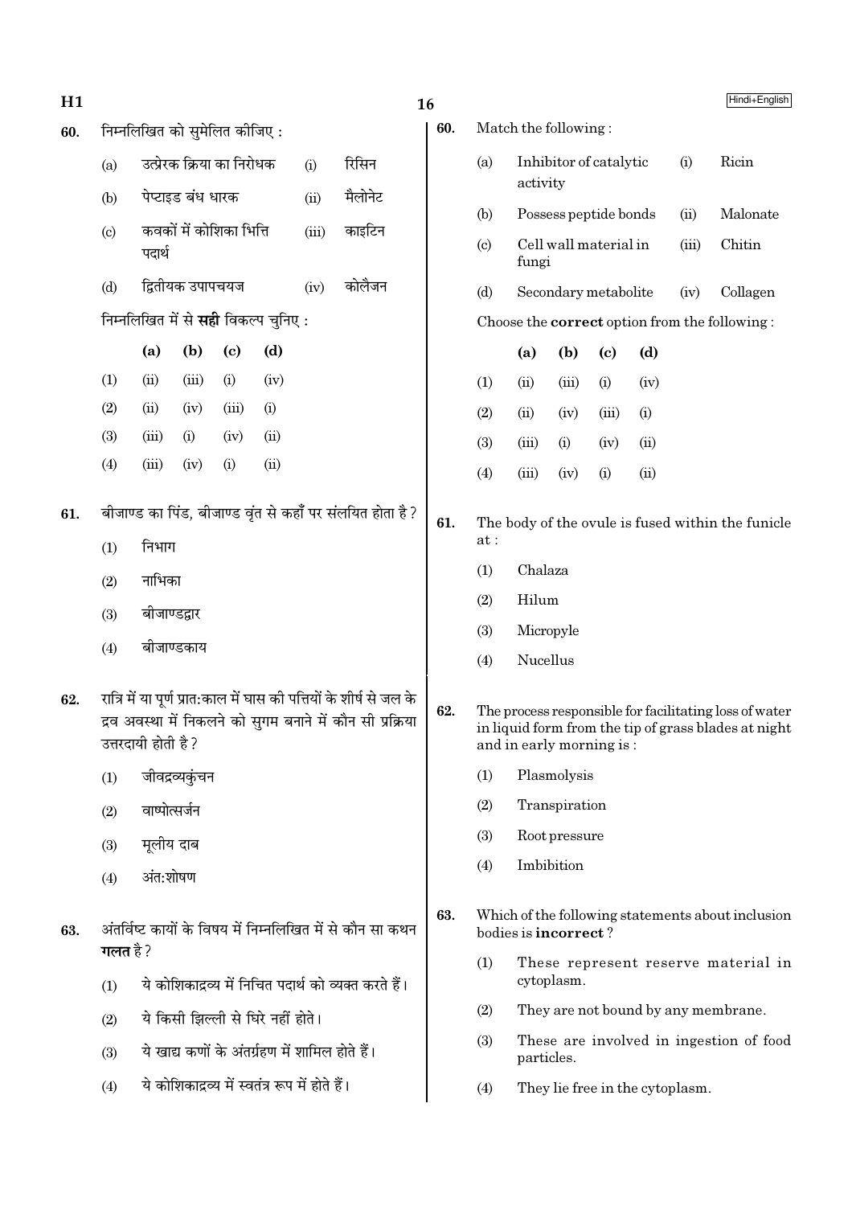60. निम्नलिखित को सुमेलित कीजिए :

| | | | |
|---|---|---|---|
| (a) | उत्प्रेरक क्रिया का निरोधक | (i) | रिसिन |
| (b) | पेप्टाइड बंध धारक | (ii) | मैलोनेट |
| (c) | कवकों में कोशिका भित्ति पदार्थ | (iii) | काइटिन |
| (d) | द्वितीयक उपापचयज | (iv) | कोलैजन |

निम्नलिखित में से **सही** विकल्प चुनिए :

| | (a) | (b) | (c) | (d) |
|---|---|---|---|---|
| (1) | (ii) | (iii) | (i) | (iv) |
| (2) | (ii) | (iv) | (iii) | (i) |
| (3) | (iii) | (i) | (iv) | (ii) |
| (4) | (iii) | (iv) | (i) | (ii) |

61. बीजाण्ड का पिंड, बीजाण्ड वृंत से कहाँ पर संलयित होता है ?

(1) निभाग
(2) नाभिका
(3) बीजाण्डद्वार
(4) बीजाण्डकाय

62. रात्रि में या पूर्ण प्रात:काल में घास की पत्तियों के शीर्ष से जल के द्रव अवस्था में निकलने को सुगम बनाने में कौन सी प्रक्रिया उत्तरदायी होती है ?

(1) जीवद्रव्यकुंचन
(2) वाष्पोत्सर्जन
(3) मूलीय दाब
(4) अंत:शोषण

63. अंतर्विष्ट कायों के विषय में निम्नलिखित में से कौन सा कथन **गलत** है ?

(1) ये कोशिकाद्रव्य में निचित पदार्थ को व्यक्त करते हैं।
(2) ये किसी झिल्ली से घिरे नहीं होते।
(3) ये खाद्य कणों के अंतर्ग्रहण में शामिल होते हैं।
(4) ये कोशिकाद्रव्य में स्वतंत्र रूप में होते हैं।

60. Match the following :

| | | | |
|---|---|---|---|
| (a) | Inhibitor of catalytic activity | (i) | Ricin |
| (b) | Possess peptide bonds | (ii) | Malonate |
| (c) | Cell wall material in fungi | (iii) | Chitin |
| (d) | Secondary metabolite | (iv) | Collagen |

Choose the **correct** option from the following :

| | (a) | (b) | (c) | (d) |
|---|---|---|---|---|
| (1) | (ii) | (iii) | (i) | (iv) |
| (2) | (ii) | (iv) | (iii) | (i) |
| (3) | (iii) | (i) | (iv) | (ii) |
| (4) | (iii) | (iv) | (i) | (ii) |

61. The body of the ovule is fused within the funicle at :

(1) Chalaza
(2) Hilum
(3) Micropyle
(4) Nucellus

62. The process responsible for facilitating loss of water in liquid form from the tip of grass blades at night and in early morning is :

(1) Plasmolysis
(2) Transpiration
(3) Root pressure
(4) Imbibition

63. Which of the following statements about inclusion bodies is **incorrect** ?

(1) These represent reserve material in cytoplasm.
(2) They are not bound by any membrane.
(3) These are involved in ingestion of food particles.
(4) They lie free in the cytoplasm.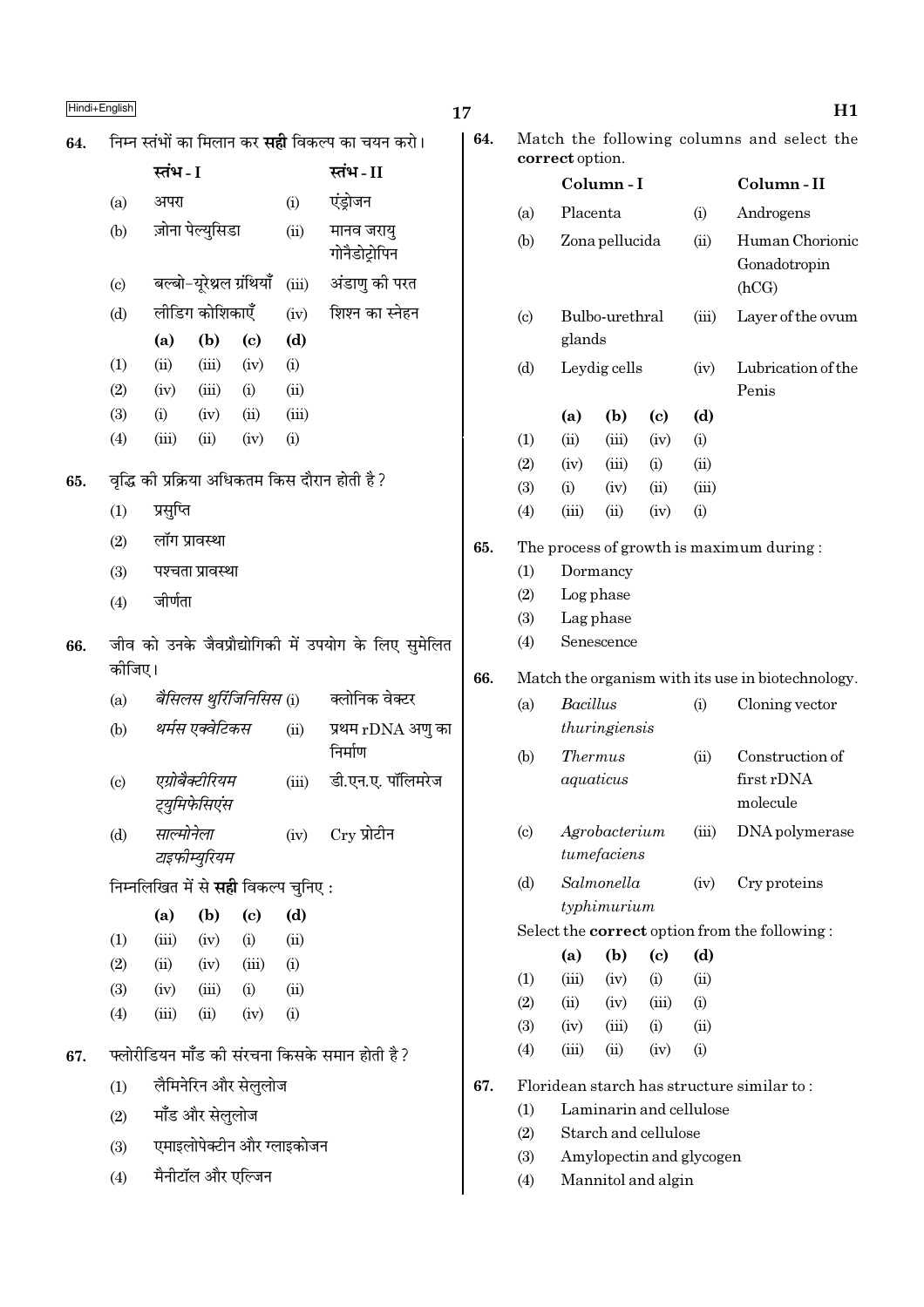64. निम्न स्तंभों का मिलान कर **सही** विकल्प का चयन करो।

| | स्तंभ - I | | स्तंभ - II |
|---|---|---|---|
| (a) | अपरा | (i) | एंड्रोजन |
| (b) | ज़ोना पेल्युसिडा | (ii) | मानव जरायु गोनैडोट्रोपिन |
| (c) | बल्बो-यूरेथ्रल ग्रंथियाँ | (iii) | अंडाणु की परत |
| (d) | लीडिग कोशिकाएँ | (iv) | शिश्न का स्नेहन |

| | (a) | (b) | (c) | (d) |
|---|---|---|---|---|
| (1) | (ii) | (iii) | (iv) | (i) |
| (2) | (iv) | (iii) | (i) | (ii) |
| (3) | (i) | (iv) | (ii) | (iii) |
| (4) | (iii) | (ii) | (iv) | (i) |

65. वृद्धि की प्रक्रिया अधिकतम किस दौरान होती है ?

(1) प्रसुप्ति
(2) लॉग प्रावस्था
(3) पश्चता प्रावस्था
(4) जीर्णता

66. जीव को उनके जैवप्रौद्योगिकी में उपयोग के लिए सुमेलित कीजिए।

| | | | |
|---|---|---|---|
| (a) | *बैसिलस थुरिंजिनिसिस* | (i) | क्लोनिक वेक्टर |
| (b) | *थर्मस एक्वेटिकस* | (ii) | प्रथम rDNA अणु का निर्माण |
| (c) | *एग्रोबैक्टीरियम ट्युमिफेसिएंस* | (iii) | डी.एन.ए. पॉलिमरेज |
| (d) | *साल्मोनेला टाइफीम्युरियम* | (iv) | Cry प्रोटीन |

निम्नलिखित में से **सही** विकल्प चुनिए :

| | (a) | (b) | (c) | (d) |
|---|---|---|---|---|
| (1) | (iii) | (iv) | (i) | (ii) |
| (2) | (ii) | (iv) | (iii) | (i) |
| (3) | (iv) | (iii) | (i) | (ii) |
| (4) | (iii) | (ii) | (iv) | (i) |

67. फ्लोरीडियन मॉंड की संरचना किसके समान होती है ?

(1) लैमिनेरिन और सेलुलोज
(2) मॉंड और सेलुलोज
(3) एमाइलोपेक्टीन और ग्लाइकोजन
(4) मैनीटॉल और एल्जिन

64. Match the following columns and select the **correct** option.

| | Column - I | | Column - II |
|---|---|---|---|
| (a) | Placenta | (i) | Androgens |
| (b) | Zona pellucida | (ii) | Human Chorionic Gonadotropin (hCG) |
| (c) | Bulbo-urethral glands | (iii) | Layer of the ovum |
| (d) | Leydig cells | (iv) | Lubrication of the Penis |

| | (a) | (b) | (c) | (d) |
|---|---|---|---|---|
| (1) | (ii) | (iii) | (iv) | (i) |
| (2) | (iv) | (iii) | (i) | (ii) |
| (3) | (i) | (iv) | (ii) | (iii) |
| (4) | (iii) | (ii) | (iv) | (i) |

65. The process of growth is maximum during :

(1) Dormancy
(2) Log phase
(3) Lag phase
(4) Senescence

66. Match the organism with its use in biotechnology.

| | | | |
|---|---|---|---|
| (a) | *Bacillus thuringiensis* | (i) | Cloning vector |
| (b) | *Thermus aquaticus* | (ii) | Construction of first rDNA molecule |
| (c) | *Agrobacterium tumefaciens* | (iii) | DNA polymerase |
| (d) | *Salmonella typhimurium* | (iv) | Cry proteins |

Select the **correct** option from the following :

| | (a) | (b) | (c) | (d) |
|---|---|---|---|---|
| (1) | (iii) | (iv) | (i) | (ii) |
| (2) | (ii) | (iv) | (iii) | (i) |
| (3) | (iv) | (iii) | (i) | (ii) |
| (4) | (iii) | (ii) | (iv) | (i) |

67. Floridean starch has structure similar to :

(1) Laminarin and cellulose
(2) Starch and cellulose
(3) Amylopectin and glycogen
(4) Mannitol and algin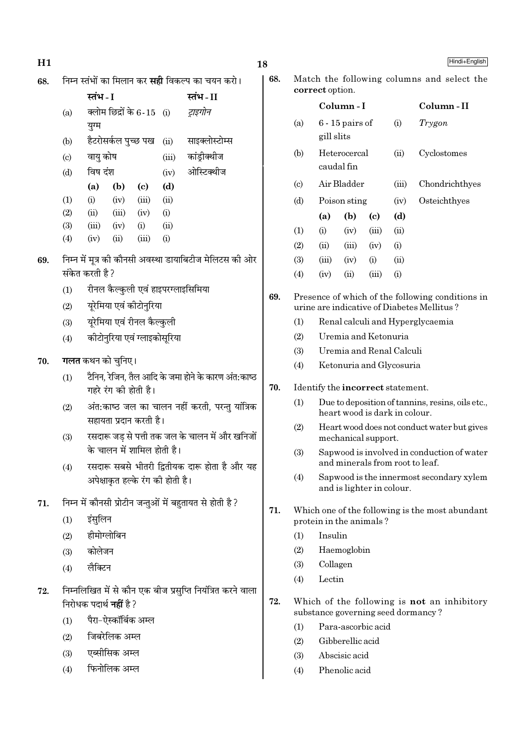68. निम्न स्तंभों का मिलान कर **सही** विकल्प का चयन करो।

| | स्तंभ - I | | स्तंभ - II |
|---|---|---|---|
| (a) | क्लोम छिद्रों के 6-15 युग्म | (i) | *ट्राइगोन* |
| (b) | हैटरोसर्कल पुच्छ पख | (ii) | साइक्लोस्टोम्स |
| (c) | वायु कोष | (iii) | कांड्रीक्थीज |
| (d) | विष दंश | (iv) | ओस्टिक्थीज |

| | (a) | (b) | (c) | (d) |
|---|---|---|---|---|
| (1) | (i) | (iv) | (iii) | (ii) |
| (2) | (ii) | (iii) | (iv) | (i) |
| (3) | (iii) | (iv) | (i) | (ii) |
| (4) | (iv) | (ii) | (iii) | (i) |

69. निम्न में मूत्र की कौनसी अवस्था डायाबिटीज मेलिटस की ओर संकेत करती है?

(1) रीनल कैल्कुली एवं हाइपरग्लाइसिमिया
(2) यूरेमिया एवं कीटोनुरिया
(3) यूरेमिया एवं रीनल कैल्कुली
(4) कीटोनुरिया एवं ग्लाइकोसूरिया

70. **गलत** कथन को चुनिए।

(1) टैनिन, रेजिन, तैल आदि के जमा होने के कारण अंत:काष्ठ गहरे रंग की होती है।
(2) अंत:काष्ठ जल का चालन नहीं करती, परन्तु यांत्रिक सहायता प्रदान करती है।
(3) रसदारू जड़ से पत्ती तक जल के चालन में और खनिजों के चालन में शामिल होती है।
(4) रसदारू सबसे भीतरी द्वितीयक दारू होता है और यह अपेक्षाकृत हल्के रंग की होती है।

71. निम्न में कौनसी प्रोटीन जन्तुओं में बहुतायत से होती है?

(1) इंसुलिन
(2) हीमोग्लोबिन
(3) कोलेजन
(4) लैक्टिन

72. निम्नलिखित में से कौन एक बीज प्रसुप्ति नियंत्रित करने वाला निरोधक पदार्थ **नहीं** है?

(1) पैरा-ऐस्कॉर्बिक अम्ल
(2) जिबरेलिक अम्ल
(3) एब्सीसिक अम्ल
(4) फिनोलिक अम्ल

68. Match the following columns and select the **correct** option.

| | Column - I | | Column - II |
|---|---|---|---|
| (a) | 6 - 15 pairs of gill slits | (i) | *Trygon* |
| (b) | Heterocercal caudal fin | (ii) | Cyclostomes |
| (c) | Air Bladder | (iii) | Chondrichthyes |
| (d) | Poison sting | (iv) | Osteichthyes |

| | (a) | (b) | (c) | (d) |
|---|---|---|---|---|
| (1) | (i) | (iv) | (iii) | (ii) |
| (2) | (ii) | (iii) | (iv) | (i) |
| (3) | (iii) | (iv) | (i) | (ii) |
| (4) | (iv) | (ii) | (iii) | (i) |

69. Presence of which of the following conditions in urine are indicative of Diabetes Mellitus?

(1) Renal calculi and Hyperglycaemia
(2) Uremia and Ketonuria
(3) Uremia and Renal Calculi
(4) Ketonuria and Glycosuria

70. Identify the **incorrect** statement.

(1) Due to deposition of tannins, resins, oils etc., heart wood is dark in colour.
(2) Heart wood does not conduct water but gives mechanical support.
(3) Sapwood is involved in conduction of water and minerals from root to leaf.
(4) Sapwood is the innermost secondary xylem and is lighter in colour.

71. Which one of the following is the most abundant protein in the animals?

(1) Insulin
(2) Haemoglobin
(3) Collagen
(4) Lectin

72. Which of the following is **not** an inhibitory substance governing seed dormancy?

(1) Para-ascorbic acid
(2) Gibberellic acid
(3) Abscisic acid
(4) Phenolic acid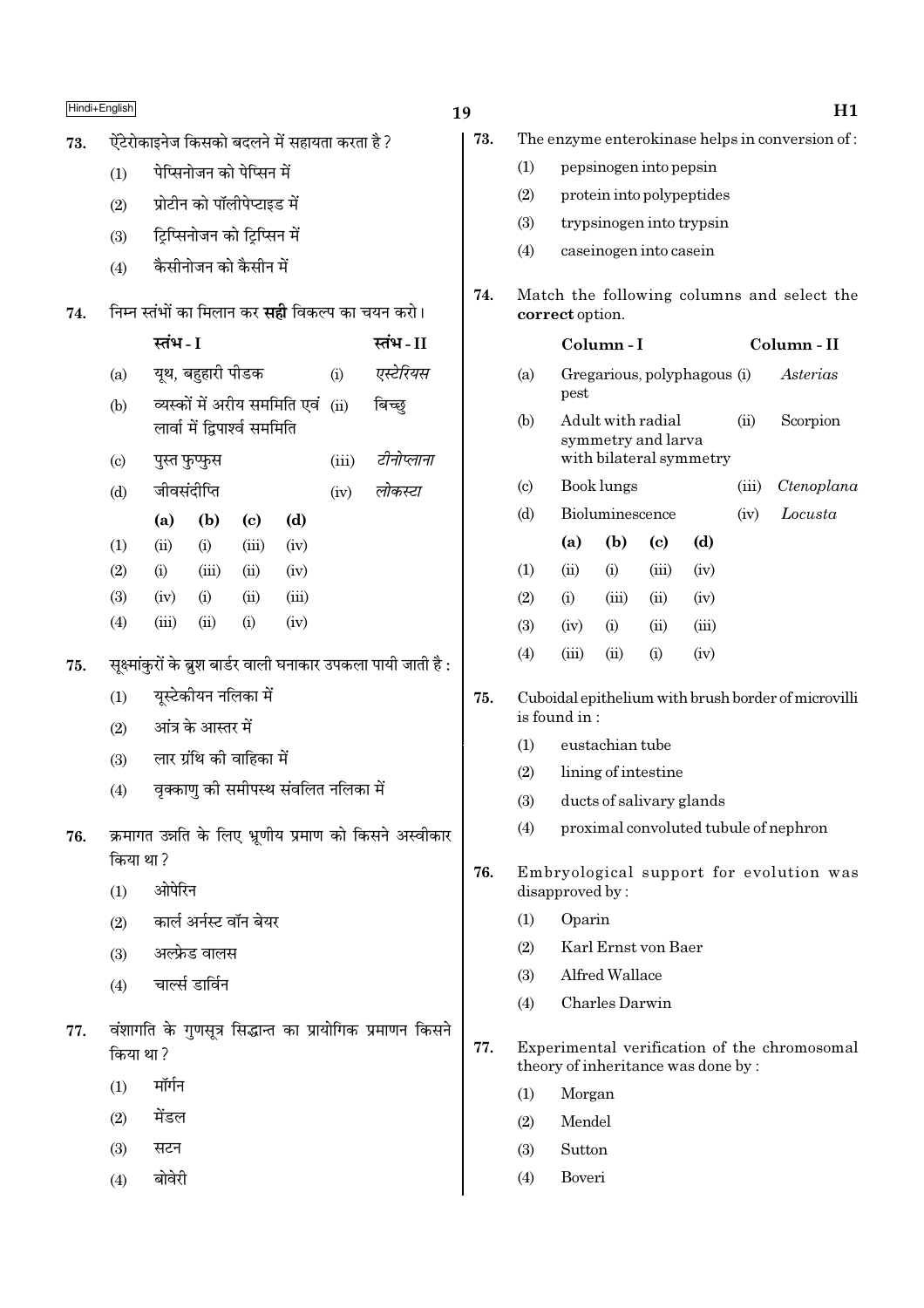73. ऐंटेरोकाइनेज किसको बदलने में सहायता करता है ?

(1) पेप्सिनोजन को पेप्सिन में

(2) प्रोटीन को पॉलीपेप्टाइड में

(3) ट्रिप्सिनोजन को ट्रिप्सिन में

(4) कैसीनोजन को कैसीन में

74. निम्न स्तंभों का मिलान कर **सही** विकल्प का चयन करो।

| | स्तंभ - I | | स्तंभ - II |
|---|---|---|---|
| (a) | यूथ, बहुहारी पीडक | (i) | *एस्टेरियस* |
| (b) | व्यस्कों में अरीय सममिति एवं लार्वा में द्विपार्श्व सममिति | (ii) | बिच्छु |
| (c) | पुस्त फुप्फुस | (iii) | *टीनोप्लाना* |
| (d) | जीवसंदीप्ति | (iv) | *लोकस्टा* |

| | (a) | (b) | (c) | (d) |
|---|---|---|---|---|
| (1) | (ii) | (i) | (iii) | (iv) |
| (2) | (i) | (iii) | (ii) | (iv) |
| (3) | (iv) | (i) | (ii) | (iii) |
| (4) | (iii) | (ii) | (i) | (iv) |

75. सूक्ष्मांकुरों के ब्रुश बार्डर वाली घनाकार उपकला पायी जाती है :

(1) यूस्टेकीयन नलिका में

(2) आंत्र के आस्तर में

(3) लार ग्रंथि की वाहिका में

(4) वृक्काणु की समीपस्थ संवलित नलिका में

76. क्रमागत उन्नति के लिए भ्रूणीय प्रमाण को किसने अस्वीकार किया था ?

(1) ओपेरिन

(2) कार्ल अर्नस्ट वॉन बेयर

(3) अल्फ्रेड वालस

(4) चार्ल्स डार्विन

77. वंशागति के गुणसूत्र सिद्धान्त का प्रायोगिक प्रमाणन किसने किया था ?

(1) मॉर्गन

(2) मेंडल

(3) सटन

(4) बोवेरी

73. The enzyme enterokinase helps in conversion of :

(1) pepsinogen into pepsin

(2) protein into polypeptides

(3) trypsinogen into trypsin

(4) caseinogen into casein

74. Match the following columns and select the **correct** option.

| | Column - I | | Column - II |
|---|---|---|---|
| (a) | Gregarious, polyphagous pest | (i) | *Asterias* |
| (b) | Adult with radial symmetry and larva with bilateral symmetry | (ii) | Scorpion |
| (c) | Book lungs | (iii) | *Ctenoplana* |
| (d) | Bioluminescence | (iv) | *Locusta* |

| | (a) | (b) | (c) | (d) |
|---|---|---|---|---|
| (1) | (ii) | (i) | (iii) | (iv) |
| (2) | (i) | (iii) | (ii) | (iv) |
| (3) | (iv) | (i) | (ii) | (iii) |
| (4) | (iii) | (ii) | (i) | (iv) |

75. Cuboidal epithelium with brush border of microvilli is found in :

(1) eustachian tube

(2) lining of intestine

(3) ducts of salivary glands

(4) proximal convoluted tubule of nephron

76. Embryological support for evolution was disapproved by :

(1) Oparin

(2) Karl Ernst von Baer

(3) Alfred Wallace

(4) Charles Darwin

77. Experimental verification of the chromosomal theory of inheritance was done by :

(1) Morgan

(2) Mendel

(3) Sutton

(4) Boveri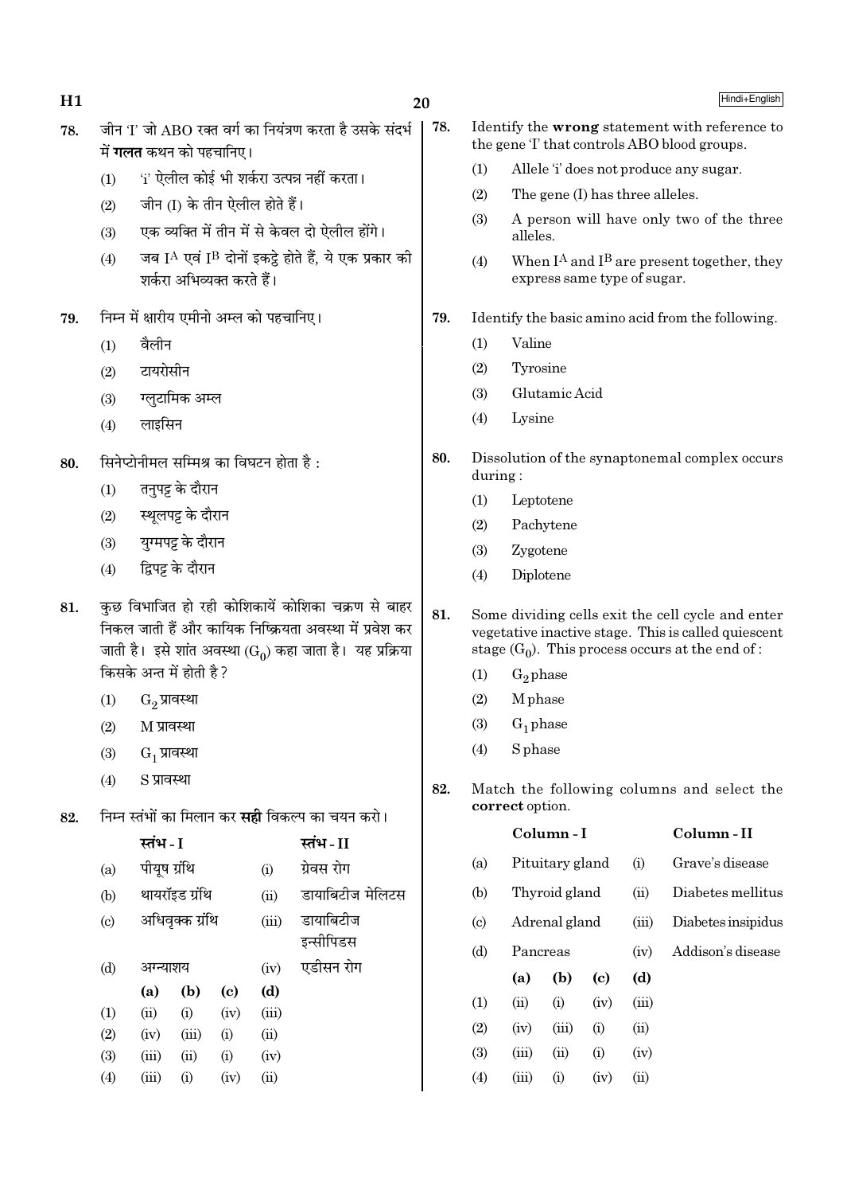78. जीन 'I' जो ABO रक्त वर्ग का नियंत्रण करता है उसके संदर्भ में **गलत** कथन को पहचानिए।

(1) 'i' ऐलील कोई भी शर्करा उत्पन्न नहीं करता।

(2) जीन (I) के तीन ऐलील होते हैं।

(3) एक व्यक्ति में तीन में से केवल दो ऐलील होंगे।

(4) जब $I^A$ एवं $I^B$ दोनों इकट्ठे होते हैं, ये एक प्रकार की शर्करा अभिव्यक्त करते हैं।

79. निम्न में क्षारीय एमीनो अम्ल को पहचानिए।

(1) वैलीन

(2) टायरोसीन

(3) ग्लुटामिक अम्ल

(4) लाइसिन

80. सिनेप्टोनीमल सम्मिश्र का विघटन होता है :

(1) तनुपट्ट के दौरान

(2) स्थूलपट्ट के दौरान

(3) युग्मपट्ट के दौरान

(4) द्विपट्ट के दौरान

81. कुछ विभाजित हो रही कोशिकायें कोशिका चक्रण से बाहर निकल जाती हैं और कायिक निष्क्रियता अवस्था में प्रवेश कर जाती है। इसे शांत अवस्था ($G_0$) कहा जाता है। यह प्रक्रिया किसके अन्त में होती है ?

(1) $G_2$ प्रावस्था

(2) M प्रावस्था

(3) $G_1$ प्रावस्था

(4) S प्रावस्था

82. निम्न स्तंभों का मिलान कर **सही** विकल्प का चयन करो।

| | स्तंभ - I | | स्तंभ - II |
|---|---|---|---|
| (a) | पीयूष ग्रंथि | (i) | ग्रेवस रोग |
| (b) | थायरॉइड ग्रंथि | (ii) | डायाबिटीज मेलिटस |
| (c) | अधिवृक्क ग्रंथि | (iii) | डायाबिटीज इन्सीपिडस |
| (d) | अग्न्याशय | (iv) | एडीसन रोग |

| | (a) | (b) | (c) | (d) |
|---|---|---|---|---|
| (1) | (ii) | (i) | (iv) | (iii) |
| (2) | (iv) | (iii) | (i) | (ii) |
| (3) | (iii) | (ii) | (i) | (iv) |
| (4) | (iii) | (i) | (iv) | (ii) |

78. Identify the **wrong** statement with reference to the gene 'I' that controls ABO blood groups.

(1) Allele 'i' does not produce any sugar.

(2) The gene (I) has three alleles.

(3) A person will have only two of the three alleles.

(4) When $I^A$ and $I^B$ are present together, they express same type of sugar.

79. Identify the basic amino acid from the following.

(1) Valine

(2) Tyrosine

(3) Glutamic Acid

(4) Lysine

80. Dissolution of the synaptonemal complex occurs during :

(1) Leptotene

(2) Pachytene

(3) Zygotene

(4) Diplotene

81. Some dividing cells exit the cell cycle and enter vegetative inactive stage. This is called quiescent stage ($G_0$). This process occurs at the end of :

(1) $G_2$ phase

(2) M phase

(3) $G_1$ phase

(4) S phase

82. Match the following columns and select the **correct** option.

| | Column - I | | Column - II |
|---|---|---|---|
| (a) | Pituitary gland | (i) | Grave's disease |
| (b) | Thyroid gland | (ii) | Diabetes mellitus |
| (c) | Adrenal gland | (iii) | Diabetes insipidus |
| (d) | Pancreas | (iv) | Addison's disease |

| | (a) | (b) | (c) | (d) |
|---|---|---|---|---|
| (1) | (ii) | (i) | (iv) | (iii) |
| (2) | (iv) | (iii) | (i) | (ii) |
| (3) | (iii) | (ii) | (i) | (iv) |
| (4) | (iii) | (i) | (iv) | (ii) |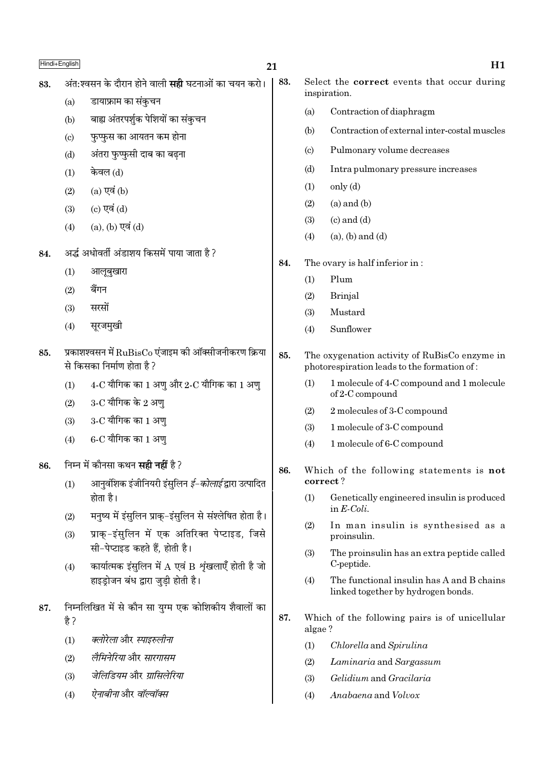83. अंत:श्वसन के दौरान होने वाली **सही** घटनाओं का चयन करो।

(a) डायाफ्राम का संकुचन

(b) बाह्य अंतरपर्शुक पेशियों का संकुचन

(c) फुफ्फुस का आयतन कम होना

(d) अंतरा फुफ्फुसी दाब का बढ़ना

(1) केवल (d)

(2) (a) एवं (b)

(3) (c) एवं (d)

(4) (a), (b) एवं (d)

84. अर्द्ध अधोवर्ती अंडाशय किसमें पाया जाता है ?

(1) आलूबुखारा

(2) बैंगन

(3) सरसों

(4) सूरजमुखी

85. प्रकाशश्वसन में RuBisCo एंजाइम की ऑक्सीजनीकरण क्रिया से किसका निर्माण होता है ?

(1) 4-C यौगिक का 1 अणु और 2-C यौगिक का 1 अणु

(2) 3-C यौगिक के 2 अणु

(3) 3-C यौगिक का 1 अणु

(4) 6-C यौगिक का 1 अणु

86. निम्न में कौनसा कथन **सही नहीं** है ?

(1) आनुवंशिक इंजीनियरी इंसुलिन *ई-कोलाई* द्वारा उत्पादित होता है।

(2) मनुष्य में इंसुलिन प्राक्-इंसुलिन से संश्लेषित होता है।

(3) प्राक्-इंसुलिन में एक अतिरिक्त पेप्टाइड, जिसे सी-पेप्टाइड कहते हैं, होती है।

(4) कार्यात्मक इंसुलिन में A एवं B श्रृंखलाएँ होती है जो हाइड्रोजन बंध द्वारा जुड़ी होती है।

87. निम्नलिखित में से कौन सा युग्म एक कोशिकीय शैवालों का है ?

(1) *क्लोरेला* और *स्पाइरुलीना*

(2) *लैमिनेरिया* और *सारगासम*

(3) *जेलिडियम* और *ग्रासिलेरिया*

(4) *ऐनाबीना* और *वॉल्वॉक्स*

83. Select the **correct** events that occur during inspiration.

(a) Contraction of diaphragm

(b) Contraction of external inter-costal muscles

(c) Pulmonary volume decreases

(d) Intra pulmonary pressure increases

(1) only (d)

(2) (a) and (b)

(3) (c) and (d)

(4) (a), (b) and (d)

84. The ovary is half inferior in :

(1) Plum

(2) Brinjal

(3) Mustard

(4) Sunflower

85. The oxygenation activity of RuBisCo enzyme in photorespiration leads to the formation of :

(1) 1 molecule of 4-C compound and 1 molecule of 2-C compound

(2) 2 molecules of 3-C compound

(3) 1 molecule of 3-C compound

(4) 1 molecule of 6-C compound

86. Which of the following statements is **not correct** ?

(1) Genetically engineered insulin is produced in *E-Coli*.

(2) In man insulin is synthesised as a proinsulin.

(3) The proinsulin has an extra peptide called C-peptide.

(4) The functional insulin has A and B chains linked together by hydrogen bonds.

87. Which of the following pairs is of unicellular algae ?

(1) *Chlorella* and *Spirulina*

(2) *Laminaria* and *Sargassum*

(3) *Gelidium* and *Gracilaria*

(4) *Anabaena* and *Volvox*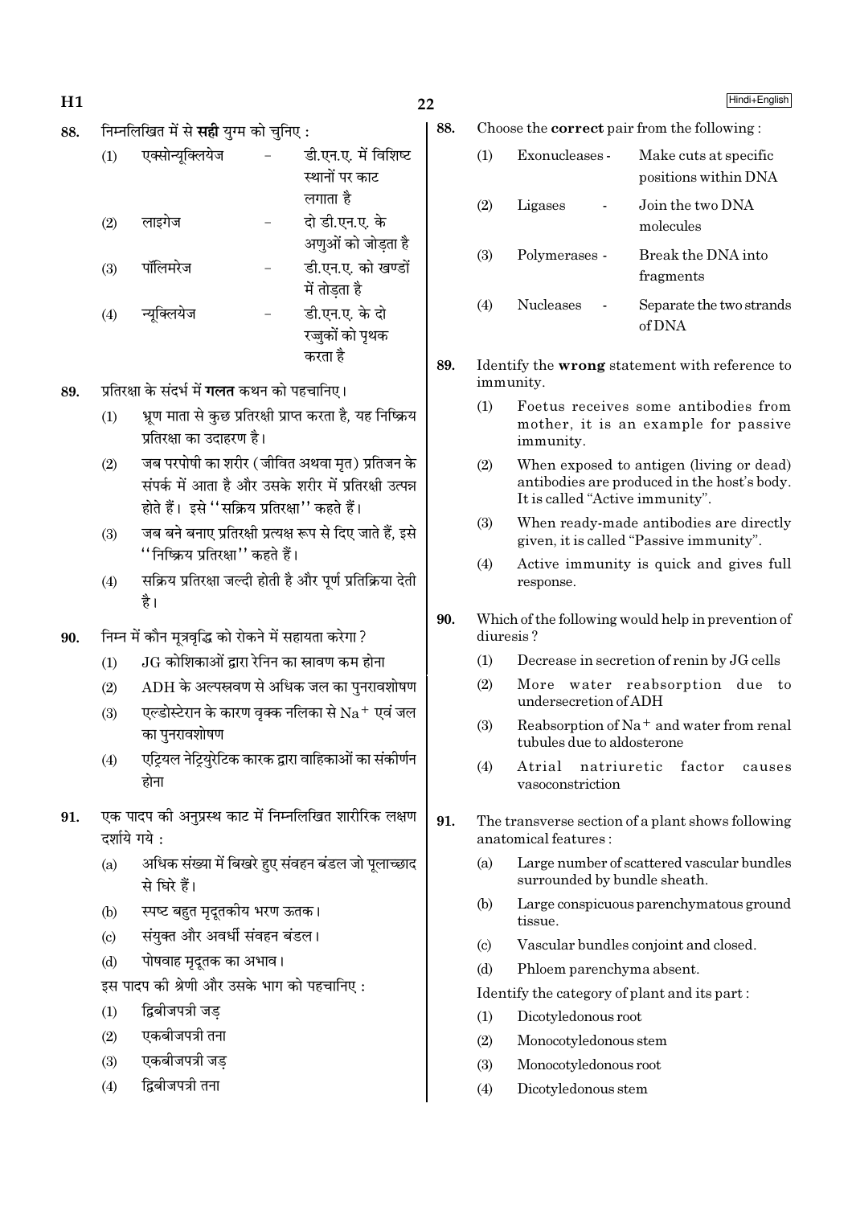88. निम्नलिखित में से **सही** युग्म को चुनिए :

(1) एक्सोन्यूक्लियेज – डी.एन.ए. में विशिष्ट स्थानों पर काट लगाता है

(2) लाइगेज – दो डी.एन.ए. के अणुओं को जोड़ता है

(3) पॉलिमरेज – डी.एन.ए. को खण्डों में तोड़ता है

(4) न्यूक्लियेज – डी.एन.ए. के दो रज्जुकों को पृथक करता है

89. प्रतिरक्षा के संदर्भ में **गलत** कथन को पहचानिए।

(1) भ्रूण माता से कुछ प्रतिरक्षी प्राप्त करता है, यह निष्क्रिय प्रतिरक्षा का उदाहरण है।

(2) जब परपोषी का शरीर (जीवित अथवा मृत) प्रतिजन के संपर्क में आता है और उसके शरीर में प्रतिरक्षी उत्पन्न होते हैं। इसे "सक्रिय प्रतिरक्षा" कहते हैं।

(3) जब बने बनाए प्रतिरक्षी प्रत्यक्ष रूप से दिए जाते हैं, इसे "निष्क्रिय प्रतिरक्षा" कहते हैं।

(4) सक्रिय प्रतिरक्षा जल्दी होती है और पूर्ण प्रतिक्रिया देती है।

90. निम्न में कौन मूत्रवृद्धि को रोकने में सहायता करेगा?

(1) JG कोशिकाओं द्वारा रेनिन का स्रावण कम होना

(2) ADH के अल्पस्रवण से अधिक जल का पुनरावशोषण

(3) एल्डोस्टेरान के कारण वृक्क नलिका से $Na^+$ एवं जल का पुनरावशोषण

(4) एट्रियल नेट्रियुरेटिक कारक द्वारा वाहिकाओं का संकीर्णन होना

91. एक पादप की अनुप्रस्थ काट में निम्नलिखित शारीरिक लक्षण दर्शाये गये :

(a) अधिक संख्या में बिखरे हुए संवहन बंडल जो पूलाच्छाद से घिरे हैं।

(b) स्पष्ट बहुत मृदूतकीय भरण ऊतक।

(c) संयुक्त और अवर्धी संवहन बंडल।

(d) पोषवाह मृदूतक का अभाव।

इस पादप की श्रेणी और उसके भाग को पहचानिए :

(1) द्विबीजपत्री जड़

(2) एकबीजपत्री तना

(3) एकबीजपत्री जड़

(4) द्विबीजपत्री तना

88. Choose the **correct** pair from the following :

(1) Exonucleases - Make cuts at specific positions within DNA

(2) Ligases - Join the two DNA molecules

(3) Polymerases - Break the DNA into fragments

(4) Nucleases - Separate the two strands of DNA

89. Identify the **wrong** statement with reference to immunity.

(1) Foetus receives some antibodies from mother, it is an example for passive immunity.

(2) When exposed to antigen (living or dead) antibodies are produced in the host's body. It is called "Active immunity".

(3) When ready-made antibodies are directly given, it is called "Passive immunity".

(4) Active immunity is quick and gives full response.

90. Which of the following would help in prevention of diuresis?

(1) Decrease in secretion of renin by JG cells

(2) More water reabsorption due to undersecretion of ADH

(3) Reabsorption of $Na^+$ and water from renal tubules due to aldosterone

(4) Atrial natriuretic factor causes vasoconstriction

91. The transverse section of a plant shows following anatomical features :

(a) Large number of scattered vascular bundles surrounded by bundle sheath.

(b) Large conspicuous parenchymatous ground tissue.

(c) Vascular bundles conjoint and closed.

(d) Phloem parenchyma absent.

Identify the category of plant and its part :

(1) Dicotyledonous root

(2) Monocotyledonous stem

(3) Monocotyledonous root

(4) Dicotyledonous stem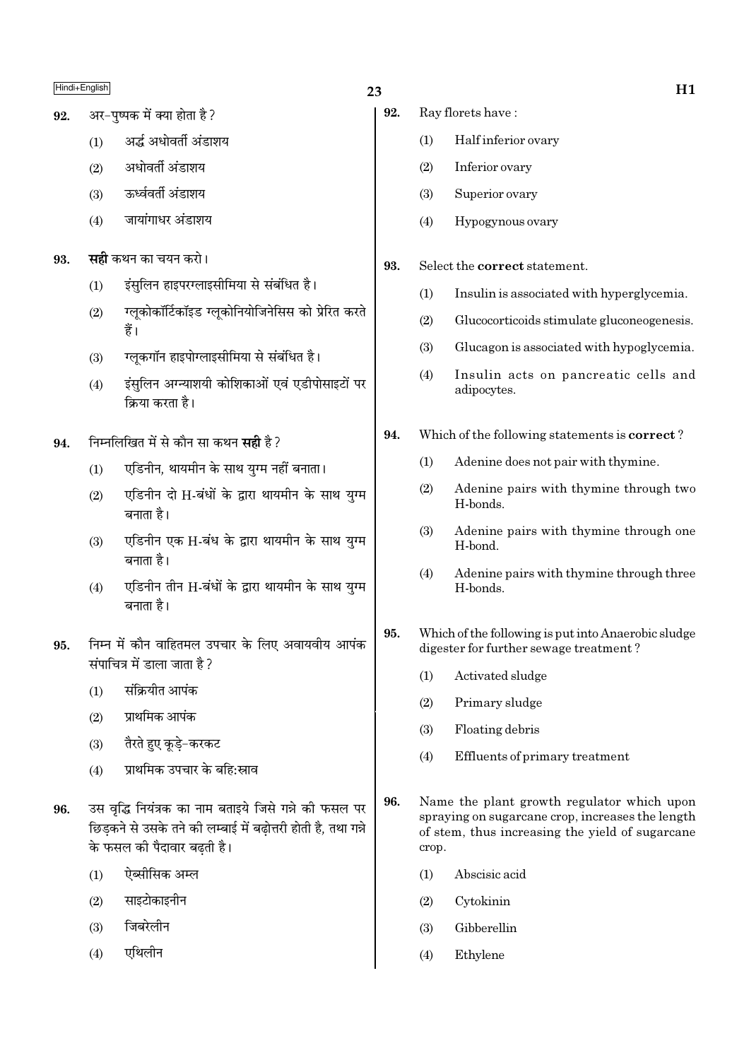92. अर-पुष्पक में क्या होता है ?

(1) अर्द्ध अधोवर्ती अंडाशय

(2) अधोवर्ती अंडाशय

(3) ऊर्ध्ववर्ती अंडाशय

(4) जायांगाधर अंडाशय

93. **सही** कथन का चयन करो।

(1) इंसुलिन हाइपरग्लाइसीमिया से संबंधित है।

(2) ग्लूकोकॉर्टिकॉइड ग्लूकोनियोजिनेसिस को प्रेरित करते हैं।

(3) ग्लूकगॉन हाइपोग्लाइसीमिया से संबंधित है।

(4) इंसुलिन अग्न्याशयी कोशिकाओं एवं एडीपोसाइटों पर क्रिया करता है।

94. निम्नलिखित में से कौन सा कथन **सही** है ?

(1) एडिनीन, थायमीन के साथ युग्म नहीं बनाता।

(2) एडिनीन दो H-बंधों के द्वारा थायमीन के साथ युग्म बनाता है।

(3) एडिनीन एक H-बंध के द्वारा थायमीन के साथ युग्म बनाता है।

(4) एडिनीन तीन H-बंधों के द्वारा थायमीन के साथ युग्म बनाता है।

95. निम्न में कौन वाहितमल उपचार के लिए अवायवीय आपंक संपाचित्र में डाला जाता है ?

(1) संक्रियीत आपंक

(2) प्राथमिक आपंक

(3) तैरते हुए कूड़े-करकट

(4) प्राथमिक उपचार के बहि:स्राव

96. उस वृद्धि नियंत्रक का नाम बताइये जिसे गन्ने की फसल पर छिड़कने से उसके तने की लम्बाई में बढ़ोत्तरी होती है, तथा गन्ने के फसल की पैदावार बढ़ती है।

(1) ऐब्सीसिक अम्ल

(2) साइटोकाइनीन

(3) जिबरेलीन

(4) एथिलीन

92. Ray florets have :

(1) Half inferior ovary

(2) Inferior ovary

(3) Superior ovary

(4) Hypogynous ovary

93. Select the **correct** statement.

(1) Insulin is associated with hyperglycemia.

(2) Glucocorticoids stimulate gluconeogenesis.

(3) Glucagon is associated with hypoglycemia.

(4) Insulin acts on pancreatic cells and adipocytes.

94. Which of the following statements is **correct** ?

(1) Adenine does not pair with thymine.

(2) Adenine pairs with thymine through two H-bonds.

(3) Adenine pairs with thymine through one H-bond.

(4) Adenine pairs with thymine through three H-bonds.

95. Which of the following is put into Anaerobic sludge digester for further sewage treatment ?

(1) Activated sludge

(2) Primary sludge

(3) Floating debris

(4) Effluents of primary treatment

96. Name the plant growth regulator which upon spraying on sugarcane crop, increases the length of stem, thus increasing the yield of sugarcane crop.

(1) Abscisic acid

(2) Cytokinin

(3) Gibberellin

(4) Ethylene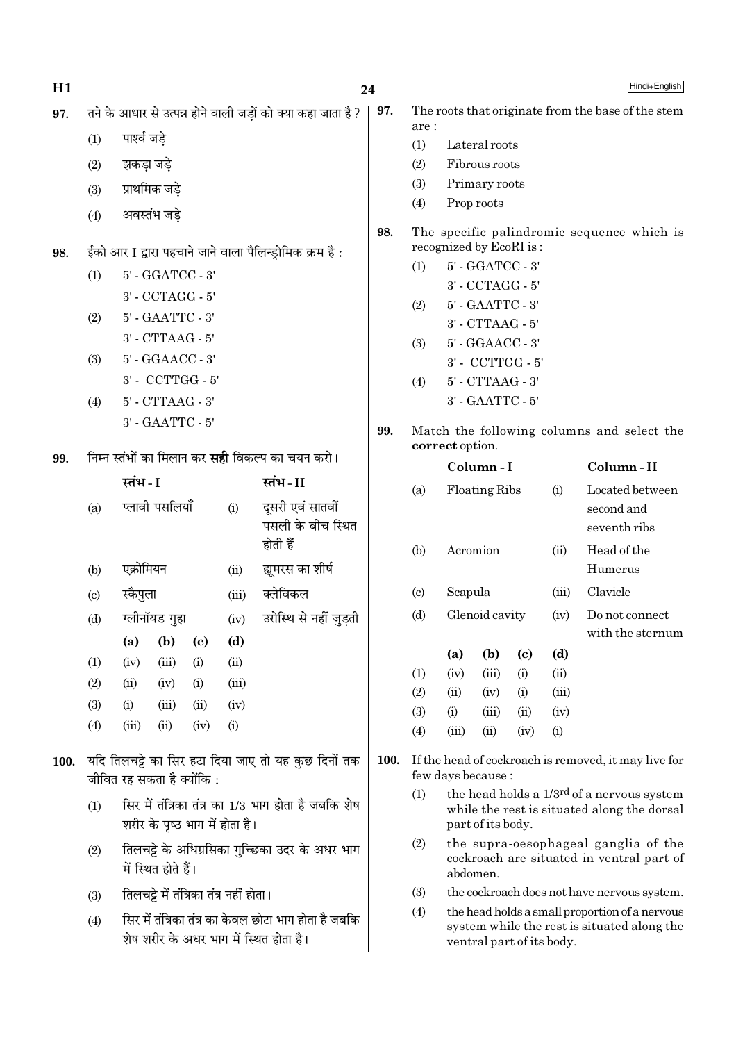97. तने के आधार से उत्पन्न होने वाली जड़ों को क्या कहा जाता है ?

(1) पार्श्व जड़े

(2) झकड़ा जड़े

(3) प्राथमिक जड़े

(4) अवस्तंभ जड़े

98. ईको आर I द्वारा पहचाने जाने वाला पैलिन्ड्रोमिक क्रम है :

(1) 5' - GGATCC - 3'
3' - CCTAGG - 5'

(2) 5' - GAATTC - 3'
3' - CTTAAG - 5'

(3) 5' - GGAACC - 3'
3' - CCTTGG - 5'

(4) 5' - CTTAAG - 3'
3' - GAATTC - 5'

99. निम्न स्तंभों का मिलान कर **सही** विकल्प का चयन करो।

| | स्तंभ - I | | स्तंभ - II |
|---|---|---|---|
| (a) | प्लावी पसलियाँ | (i) | दूसरी एवं सातवीं पसली के बीच स्थित होती हैं |
| (b) | एक्रोमियन | (ii) | ह्यूमरस का शीर्ष |
| (c) | स्कैपुला | (iii) | क्लेविकल |
| (d) | ग्लीनॉयड गुहा | (iv) | उरोस्थि से नहीं जुड़ती |

| | (a) | (b) | (c) | (d) |
|---|---|---|---|---|
| (1) | (iv) | (iii) | (i) | (ii) |
| (2) | (ii) | (iv) | (i) | (iii) |
| (3) | (i) | (iii) | (ii) | (iv) |
| (4) | (iii) | (ii) | (iv) | (i) |

100. यदि तिलचट्टे का सिर हटा दिया जाए तो यह कुछ दिनों तक जीवित रह सकता है क्योंकि :

(1) सिर में तंत्रिका तंत्र का 1/3 भाग होता है जबकि शेष शरीर के पृष्ठ भाग में होता है।

(2) तिलचट्टे के अधिग्रसिका गुच्छिका उदर के अधर भाग में स्थित होते हैं।

(3) तिलचट्टे में तंत्रिका तंत्र नहीं होता।

(4) सिर में तंत्रिका तंत्र का केवल छोटा भाग होता है जबकि शेष शरीर के अधर भाग में स्थित होता है।

97. The roots that originate from the base of the stem are :

(1) Lateral roots

(2) Fibrous roots

(3) Primary roots

(4) Prop roots

98. The specific palindromic sequence which is recognized by EcoRI is :

(1) 5' - GGATCC - 3'
3' - CCTAGG - 5'

(2) 5' - GAATTC - 3'
3' - CTTAAG - 5'

(3) 5' - GGAACC - 3'
3' - CCTTGG - 5'

(4) 5' - CTTAAG - 3'
3' - GAATTC - 5'

99. Match the following columns and select the **correct** option.

| | Column - I | | Column - II |
|---|---|---|---|
| (a) | Floating Ribs | (i) | Located between second and seventh ribs |
| (b) | Acromion | (ii) | Head of the Humerus |
| (c) | Scapula | (iii) | Clavicle |
| (d) | Glenoid cavity | (iv) | Do not connect with the sternum |

| | (a) | (b) | (c) | (d) |
|---|---|---|---|---|
| (1) | (iv) | (iii) | (i) | (ii) |
| (2) | (ii) | (iv) | (i) | (iii) |
| (3) | (i) | (iii) | (ii) | (iv) |
| (4) | (iii) | (ii) | (iv) | (i) |

100. If the head of cockroach is removed, it may live for few days because :

(1) the head holds a 1/3rd of a nervous system while the rest is situated along the dorsal part of its body.

(2) the supra-oesophageal ganglia of the cockroach are situated in ventral part of abdomen.

(3) the cockroach does not have nervous system.

(4) the head holds a small proportion of a nervous system while the rest is situated along the ventral part of its body.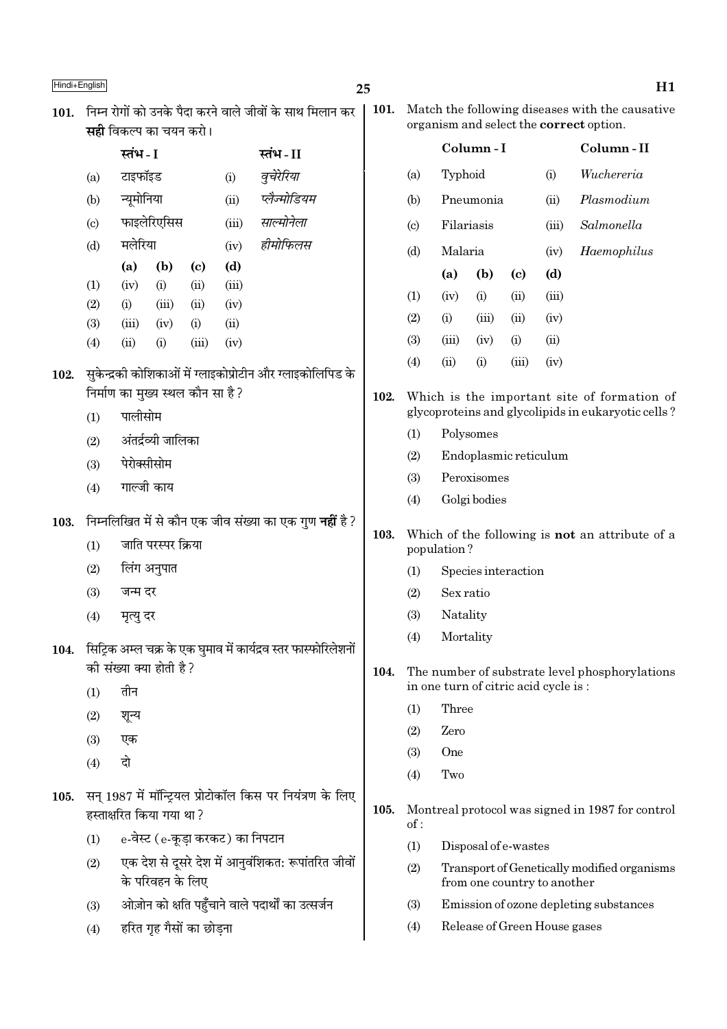101. निम्न रोगों को उनके पैदा करने वाले जीवों के साथ मिलान कर **सही** विकल्प का चयन करो।

| | स्तंभ - I | | स्तंभ - II |
|---|---|---|---|
| (a) | टाइफॉइड | (i) | *वुचेरेरिया* |
| (b) | न्यूमोनिया | (ii) | *प्लैज्मोडियम* |
| (c) | फाइलेरिएसिस | (iii) | *साल्मोनेला* |
| (d) | मलेरिया | (iv) | *हीमोफिलस* |

| | (a) | (b) | (c) | (d) |
|---|---|---|---|---|
| (1) | (iv) | (i) | (ii) | (iii) |
| (2) | (i) | (iii) | (ii) | (iv) |
| (3) | (iii) | (iv) | (i) | (ii) |
| (4) | (ii) | (i) | (iii) | (iv) |

102. सुकेन्द्रकी कोशिकाओं में ग्लाइकोप्रोटीन और ग्लाइकोलिपिड के निर्माण का मुख्य स्थल कौन सा है?

(1) पालीसोम
(2) अंतर्द्रव्यी जालिका
(3) पेरोक्सीसोम
(4) गाल्जी काय

103. निम्नलिखित में से कौन एक जीव संख्या का एक गुण **नहीं** है?

(1) जाति परस्पर क्रिया
(2) लिंग अनुपात
(3) जन्म दर
(4) मृत्यु दर

104. सिट्रिक अम्ल चक्र के एक घुमाव में कार्यद्रव स्तर फास्फोरिलेशनों की संख्या क्या होती है?

(1) तीन
(2) शून्य
(3) एक
(4) दो

105. सन् 1987 में मॉन्ट्रियल प्रोटोकॉल किस पर नियंत्रण के लिए हस्ताक्षरित किया गया था?

(1) e-वेस्ट (e-कूड़ा करकट) का निपटान
(2) एक देश से दूसरे देश में आनुवंशिकत: रूपांतरित जीवों के परिवहन के लिए
(3) ओज़ोन को क्षति पहुँचाने वाले पदार्थों का उत्सर्जन
(4) हरित गृह गैसों का छोड़ना

101. Match the following diseases with the causative organism and select the **correct** option.

| | Column - I | | Column - II |
|---|---|---|---|
| (a) | Typhoid | (i) | *Wuchereria* |
| (b) | Pneumonia | (ii) | *Plasmodium* |
| (c) | Filariasis | (iii) | *Salmonella* |
| (d) | Malaria | (iv) | *Haemophilus* |

| | (a) | (b) | (c) | (d) |
|---|---|---|---|---|
| (1) | (iv) | (i) | (ii) | (iii) |
| (2) | (i) | (iii) | (ii) | (iv) |
| (3) | (iii) | (iv) | (i) | (ii) |
| (4) | (ii) | (i) | (iii) | (iv) |

102. Which is the important site of formation of glycoproteins and glycolipids in eukaryotic cells?

(1) Polysomes
(2) Endoplasmic reticulum
(3) Peroxisomes
(4) Golgi bodies

103. Which of the following is **not** an attribute of a population?

(1) Species interaction
(2) Sex ratio
(3) Natality
(4) Mortality

104. The number of substrate level phosphorylations in one turn of citric acid cycle is :

(1) Three
(2) Zero
(3) One
(4) Two

105. Montreal protocol was signed in 1987 for control of :

(1) Disposal of e-wastes
(2) Transport of Genetically modified organisms from one country to another
(3) Emission of ozone depleting substances
(4) Release of Green House gases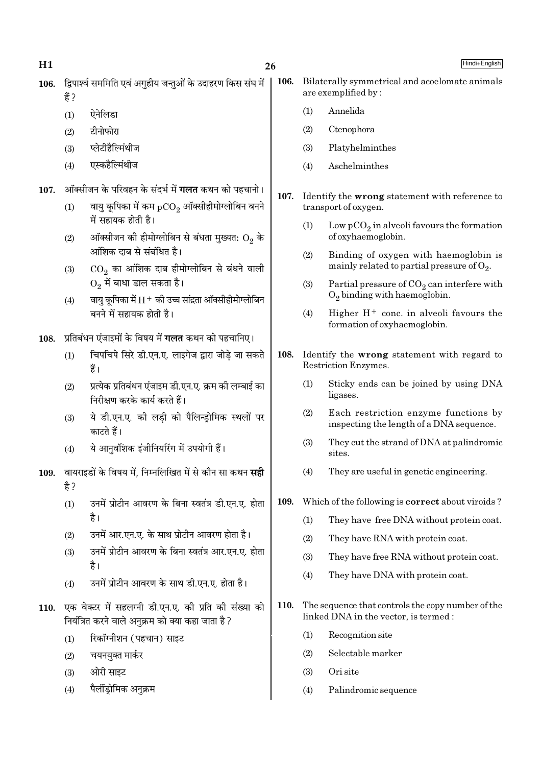106. द्विपार्श्व सममिति एवं अगुहीय जन्तुओं के उदाहरण किस संघ में हैं ?

(1) ऐनेलिडा

(2) टीनोफोरा

(3) प्लेटीहैल्मिंथीज

(4) एस्कहैल्मिंथीज

107. ऑक्सीजन के परिवहन के संदर्भ में **गलत** कथन को पहचानो।

(1) वायु कूपिका में कम $pCO_2$ ऑक्सीहीमोग्लोबिन बनने में सहायक होती है।

(2) ऑक्सीजन की हीमोग्लोबिन से बंधता मुख्यतः $O_2$ के आंशिक दाब से संबंधित है।

(3) $CO_2$ का आंशिक दाब हीमोग्लोबिन से बंधने वाली $O_2$ में बाधा डाल सकता है।

(4) वायु कूपिका में $H^+$ की उच्च सांद्रता ऑक्सीहीमोग्लोबिन बनने में सहायक होती है।

108. प्रतिबंधन एंजाइमों के विषय में **गलत** कथन को पहचानिए।

(1) चिपचिपे सिरे डी.एन.ए. लाइगेज द्वारा जोड़े जा सकते हैं।

(2) प्रत्येक प्रतिबंधन एंजाइम डी.एन.ए. क्रम की लम्बाई का निरीक्षण करके कार्य करते हैं।

(3) ये डी.एन.ए. की लड़ी को पैलिन्ड्रोमिक स्थलों पर काटते हैं।

(4) ये आनुवंशिक इंजीनियरिंग में उपयोगी हैं।

109. वायराइडों के विषय में, निम्नलिखित में से कौन सा कथन **सही** है ?

(1) उनमें प्रोटीन आवरण के बिना स्वतंत्र डी.एन.ए. होता है।

(2) उनमें आर.एन.ए. के साथ प्रोटीन आवरण होता है।

(3) उनमें प्रोटीन आवरण के बिना स्वतंत्र आर.एन.ए. होता है।

(4) उनमें प्रोटीन आवरण के साथ डी.एन.ए. होता है।

110. एक वेक्टर में सहलग्नी डी.एन.ए. की प्रति की संख्या को नियंत्रित करने वाले अनुक्रम को क्या कहा जाता है ?

(1) रिकॉग्नीशन (पहचान) साइट

(2) चयनयुक्त मार्कर

(3) ओरी साइट

(4) पैलींड्रोमिक अनुक्रम

106. Bilaterally symmetrical and acoelomate animals are exemplified by :

(1) Annelida

(2) Ctenophora

(3) Platyhelminthes

(4) Aschelminthes

107. Identify the **wrong** statement with reference to transport of oxygen.

(1) Low $pCO_2$ in alveoli favours the formation of oxyhaemoglobin.

(2) Binding of oxygen with haemoglobin is mainly related to partial pressure of $O_2$.

(3) Partial pressure of $CO_2$ can interfere with $O_2$ binding with haemoglobin.

(4) Higher $H^+$ conc. in alveoli favours the formation of oxyhaemoglobin.

108. Identify the **wrong** statement with regard to Restriction Enzymes.

(1) Sticky ends can be joined by using DNA ligases.

(2) Each restriction enzyme functions by inspecting the length of a DNA sequence.

(3) They cut the strand of DNA at palindromic sites.

(4) They are useful in genetic engineering.

109. Which of the following is **correct** about viroids ?

(1) They have free DNA without protein coat.

(2) They have RNA with protein coat.

(3) They have free RNA without protein coat.

(4) They have DNA with protein coat.

110. The sequence that controls the copy number of the linked DNA in the vector, is termed :

(1) Recognition site

(2) Selectable marker

(3) Ori site

(4) Palindromic sequence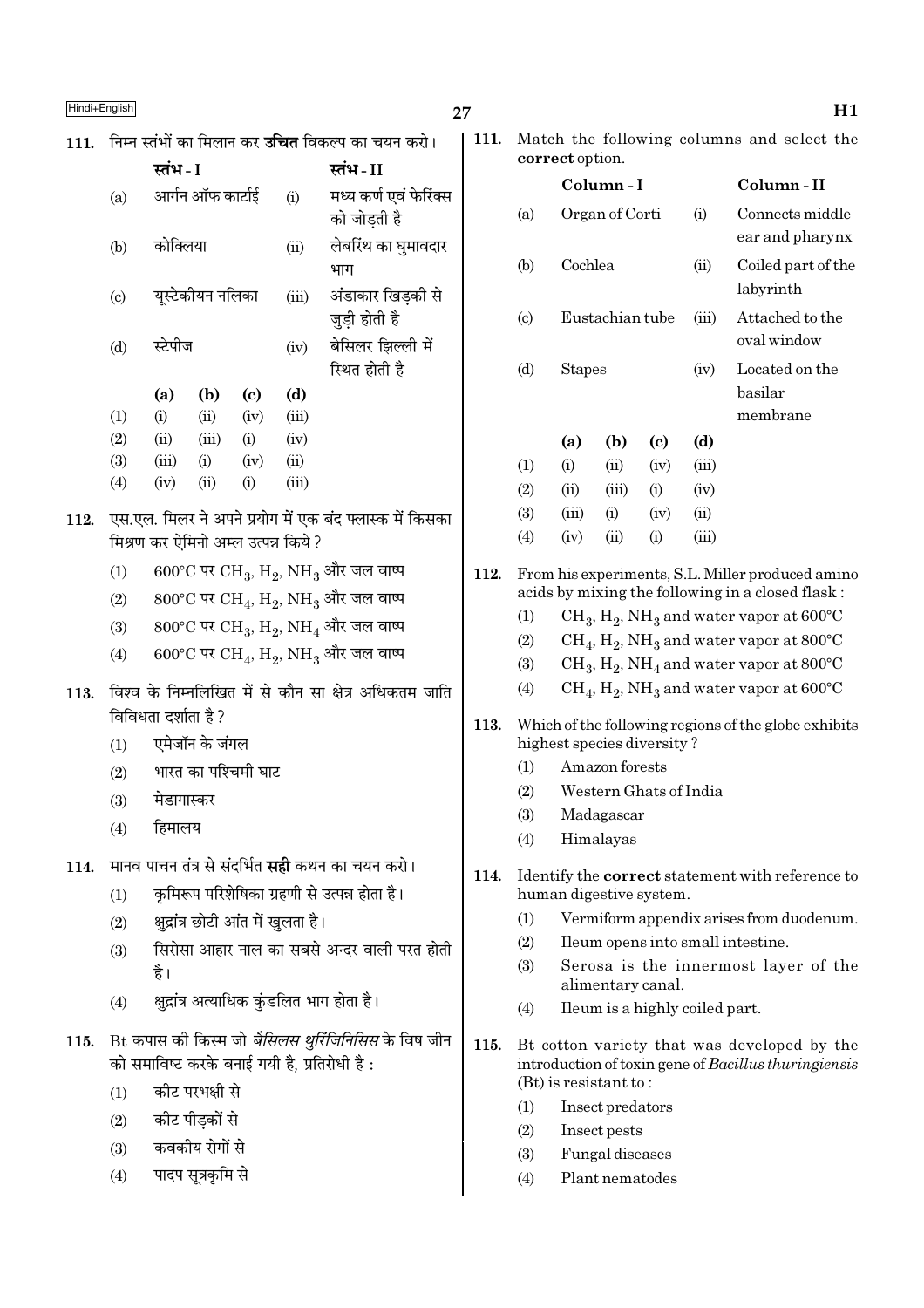111. निम्न स्तंभों का मिलान कर **उचित** विकल्प का चयन करो।

| | स्तंभ - I | | स्तंभ - II |
|---|---|---|---|
| (a) | आर्गन ऑफ कार्टाई | (i) | मध्य कर्ण एवं फेरिंक्स को जोड़ती है |
| (b) | कोक्लिया | (ii) | लेबरिंथ का घुमावदार भाग |
| (c) | यूस्टेकीयन नलिका | (iii) | अंडाकार खिड़की से जुड़ी होती है |
| (d) | स्टेपीज | (iv) | बेसिलर झिल्ली में स्थित होती है |

| | (a) | (b) | (c) | (d) |
|---|---|---|---|---|
| (1) | (i) | (ii) | (iv) | (iii) |
| (2) | (ii) | (iii) | (i) | (iv) |
| (3) | (iii) | (i) | (iv) | (ii) |
| (4) | (iv) | (ii) | (i) | (iii) |

112. एस.एल. मिलर ने अपने प्रयोग में एक बंद फ्लास्क में किसका मिश्रण कर ऐमिनो अम्ल उत्पन्न किये ?

(1) 600°C पर $CH_3$, $H_2$, $NH_3$ और जल वाष्प
(2) 800°C पर $CH_4$, $H_2$, $NH_3$ और जल वाष्प
(3) 800°C पर $CH_3$, $H_2$, $NH_4$ और जल वाष्प
(4) 600°C पर $CH_4$, $H_2$, $NH_3$ और जल वाष्प

113. विश्व के निम्नलिखित में से कौन सा क्षेत्र अधिकतम जाति विविधता दर्शाता है ?

(1) एमेजॉन के जंगल
(2) भारत का पश्चिमी घाट
(3) मेडागास्कर
(4) हिमालय

114. मानव पाचन तंत्र से संदर्भित **सही** कथन का चयन करो।

(1) कृमिरूप परिशेषिका ग्रहणी से उत्पन्न होता है।
(2) क्षुद्रांत्र छोटी आंत में खुलता है।
(3) सिरोसा आहार नाल का सबसे अन्दर वाली परत होती है।
(4) क्षुद्रांत्र अत्याधिक कुंडलित भाग होता है।

115. Bt कपास की किस्म जो *बैसिलस थुरिंजिनिसिस* के विष जीन को समाविष्ट करके बनाई गयी है, प्रतिरोधी है :

(1) कीट परभक्षी से
(2) कीट पीड़कों से
(3) कवकीय रोगों से
(4) पादप सूत्रकृमि से

111. Match the following columns and select the **correct** option.

| | Column - I | | Column - II |
|---|---|---|---|
| (a) | Organ of Corti | (i) | Connects middle ear and pharynx |
| (b) | Cochlea | (ii) | Coiled part of the labyrinth |
| (c) | Eustachian tube | (iii) | Attached to the oval window |
| (d) | Stapes | (iv) | Located on the basilar membrane |

| | (a) | (b) | (c) | (d) |
|---|---|---|---|---|
| (1) | (i) | (ii) | (iv) | (iii) |
| (2) | (ii) | (iii) | (i) | (iv) |
| (3) | (iii) | (i) | (iv) | (ii) |
| (4) | (iv) | (ii) | (i) | (iii) |

112. From his experiments, S.L. Miller produced amino acids by mixing the following in a closed flask :

(1) $CH_3$, $H_2$, $NH_3$ and water vapor at 600°C
(2) $CH_4$, $H_2$, $NH_3$ and water vapor at 800°C
(3) $CH_3$, $H_2$, $NH_4$ and water vapor at 800°C
(4) $CH_4$, $H_2$, $NH_3$ and water vapor at 600°C

113. Which of the following regions of the globe exhibits highest species diversity ?

(1) Amazon forests
(2) Western Ghats of India
(3) Madagascar
(4) Himalayas

114. Identify the **correct** statement with reference to human digestive system.

(1) Vermiform appendix arises from duodenum.
(2) Ileum opens into small intestine.
(3) Serosa is the innermost layer of the alimentary canal.
(4) Ileum is a highly coiled part.

115. Bt cotton variety that was developed by the introduction of toxin gene of *Bacillus thuringiensis* (Bt) is resistant to :

(1) Insect predators
(2) Insect pests
(3) Fungal diseases
(4) Plant nematodes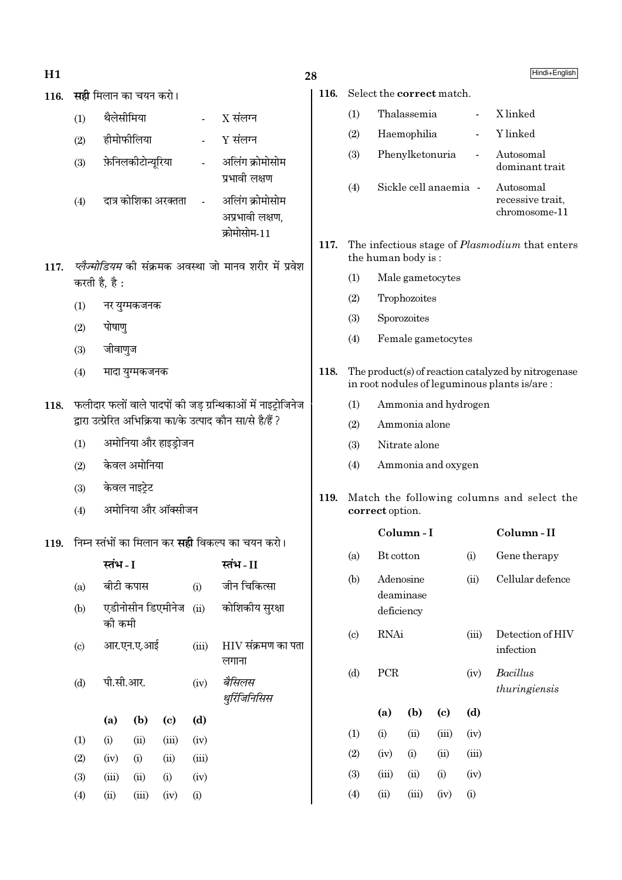116. **सही** मिलान का चयन करो।

(1) थैलेसीमिया - X संलग्न

(2) हीमोफीलिया - Y संलग्न

(3) फ़ेनिलकीटोन्यूरिया - अलिंग क्रोमोसोम प्रभावी लक्षण

(4) दात्र कोशिका अरक्तता - अलिंग क्रोमोसोम अप्रभावी लक्षण, क्रोमोसोम-11

117. *प्लैज्मोडियम* की संक्रमक अवस्था जो मानव शरीर में प्रवेश करती है, है :

(1) नर युग्मकजनक

(2) पोषाणु

(3) जीवाणुज

(4) मादा युग्मकजनक

118. फलीदार फलों वाले पादपों की जड़ ग्रन्थिकाओं में नाइट्रोजिनेज द्वारा उत्प्रेरित अभिक्रिया का/के उत्पाद कौन सा/से है/हैं ?

(1) अमोनिया और हाइड्रोजन

(2) केवल अमोनिया

(3) केवल नाइट्रेट

(4) अमोनिया और ऑक्सीजन

119. निम्न स्तंभों का मिलान कर **सही** विकल्प का चयन करो।

| | स्तंभ - I | | स्तंभ - II |
|---|---|---|---|
| (a) | बीटी कपास | (i) | जीन चिकित्सा |
| (b) | एडीनोसीन डिएमीनेज की कमी | (ii) | कोशिकीय सुरक्षा |
| (c) | आर.एन.ए.आई | (iii) | HIV संक्रमण का पता लगाना |
| (d) | पी.सी.आर. | (iv) | *बैसिलस थुरिंजिनिसिस* |

| | (a) | (b) | (c) | (d) |
|---|---|---|---|---|
| (1) | (i) | (ii) | (iii) | (iv) |
| (2) | (iv) | (i) | (ii) | (iii) |
| (3) | (iii) | (ii) | (i) | (iv) |
| (4) | (ii) | (iii) | (iv) | (i) |

116. Select the **correct** match.

(1) Thalassemia - X linked

(2) Haemophilia - Y linked

(3) Phenylketonuria - Autosomal dominant trait

(4) Sickle cell anaemia - Autosomal recessive trait, chromosome-11

117. The infectious stage of *Plasmodium* that enters the human body is :

(1) Male gametocytes

(2) Trophozoites

(3) Sporozoites

(4) Female gametocytes

118. The product(s) of reaction catalyzed by nitrogenase in root nodules of leguminous plants is/are :

(1) Ammonia and hydrogen

(2) Ammonia alone

(3) Nitrate alone

(4) Ammonia and oxygen

119. Match the following columns and select the **correct** option.

| | Column - I | | Column - II |
|---|---|---|---|
| (a) | Bt cotton | (i) | Gene therapy |
| (b) | Adenosine deaminase deficiency | (ii) | Cellular defence |
| (c) | RNAi | (iii) | Detection of HIV infection |
| (d) | PCR | (iv) | *Bacillus thuringiensis* |

| | (a) | (b) | (c) | (d) |
|---|---|---|---|---|
| (1) | (i) | (ii) | (iii) | (iv) |
| (2) | (iv) | (i) | (ii) | (iii) |
| (3) | (iii) | (ii) | (i) | (iv) |
| (4) | (ii) | (iii) | (iv) | (i) |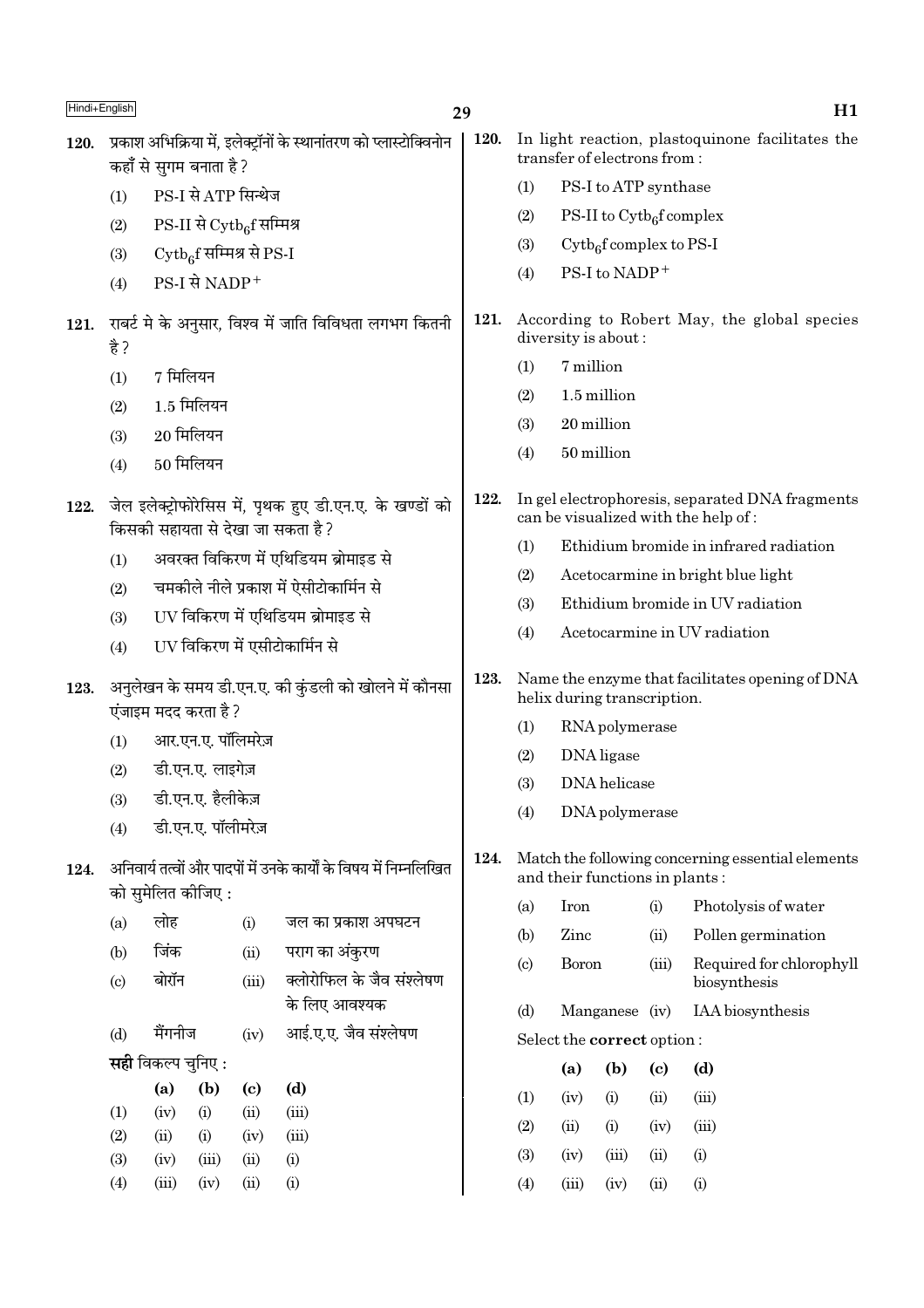120. प्रकाश अभिक्रिया में, इलेक्ट्रॉनों के स्थानांतरण को प्लास्टोक्विनोन कहाँ से सुगम बनाता है ?

(1) PS-I से ATP सिन्थेज

(2) PS-II से $Cytb_6f$ सम्मिश्र

(3) $Cytb_6f$ सम्मिश्र से PS-I

(4) PS-I से $NADP^+$

121. राबर्ट मे के अनुसार, विश्व में जाति विविधता लगभग कितनी है ?

(1) 7 मिलियन

(2) 1.5 मिलियन

(3) 20 मिलियन

(4) 50 मिलियन

122. जेल इलेक्ट्रोफोरेसिस में, पृथक हुए डी.एन.ए. के खण्डों को किसकी सहायता से देखा जा सकता है ?

(1) अवरक्त विकिरण में एथिडियम ब्रोमाइड से

(2) चमकीले नीले प्रकाश में ऐसीटोकार्मिन से

(3) UV विकिरण में एथिडियम ब्रोमाइड से

(4) UV विकिरण में एसीटोकार्मिन से

123. अनुलेखन के समय डी.एन.ए. की कुंडली को खोलने में कौनसा एंजाइम मदद करता है ?

(1) आर.एन.ए. पॉलिमरेज़

(2) डी.एन.ए. लाइगेज़

(3) डी.एन.ए. हैलीकेज़

(4) डी.एन.ए. पॉलीमरेज़

124. अनिवार्य तत्वों और पादपों में उनके कार्यों के विषय में निम्नलिखित को सुमेलित कीजिए :

| | | | |
|---|---|---|---|
| (a) | लोह | (i) | जल का प्रकाश अपघटन |
| (b) | जिंक | (ii) | पराग का अंकुरण |
| (c) | बोरॉन | (iii) | क्लोरोफिल के जैव संश्लेषण के लिए आवश्यक |
| (d) | मैंगनीज | (iv) | आई.ए.ए. जैव संश्लेषण |

**सही** विकल्प चुनिए :

| | (a) | (b) | (c) | (d) |
|---|---|---|---|---|
| (1) | (iv) | (i) | (ii) | (iii) |
| (2) | (ii) | (i) | (iv) | (iii) |
| (3) | (iv) | (iii) | (ii) | (i) |
| (4) | (iii) | (iv) | (ii) | (i) |

120. In light reaction, plastoquinone facilitates the transfer of electrons from :

(1) PS-I to ATP synthase

(2) PS-II to $Cytb_6f$ complex

(3) $Cytb_6f$ complex to PS-I

(4) PS-I to $NADP^+$

121. According to Robert May, the global species diversity is about :

(1) 7 million

(2) 1.5 million

(3) 20 million

(4) 50 million

122. In gel electrophoresis, separated DNA fragments can be visualized with the help of :

(1) Ethidium bromide in infrared radiation

(2) Acetocarmine in bright blue light

(3) Ethidium bromide in UV radiation

(4) Acetocarmine in UV radiation

123. Name the enzyme that facilitates opening of DNA helix during transcription.

(1) RNA polymerase

(2) DNA ligase

(3) DNA helicase

(4) DNA polymerase

124. Match the following concerning essential elements and their functions in plants :

| | | | |
|---|---|---|---|
| (a) | Iron | (i) | Photolysis of water |
| (b) | Zinc | (ii) | Pollen germination |
| (c) | Boron | (iii) | Required for chlorophyll biosynthesis |
| (d) | Manganese | (iv) | IAA biosynthesis |

Select the **correct** option :

| | (a) | (b) | (c) | (d) |
|---|---|---|---|---|
| (1) | (iv) | (i) | (ii) | (iii) |
| (2) | (ii) | (i) | (iv) | (iii) |
| (3) | (iv) | (iii) | (ii) | (i) |
| (4) | (iii) | (iv) | (ii) | (i) |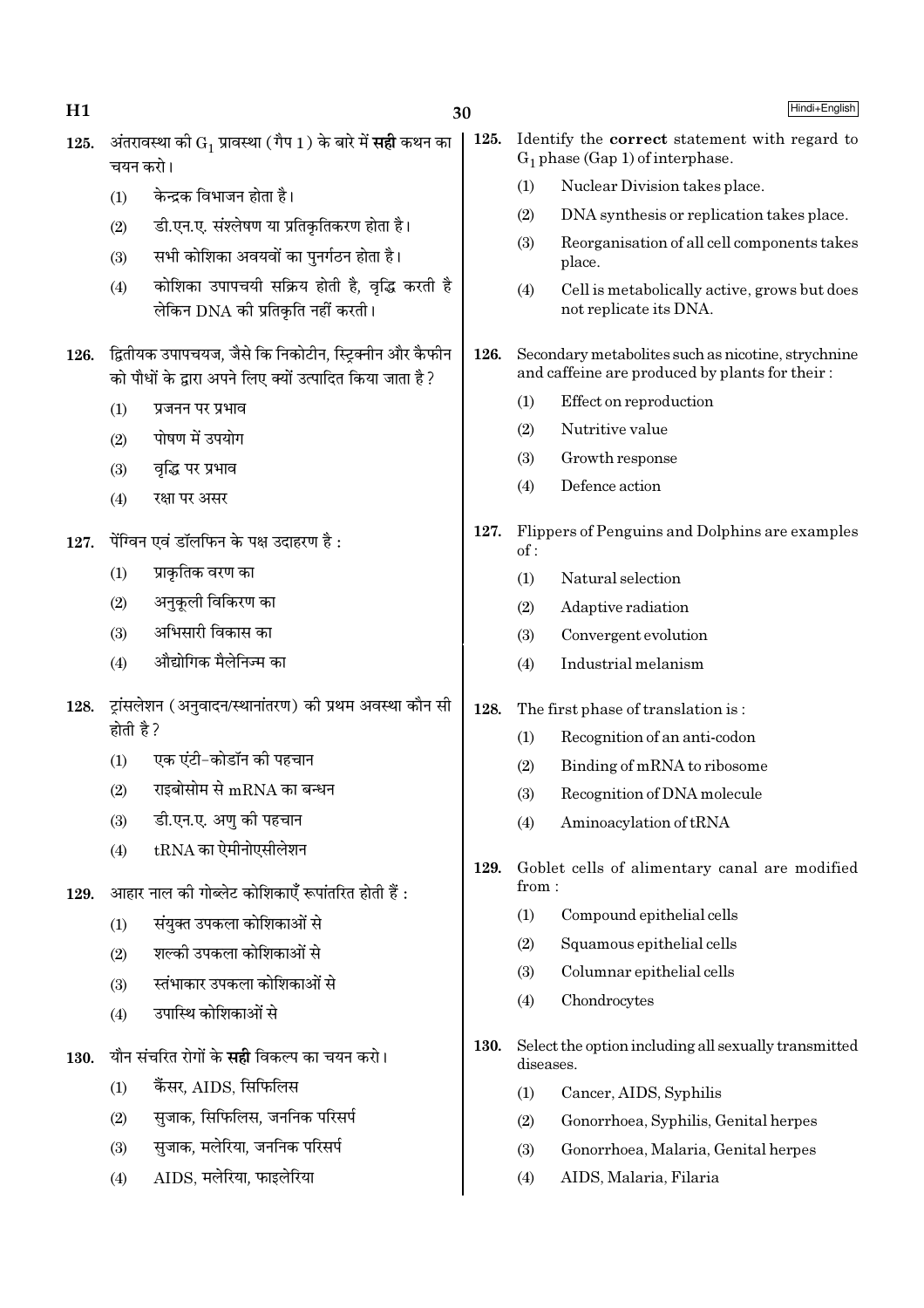125. अंतरावस्था की $G_1$ प्रावस्था (गैप 1) के बारे में **सही** कथन का चयन करो।

(1) केन्द्रक विभाजन होता है।

(2) डी.एन.ए. संश्लेषण या प्रतिकृतिकरण होता है।

(3) सभी कोशिका अवयवों का पुनर्गठन होता है।

(4) कोशिका उपापचयी सक्रिय होती है, वृद्धि करती है लेकिन DNA की प्रतिकृति नहीं करती।

125. Identify the **correct** statement with regard to $G_1$ phase (Gap 1) of interphase.

(1) Nuclear Division takes place.

(2) DNA synthesis or replication takes place.

(3) Reorganisation of all cell components takes place.

(4) Cell is metabolically active, grows but does not replicate its DNA.

126. द्वितीयक उपापचयज, जैसे कि निकोटीन, स्ट्रिक्नीन और कैफीन को पौधों के द्वारा अपने लिए क्यों उत्पादित किया जाता है?

(1) प्रजनन पर प्रभाव

(2) पोषण में उपयोग

(3) वृद्धि पर प्रभाव

(4) रक्षा पर असर

126. Secondary metabolites such as nicotine, strychnine and caffeine are produced by plants for their :

(1) Effect on reproduction

(2) Nutritive value

(3) Growth response

(4) Defence action

127. पेंग्विन एवं डॉलफिन के पक्ष उदाहरण है :

(1) प्राकृतिक वरण का

(2) अनुकूली विकिरण का

(3) अभिसारी विकास का

(4) औद्योगिक मैलेनिज्म का

127. Flippers of Penguins and Dolphins are examples of :

(1) Natural selection

(2) Adaptive radiation

(3) Convergent evolution

(4) Industrial melanism

128. ट्रांसलेशन (अनुवादन/स्थानांतरण) की प्रथम अवस्था कौन सी होती है?

(1) एक एंटी-कोडॉन की पहचान

(2) राइबोसोम से mRNA का बन्धन

(3) डी.एन.ए. अणु की पहचान

(4) tRNA का ऐमीनोएसीलेशन

128. The first phase of translation is :

(1) Recognition of an anti-codon

(2) Binding of mRNA to ribosome

(3) Recognition of DNA molecule

(4) Aminoacylation of tRNA

129. आहार नाल की गोब्लेट कोशिकाएँ रूपांतरित होती हैं :

(1) संयुक्त उपकला कोशिकाओं से

(2) शल्की उपकला कोशिकाओं से

(3) स्तंभाकार उपकला कोशिकाओं से

(4) उपास्थि कोशिकाओं से

129. Goblet cells of alimentary canal are modified from :

(1) Compound epithelial cells

(2) Squamous epithelial cells

(3) Columnar epithelial cells

(4) Chondrocytes

130. यौन संचरित रोगों के **सही** विकल्प का चयन करो।

(1) कैंसर, AIDS, सिफिलिस

(2) सुजाक, सिफिलिस, जननिक परिसर्प

(3) सुजाक, मलेरिया, जननिक परिसर्प

(4) AIDS, मलेरिया, फाइलेरिया

130. Select the option including all sexually transmitted diseases.

(1) Cancer, AIDS, Syphilis

(2) Gonorrhoea, Syphilis, Genital herpes

(3) Gonorrhoea, Malaria, Genital herpes

(4) AIDS, Malaria, Filaria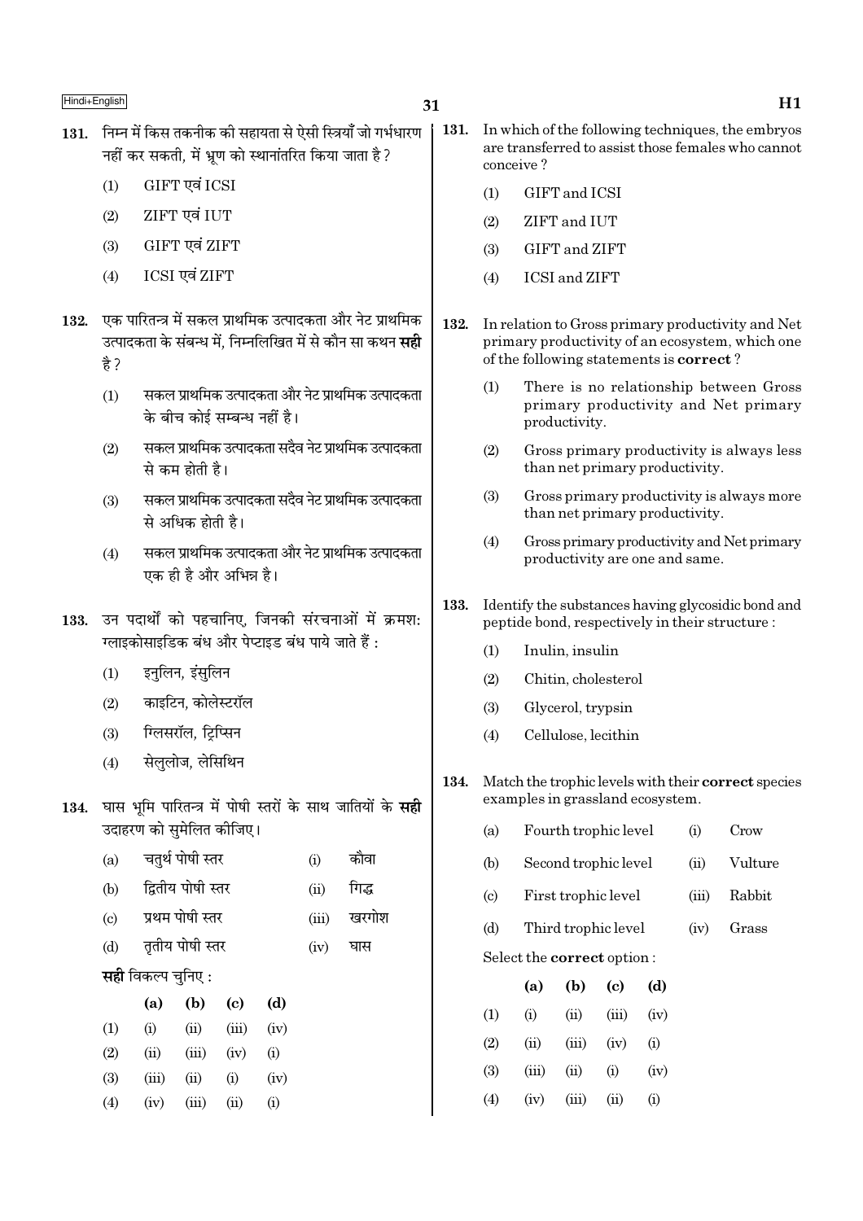131. निम्न में किस तकनीक की सहायता से ऐसी स्त्रियाँ जो गर्भधारण नहीं कर सकती, में भ्रूण को स्थानांतरित किया जाता है ?

(1) GIFT एवं ICSI

(2) ZIFT एवं IUT

(3) GIFT एवं ZIFT

(4) ICSI एवं ZIFT

132. एक पारितन्त्र में सकल प्राथमिक उत्पादकता और नेट प्राथमिक उत्पादकता के संबन्ध में, निम्नलिखित में से कौन सा कथन **सही** है ?

(1) सकल प्राथमिक उत्पादकता और नेट प्राथमिक उत्पादकता के बीच कोई सम्बन्ध नहीं है।

(2) सकल प्राथमिक उत्पादकता सदैव नेट प्राथमिक उत्पादकता से कम होती है।

(3) सकल प्राथमिक उत्पादकता सदैव नेट प्राथमिक उत्पादकता से अधिक होती है।

(4) सकल प्राथमिक उत्पादकता और नेट प्राथमिक उत्पादकता एक ही है और अभिन्न है।

133. उन पदार्थों को पहचानिए, जिनकी संरचनाओं में क्रमशः ग्लाइकोसाइडिक बंध और पेप्टाइड बंध पाये जाते हैं :

(1) इनुलिन, इंसुलिन

(2) काइटिन, कोलेस्टरॉल

(3) ग्लिसरॉल, ट्रिप्सिन

(4) सेलुलोज, लेसिथिन

134. घास भूमि पारितन्त्र में पोषी स्तरों के साथ जातियों के **सही** उदाहरण को सुमेलित कीजिए।

| | | | |
|---|---|---|---|
| (a) | चतुर्थ पोषी स्तर | (i) | कौवा |
| (b) | द्वितीय पोषी स्तर | (ii) | गिद्ध |
| (c) | प्रथम पोषी स्तर | (iii) | खरगोश |
| (d) | तृतीय पोषी स्तर | (iv) | घास |

**सही** विकल्प चुनिए :

| | (a) | (b) | (c) | (d) |
|---|---|---|---|---|
| (1) | (i) | (ii) | (iii) | (iv) |
| (2) | (ii) | (iii) | (iv) | (i) |
| (3) | (iii) | (ii) | (i) | (iv) |
| (4) | (iv) | (iii) | (ii) | (i) |

131. In which of the following techniques, the embryos are transferred to assist those females who cannot conceive ?

(1) GIFT and ICSI

(2) ZIFT and IUT

(3) GIFT and ZIFT

(4) ICSI and ZIFT

132. In relation to Gross primary productivity and Net primary productivity of an ecosystem, which one of the following statements is **correct** ?

(1) There is no relationship between Gross primary productivity and Net primary productivity.

(2) Gross primary productivity is always less than net primary productivity.

(3) Gross primary productivity is always more than net primary productivity.

(4) Gross primary productivity and Net primary productivity are one and same.

133. Identify the substances having glycosidic bond and peptide bond, respectively in their structure :

(1) Inulin, insulin

(2) Chitin, cholesterol

(3) Glycerol, trypsin

(4) Cellulose, lecithin

134. Match the trophic levels with their **correct** species examples in grassland ecosystem.

| | | | |
|---|---|---|---|
| (a) | Fourth trophic level | (i) | Crow |
| (b) | Second trophic level | (ii) | Vulture |
| (c) | First trophic level | (iii) | Rabbit |
| (d) | Third trophic level | (iv) | Grass |

Select the **correct** option :

| | (a) | (b) | (c) | (d) |
|---|---|---|---|---|
| (1) | (i) | (ii) | (iii) | (iv) |
| (2) | (ii) | (iii) | (iv) | (i) |
| (3) | (iii) | (ii) | (i) | (iv) |
| (4) | (iv) | (iii) | (ii) | (i) |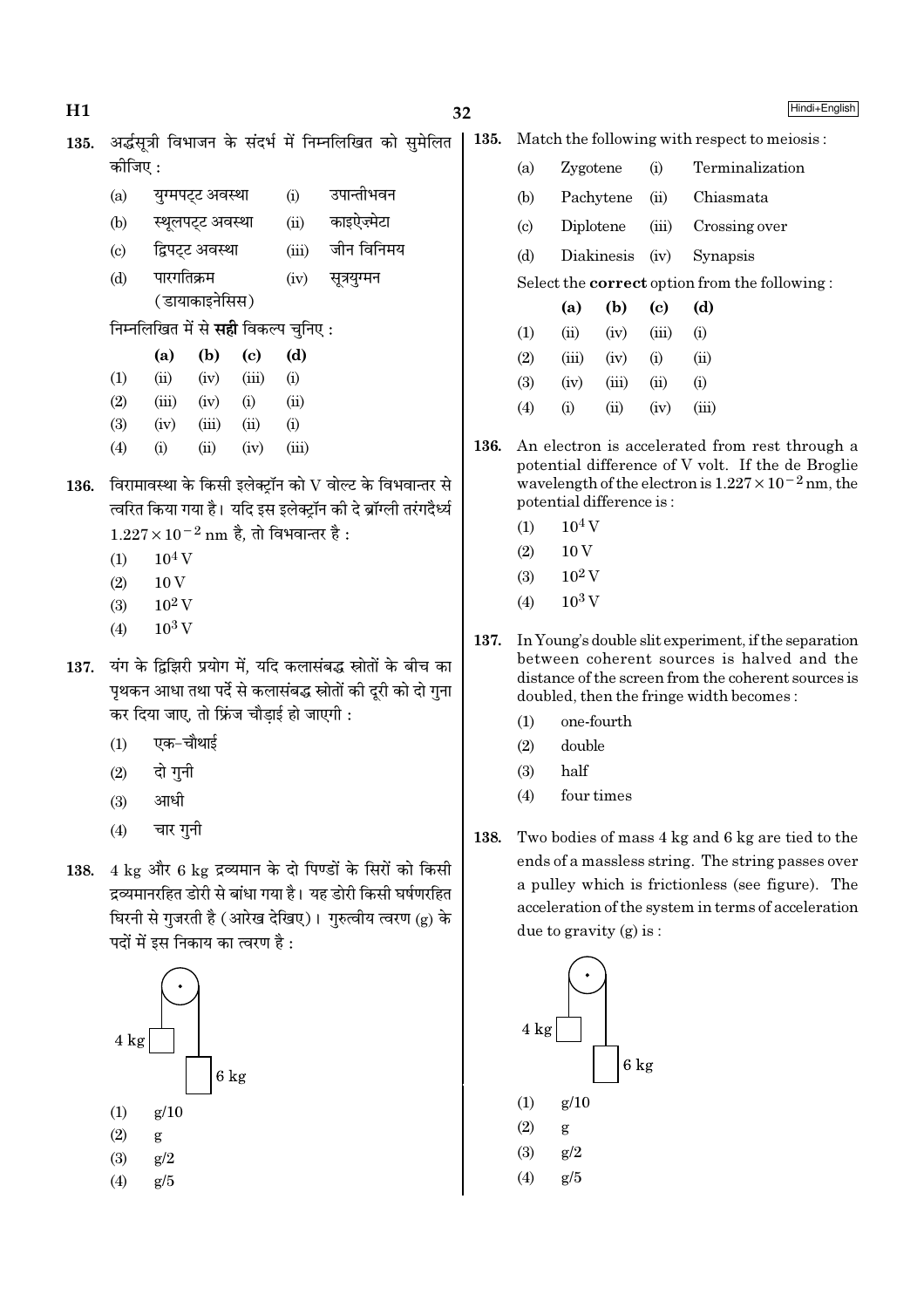135. अर्द्धसूत्री विभाजन के संदर्भ में निम्नलिखित को सुमेलित कीजिए :

| | | | |
|---|---|---|---|
| (a) | युग्मपट्ट अवस्था | (i) | उपान्तीभवन |
| (b) | स्थूलपट्ट अवस्था | (ii) | काइऐज़्मेटा |
| (c) | द्विपट्ट अवस्था | (iii) | जीन विनिमय |
| (d) | पारगतिक्रम (डायाकाइनेसिस) | (iv) | सूत्रयुग्मन |

निम्नलिखित में से **सही** विकल्प चुनिए :

| | (a) | (b) | (c) | (d) |
|---|---|---|---|---|
| (1) | (ii) | (iv) | (iii) | (i) |
| (2) | (iii) | (iv) | (i) | (ii) |
| (3) | (iv) | (iii) | (ii) | (i) |
| (4) | (i) | (ii) | (iv) | (iii) |

136. विरामावस्था के किसी इलेक्ट्रॉन को V वोल्ट के विभवान्तर से त्वरित किया गया है। यदि इस इलेक्ट्रॉन की दे ब्रॉग्ली तरंगदैर्ध्य $1.227 \times 10^{-2}$ nm है, तो विभवान्तर है :

(1) $10^4$ V
(2) 10 V
(3) $10^2$ V
(4) $10^3$ V

137. यंग के द्विझिरी प्रयोग में, यदि कलासंबद्ध स्रोतों के बीच का पृथकन आधा तथा पर्दे से कलासंबद्ध स्रोतों की दूरी को दो गुना कर दिया जाए, तो फ्रिंज चौड़ाई हो जाएगी :

(1) एक-चौथाई
(2) दो गुनी
(3) आधी
(4) चार गुनी

138. 4 kg और 6 kg द्रव्यमान के दो पिण्डों के सिरों को किसी द्रव्यमानरहित डोरी से बांधा गया है। यह डोरी किसी घर्षणरहित घिरनी से गुजरती है (आरेख देखिए)। गुरुत्वीय त्वरण (g) के पदों में इस निकाय का त्वरण है :

(1) g/10
(2) g
(3) g/2
(4) g/5

135. Match the following with respect to meiosis :

| | | | |
|---|---|---|---|
| (a) | Zygotene | (i) | Terminalization |
| (b) | Pachytene | (ii) | Chiasmata |
| (c) | Diplotene | (iii) | Crossing over |
| (d) | Diakinesis | (iv) | Synapsis |

Select the **correct** option from the following :

| | (a) | (b) | (c) | (d) |
|---|---|---|---|---|
| (1) | (ii) | (iv) | (iii) | (i) |
| (2) | (iii) | (iv) | (i) | (ii) |
| (3) | (iv) | (iii) | (ii) | (i) |
| (4) | (i) | (ii) | (iv) | (iii) |

136. An electron is accelerated from rest through a potential difference of V volt. If the de Broglie wavelength of the electron is $1.227 \times 10^{-2}$ nm, the potential difference is :

(1) $10^4$ V
(2) 10 V
(3) $10^2$ V
(4) $10^3$ V

137. In Young's double slit experiment, if the separation between coherent sources is halved and the distance of the screen from the coherent sources is doubled, then the fringe width becomes :

(1) one-fourth
(2) double
(3) half
(4) four times

138. Two bodies of mass 4 kg and 6 kg are tied to the ends of a massless string. The string passes over a pulley which is frictionless (see figure). The acceleration of the system in terms of acceleration due to gravity (g) is :

(1) g/10
(2) g
(3) g/2
(4) g/5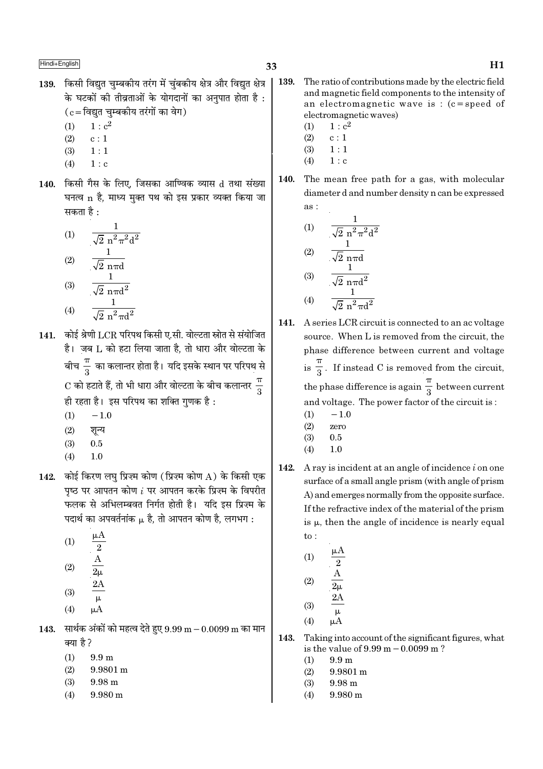139. किसी विद्युत चुम्बकीय तरंग में चुंबकीय क्षेत्र और विद्युत क्षेत्र के घटकों की तीव्रताओं के योगदानों का अनुपात होता है : ($c$ = विद्युत चुम्बकीय तरंगों का वेग)

(1) $1 : c^2$
(2) $c : 1$
(3) $1 : 1$
(4) $1 : c$

140. किसी गैस के लिए, जिसका आण्विक व्यास d तथा संख्या घनत्व n है, माध्य मुक्त पथ को इस प्रकार व्यक्त किया जा सकता है :

(1) $\frac{1}{\sqrt{2}\, n^2 \pi^2 d^2}$
(2) $\frac{1}{\sqrt{2}\, n \pi d}$
(3) $\frac{1}{\sqrt{2}\, n \pi d^2}$
(4) $\frac{1}{\sqrt{2}\, n^2 \pi d^2}$

141. कोई श्रेणी LCR परिपथ किसी ए.सी. वोल्टता स्रोत से संयोजित है। जब L को हटा लिया जाता है, तो धारा और वोल्टता के बीच $\frac{\pi}{3}$ का कलान्तर होता है। यदि इसके स्थान पर परिपथ से C को हटाते हैं, तो भी धारा और वोल्टता के बीच कलान्तर $\frac{\pi}{3}$ ही रहता है। इस परिपथ का शक्ति गुणक है :

(1) $-1.0$
(2) शून्य
(3) $0.5$
(4) $1.0$

142. कोई किरण लघु प्रिज़्म कोण (प्रिज़्म कोण A) के किसी एक पृष्ठ पर आपतन कोण $i$ पर आपतन करके प्रिज़्म के विपरीत फलक से अभिलम्बवत निर्गत होती है। यदि इस प्रिज़्म के पदार्थ का अपवर्तनांक $\mu$ है, तो आपतन कोण है, लगभग :

(1) $\frac{\mu A}{2}$
(2) $\frac{A}{2\mu}$
(3) $\frac{2A}{\mu}$
(4) $\mu A$

143. सार्थक अंकों को महत्व देते हुए 9.99 m − 0.0099 m का मान क्या है?

(1) 9.9 m
(2) 9.9801 m
(3) 9.98 m
(4) 9.980 m

139. The ratio of contributions made by the electric field and magnetic field components to the intensity of an electromagnetic wave is : ($c$ = speed of electromagnetic waves)

(1) $1 : c^2$
(2) $c : 1$
(3) $1 : 1$
(4) $1 : c$

140. The mean free path for a gas, with molecular diameter d and number density n can be expressed as :

(1) $\frac{1}{\sqrt{2}\, n^2 \pi^2 d^2}$
(2) $\frac{1}{\sqrt{2}\, n \pi d}$
(3) $\frac{1}{\sqrt{2}\, n \pi d^2}$
(4) $\frac{1}{\sqrt{2}\, n^2 \pi d^2}$

141. A series LCR circuit is connected to an ac voltage source. When L is removed from the circuit, the phase difference between current and voltage is $\frac{\pi}{3}$. If instead C is removed from the circuit, the phase difference is again $\frac{\pi}{3}$ between current and voltage. The power factor of the circuit is :

(1) $-1.0$
(2) zero
(3) $0.5$
(4) $1.0$

142. A ray is incident at an angle of incidence $i$ on one surface of a small angle prism (with angle of prism A) and emerges normally from the opposite surface. If the refractive index of the material of the prism is $\mu$, then the angle of incidence is nearly equal to :

(1) $\frac{\mu A}{2}$
(2) $\frac{A}{2\mu}$
(3) $\frac{2A}{\mu}$
(4) $\mu A$

143. Taking into account of the significant figures, what is the value of 9.99 m − 0.0099 m ?

(1) 9.9 m
(2) 9.9801 m
(3) 9.98 m
(4) 9.980 m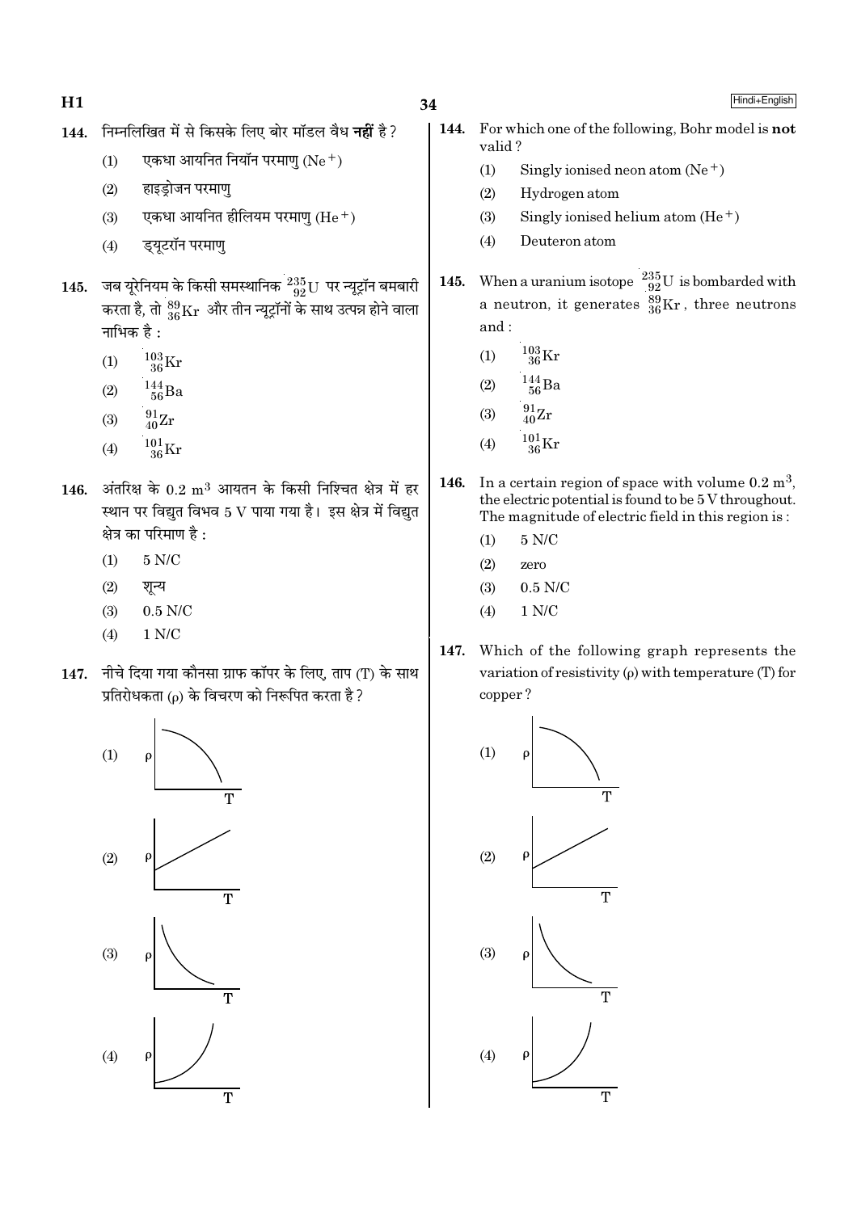144. निम्नलिखित में से किसके लिए बोर मॉडल वैध **नहीं** है ?

(1) एकधा आयनित नियॉन परमाणु ($Ne^+$)

(2) हाइड्रोजन परमाणु

(3) एकधा आयनित हीलियम परमाणु ($He^+$)

(4) ड्यूटरॉन परमाणु

145. जब यूरेनियम के किसी समस्थानिक $^{235}_{92}U$ पर न्यूट्रॉन बमबारी करता है, तो $^{89}_{36}Kr$ और तीन न्यूट्रॉनों के साथ उत्पन्न होने वाला नाभिक है :

(1) $^{103}_{36}Kr$

(2) $^{144}_{56}Ba$

(3) $^{91}_{40}Zr$

(4) $^{101}_{36}Kr$

146. अंतरिक्ष के $0.2\ m^3$ आयतन के किसी निश्चित क्षेत्र में हर स्थान पर विद्युत विभव 5 V पाया गया है। इस क्षेत्र में विद्युत क्षेत्र का परिमाण है :

(1) 5 N/C

(2) शून्य

(3) 0.5 N/C

(4) 1 N/C

147. नीचे दिया गया कौनसा ग्राफ कॉपर के लिए, ताप (T) के साथ प्रतिरोधकता ($\rho$) के विचरण को निरूपित करता है ?

(1) 

(2) 

(3) 

(4) 

144. For which one of the following, Bohr model is **not** valid ?

(1) Singly ionised neon atom ($Ne^+$)

(2) Hydrogen atom

(3) Singly ionised helium atom ($He^+$)

(4) Deuteron atom

145. When a uranium isotope $^{235}_{92}U$ is bombarded with a neutron, it generates $^{89}_{36}Kr$, three neutrons and :

(1) $^{103}_{36}Kr$

(2) $^{144}_{56}Ba$

(3) $^{91}_{40}Zr$

(4) $^{101}_{36}Kr$

146. In a certain region of space with volume $0.2\ m^3$, the electric potential is found to be 5 V throughout. The magnitude of electric field in this region is :

(1) 5 N/C

(2) zero

(3) 0.5 N/C

(4) 1 N/C

147. Which of the following graph represents the variation of resistivity ($\rho$) with temperature (T) for copper ?

(1) 

(2) 

(3) 

(4)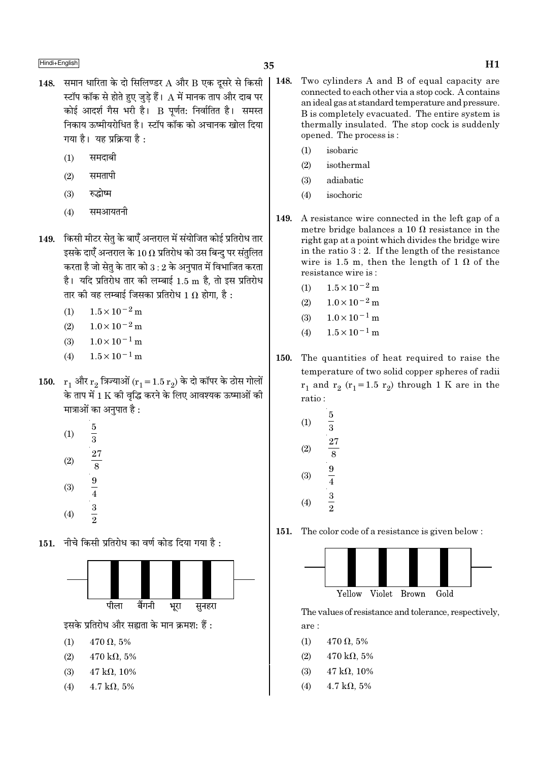148. समान धारिता के दो सिलिण्डर A और B एक दूसरे से किसी स्टॉप कॉक से होते हुए जुड़े हैं। A में मानक ताप और दाब पर कोई आदर्श गैस भरी है। B पूर्णत: निर्वातित है। समस्त निकाय ऊष्मीयरोधित है। स्टॉप कॉक को अचानक खोल दिया गया है। यह प्रक्रिया है :

(1) समदाबी
(2) समतापी
(3) रुद्धोष्म
(4) समआयतनी

149. किसी मीटर सेतु के बाएँ अन्तराल में संयोजित कोई प्रतिरोध तार इसके दाएँ अन्तराल के 10 Ω प्रतिरोध को उस बिन्दु पर संतुलित करता है जो सेतु के तार को 3 : 2 के अनुपात में विभाजित करता है। यदि प्रतिरोध तार की लम्बाई 1.5 m है, तो इस प्रतिरोध तार की वह लम्बाई जिसका प्रतिरोध 1 Ω होगा, है :

(1) $1.5 \times 10^{-2}$ m
(2) $1.0 \times 10^{-2}$ m
(3) $1.0 \times 10^{-1}$ m
(4) $1.5 \times 10^{-1}$ m

150. $r_1$ और $r_2$ त्रिज्याओं ($r_1 = 1.5\, r_2$) के दो कॉपर के ठोस गोलों के ताप में 1 K की वृद्धि करने के लिए आवश्यक ऊष्माओं की मात्राओं का अनुपात है :

(1) $\frac{5}{3}$
(2) $\frac{27}{8}$
(3) $\frac{9}{4}$
(4) $\frac{3}{2}$

151. नीचे किसी प्रतिरोध का वर्ण कोड दिया गया है :

पीला बैंगनी भूरा सुनहरा

इसके प्रतिरोध और सह्यता के मान क्रमश: हैं :

(1) 470 Ω, 5%
(2) 470 kΩ, 5%
(3) 47 kΩ, 10%
(4) 4.7 kΩ, 5%

148. Two cylinders A and B of equal capacity are connected to each other via a stop cock. A contains an ideal gas at standard temperature and pressure. B is completely evacuated. The entire system is thermally insulated. The stop cock is suddenly opened. The process is :

(1) isobaric
(2) isothermal
(3) adiabatic
(4) isochoric

149. A resistance wire connected in the left gap of a metre bridge balances a 10 Ω resistance in the right gap at a point which divides the bridge wire in the ratio 3 : 2. If the length of the resistance wire is 1.5 m, then the length of 1 Ω of the resistance wire is :

(1) $1.5 \times 10^{-2}$ m
(2) $1.0 \times 10^{-2}$ m
(3) $1.0 \times 10^{-1}$ m
(4) $1.5 \times 10^{-1}$ m

150. The quantities of heat required to raise the temperature of two solid copper spheres of radii $r_1$ and $r_2$ ($r_1 = 1.5\, r_2$) through 1 K are in the ratio :

(1) $\frac{5}{3}$
(2) $\frac{27}{8}$
(3) $\frac{9}{4}$
(4) $\frac{3}{2}$

151. The color code of a resistance is given below :

Yellow Violet Brown Gold

The values of resistance and tolerance, respectively, are :

(1) 470 Ω, 5%
(2) 470 kΩ, 5%
(3) 47 kΩ, 10%
(4) 4.7 kΩ, 5%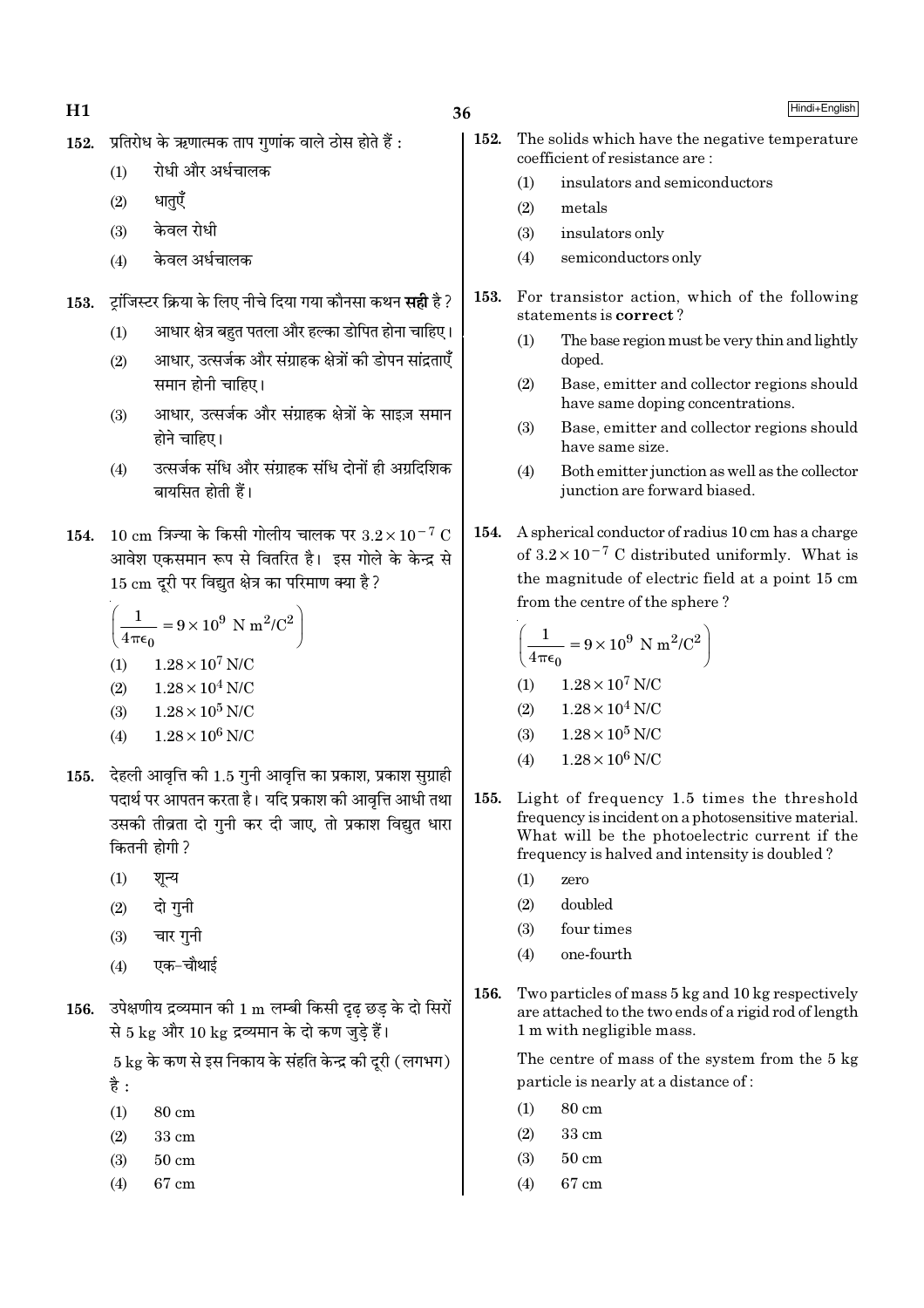152. प्रतिरोध के ऋणात्मक ताप गुणांक वाले ठोस होते हैं :

(1) रोधी और अर्धचालक

(2) धातुएँ

(3) केवल रोधी

(4) केवल अर्धचालक

153. ट्रांजिस्टर क्रिया के लिए नीचे दिया गया कौनसा कथन **सही** है ?

(1) आधार क्षेत्र बहुत पतला और हल्का डोपित होना चाहिए।

(2) आधार, उत्सर्जक और संग्राहक क्षेत्रों की डोपन सांद्रताएँ समान होनी चाहिए।

(3) आधार, उत्सर्जक और संग्राहक क्षेत्रों के साइज़ समान होने चाहिए।

(4) उत्सर्जक संधि और संग्राहक संधि दोनों ही अग्रदिशिक बायसित होती हैं।

154. 10 cm त्रिज्या के किसी गोलीय चालक पर $3.2 \times 10^{-7}$ C आवेश एकसमान रूप से वितरित है। इस गोले के केन्द्र से 15 cm दूरी पर विद्युत क्षेत्र का परिमाण क्या है ?

$$\left(\frac{1}{4\pi\epsilon_0} = 9 \times 10^9 \text{ N m}^2/\text{C}^2\right)$$

(1) $1.28 \times 10^7$ N/C

(2) $1.28 \times 10^4$ N/C

(3) $1.28 \times 10^5$ N/C

(4) $1.28 \times 10^6$ N/C

155. देहली आवृत्ति की 1.5 गुनी आवृत्ति का प्रकाश, प्रकाश सुग्राही पदार्थ पर आपतन करता है। यदि प्रकाश की आवृत्ति आधी तथा उसकी तीव्रता दो गुनी कर दी जाए, तो प्रकाश विद्युत धारा कितनी होगी ?

(1) शून्य

(2) दो गुनी

(3) चार गुनी

(4) एक-चौथाई

156. उपेक्षणीय द्रव्यमान की 1 m लम्बी किसी दृढ़ छड़ के दो सिरों से 5 kg और 10 kg द्रव्यमान के दो कण जुड़े हैं।

5 kg के कण से इस निकाय के संहति केन्द्र की दूरी (लगभग) है :

(1) 80 cm

(2) 33 cm

(3) 50 cm

(4) 67 cm

152. The solids which have the negative temperature coefficient of resistance are :

(1) insulators and semiconductors

(2) metals

(3) insulators only

(4) semiconductors only

153. For transistor action, which of the following statements is **correct** ?

(1) The base region must be very thin and lightly doped.

(2) Base, emitter and collector regions should have same doping concentrations.

(3) Base, emitter and collector regions should have same size.

(4) Both emitter junction as well as the collector junction are forward biased.

154. A spherical conductor of radius 10 cm has a charge of $3.2 \times 10^{-7}$ C distributed uniformly. What is the magnitude of electric field at a point 15 cm from the centre of the sphere ?

$$\left(\frac{1}{4\pi\epsilon_0} = 9 \times 10^9 \text{ N m}^2/\text{C}^2\right)$$

(1) $1.28 \times 10^7$ N/C

(2) $1.28 \times 10^4$ N/C

(3) $1.28 \times 10^5$ N/C

(4) $1.28 \times 10^6$ N/C

155. Light of frequency 1.5 times the threshold frequency is incident on a photosensitive material. What will be the photoelectric current if the frequency is halved and intensity is doubled ?

(1) zero

(2) doubled

(3) four times

(4) one-fourth

156. Two particles of mass 5 kg and 10 kg respectively are attached to the two ends of a rigid rod of length 1 m with negligible mass.

The centre of mass of the system from the 5 kg particle is nearly at a distance of :

(1) 80 cm

(2) 33 cm

(3) 50 cm

(4) 67 cm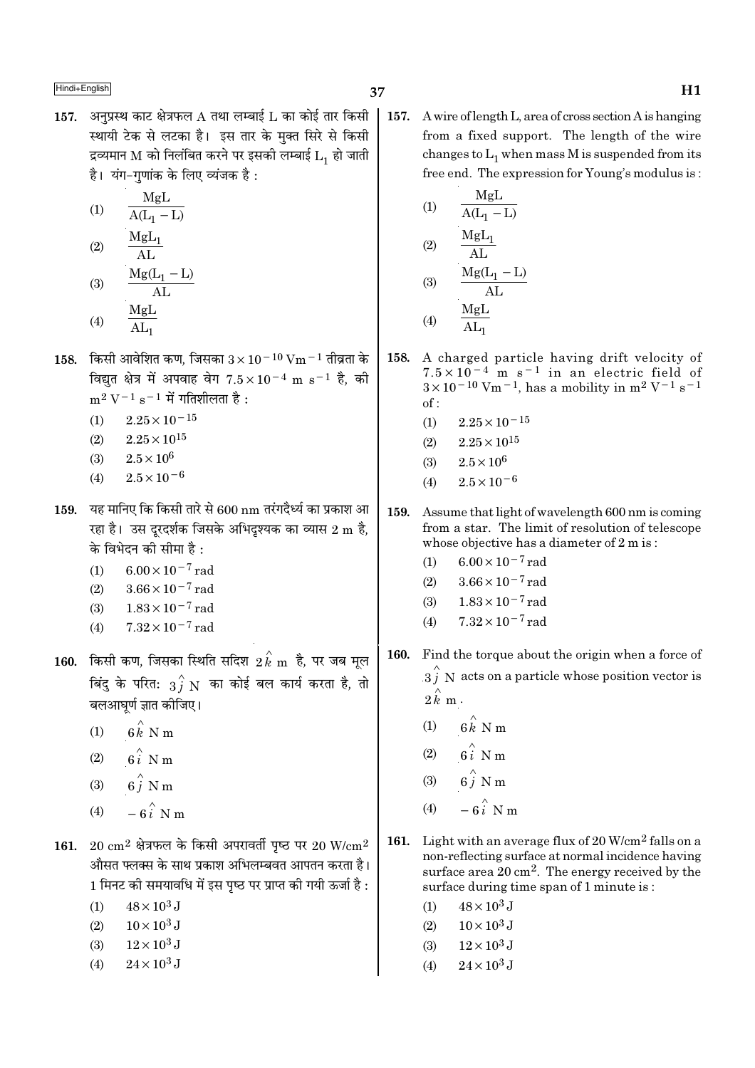157. अनुप्रस्थ काट क्षेत्रफल A तथा लम्बाई L का कोई तार किसी स्थायी टेक से लटका है। इस तार के मुक्त सिरे से किसी द्रव्यमान M को निलंबित करने पर इसकी लम्बाई $L_1$ हो जाती है। यंग-गुणांक के लिए व्यंजक है :

(1) $\frac{MgL}{A(L_1 - L)}$

(2) $\frac{MgL_1}{AL}$

(3) $\frac{Mg(L_1 - L)}{AL}$

(4) $\frac{MgL}{AL_1}$

158. किसी आवेशित कण, जिसका $3 \times 10^{-10}\ Vm^{-1}$ तीव्रता के विद्युत क्षेत्र में अपवाह वेग $7.5 \times 10^{-4}\ m\ s^{-1}$ है, की $m^2\ V^{-1}\ s^{-1}$ में गतिशीलता है :

(1) $2.25 \times 10^{-15}$

(2) $2.25 \times 10^{15}$

(3) $2.5 \times 10^{6}$

(4) $2.5 \times 10^{-6}$

159. यह मानिए कि किसी तारे से 600 nm तरंगदैर्ध्य का प्रकाश आ रहा है। उस दूरदर्शक जिसके अभिदृश्यक का व्यास 2 m है, के विभेदन की सीमा है :

(1) $6.00 \times 10^{-7}$ rad

(2) $3.66 \times 10^{-7}$ rad

(3) $1.83 \times 10^{-7}$ rad

(4) $7.32 \times 10^{-7}$ rad

160. किसी कण, जिसका स्थिति सदिश $2\hat{k}$ m है, पर जब मूल बिंदु के परितः $3\hat{j}$ N का कोई बल कार्य करता है, तो बलआघूर्ण ज्ञात कीजिए।

(1) $6\hat{k}$ N m

(2) $6\hat{i}$ N m

(3) $6\hat{j}$ N m

(4) $-6\hat{i}$ N m

161. $20\ cm^2$ क्षेत्रफल के किसी अपरावर्ती पृष्ठ पर $20\ W/cm^2$ औसत फ्लक्स के साथ प्रकाश अभिलम्बवत आपतन करता है। 1 मिनट की समयावधि में इस पृष्ठ पर प्राप्त की गयी ऊर्जा है :

(1) $48 \times 10^{3}$ J

(2) $10 \times 10^{3}$ J

(3) $12 \times 10^{3}$ J

(4) $24 \times 10^{3}$ J

157. A wire of length L, area of cross section A is hanging from a fixed support. The length of the wire changes to $L_1$ when mass M is suspended from its free end. The expression for Young's modulus is :

(1) $\frac{MgL}{A(L_1 - L)}$

(2) $\frac{MgL_1}{AL}$

(3) $\frac{Mg(L_1 - L)}{AL}$

(4) $\frac{MgL}{AL_1}$

158. A charged particle having drift velocity of $7.5 \times 10^{-4}\ m\ s^{-1}$ in an electric field of $3 \times 10^{-10}\ Vm^{-1}$, has a mobility in $m^2\ V^{-1}\ s^{-1}$ of :

(1) $2.25 \times 10^{-15}$

(2) $2.25 \times 10^{15}$

(3) $2.5 \times 10^{6}$

(4) $2.5 \times 10^{-6}$

159. Assume that light of wavelength 600 nm is coming from a star. The limit of resolution of telescope whose objective has a diameter of 2 m is :

(1) $6.00 \times 10^{-7}$ rad

(2) $3.66 \times 10^{-7}$ rad

(3) $1.83 \times 10^{-7}$ rad

(4) $7.32 \times 10^{-7}$ rad

160. Find the torque about the origin when a force of $3\hat{j}$ N acts on a particle whose position vector is $2\hat{k}$ m.

(1) $6\hat{k}$ N m

(2) $6\hat{i}$ N m

(3) $6\hat{j}$ N m

(4) $-6\hat{i}$ N m

161. Light with an average flux of $20\ W/cm^2$ falls on a non-reflecting surface at normal incidence having surface area $20\ cm^2$. The energy received by the surface during time span of 1 minute is :

(1) $48 \times 10^{3}$ J

(2) $10 \times 10^{3}$ J

(3) $12 \times 10^{3}$ J

(4) $24 \times 10^{3}$ J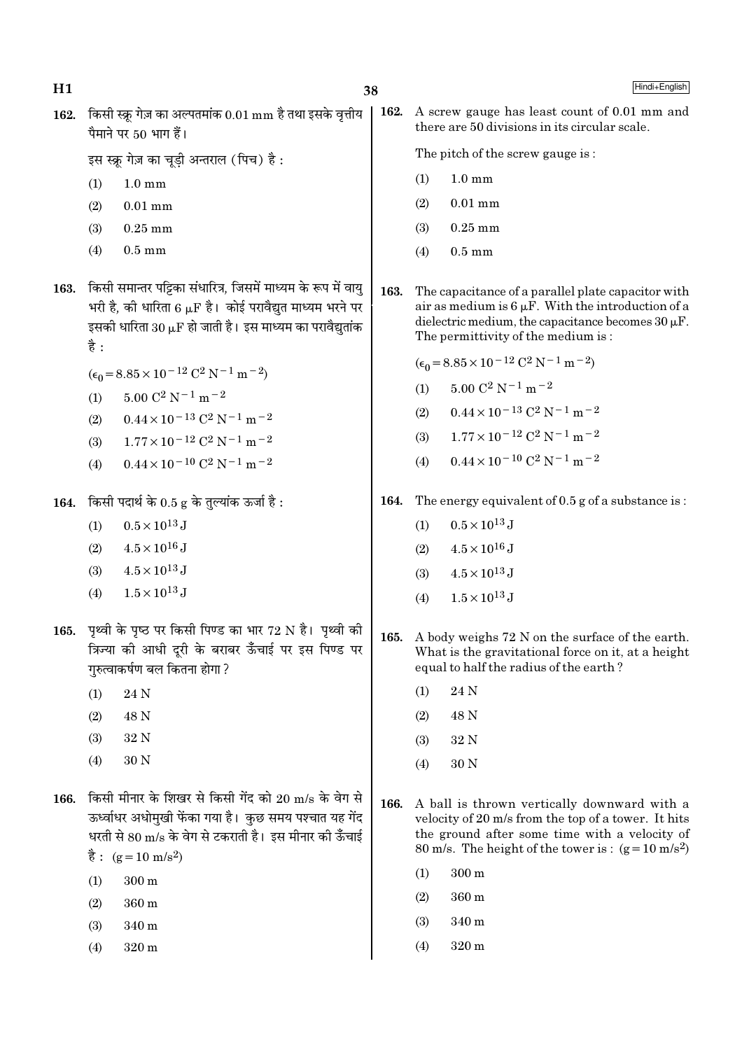162. किसी स्क्रू गेज़ का अल्पतमांक 0.01 mm है तथा इसके वृत्तीय पैमाने पर 50 भाग हैं।

इस स्क्रू गेज़ का चूड़ी अन्तराल (पिच) है :

(1) 1.0 mm
(2) 0.01 mm
(3) 0.25 mm
(4) 0.5 mm

163. किसी समान्तर पट्टिका संधारित्र, जिसमें माध्यम के रूप में वायु भरी है, की धारिता 6 $\mu$F है। कोई परावैद्युत माध्यम भरने पर इसकी धारिता 30 $\mu$F हो जाती है। इस माध्यम का परावैद्युतांक है :

($\epsilon_0 = 8.85 \times 10^{-12}\ C^2\ N^{-1}\ m^{-2}$)

(1) $5.00\ C^2\ N^{-1}\ m^{-2}$
(2) $0.44 \times 10^{-13}\ C^2\ N^{-1}\ m^{-2}$
(3) $1.77 \times 10^{-12}\ C^2\ N^{-1}\ m^{-2}$
(4) $0.44 \times 10^{-10}\ C^2\ N^{-1}\ m^{-2}$

164. किसी पदार्थ के 0.5 g के तुल्यांक ऊर्जा है :

(1) $0.5 \times 10^{13}$ J
(2) $4.5 \times 10^{16}$ J
(3) $4.5 \times 10^{13}$ J
(4) $1.5 \times 10^{13}$ J

165. पृथ्वी के पृष्ठ पर किसी पिण्ड का भार 72 N है। पृथ्वी की त्रिज्या की आधी दूरी के बराबर ऊँचाई पर इस पिण्ड पर गुरुत्वाकर्षण बल कितना होगा ?

(1) 24 N
(2) 48 N
(3) 32 N
(4) 30 N

166. किसी मीनार के शिखर से किसी गेंद को 20 m/s के वेग से ऊर्ध्वाधर अधोमुखी फेंका गया है। कुछ समय पश्चात यह गेंद धरती से 80 m/s के वेग से टकराती है। इस मीनार की ऊँचाई है : ($g = 10\ m/s^2$)

(1) 300 m
(2) 360 m
(3) 340 m
(4) 320 m

162. A screw gauge has least count of 0.01 mm and there are 50 divisions in its circular scale.

The pitch of the screw gauge is :

(1) 1.0 mm
(2) 0.01 mm
(3) 0.25 mm
(4) 0.5 mm

163. The capacitance of a parallel plate capacitor with air as medium is 6 $\mu$F. With the introduction of a dielectric medium, the capacitance becomes 30 $\mu$F. The permittivity of the medium is :

($\epsilon_0 = 8.85 \times 10^{-12}\ C^2\ N^{-1}\ m^{-2}$)

(1) $5.00\ C^2\ N^{-1}\ m^{-2}$
(2) $0.44 \times 10^{-13}\ C^2\ N^{-1}\ m^{-2}$
(3) $1.77 \times 10^{-12}\ C^2\ N^{-1}\ m^{-2}$
(4) $0.44 \times 10^{-10}\ C^2\ N^{-1}\ m^{-2}$

164. The energy equivalent of 0.5 g of a substance is :

(1) $0.5 \times 10^{13}$ J
(2) $4.5 \times 10^{16}$ J
(3) $4.5 \times 10^{13}$ J
(4) $1.5 \times 10^{13}$ J

165. A body weighs 72 N on the surface of the earth. What is the gravitational force on it, at a height equal to half the radius of the earth ?

(1) 24 N
(2) 48 N
(3) 32 N
(4) 30 N

166. A ball is thrown vertically downward with a velocity of 20 m/s from the top of a tower. It hits the ground after some time with a velocity of 80 m/s. The height of the tower is : ($g = 10\ m/s^2$)

(1) 300 m
(2) 360 m
(3) 340 m
(4) 320 m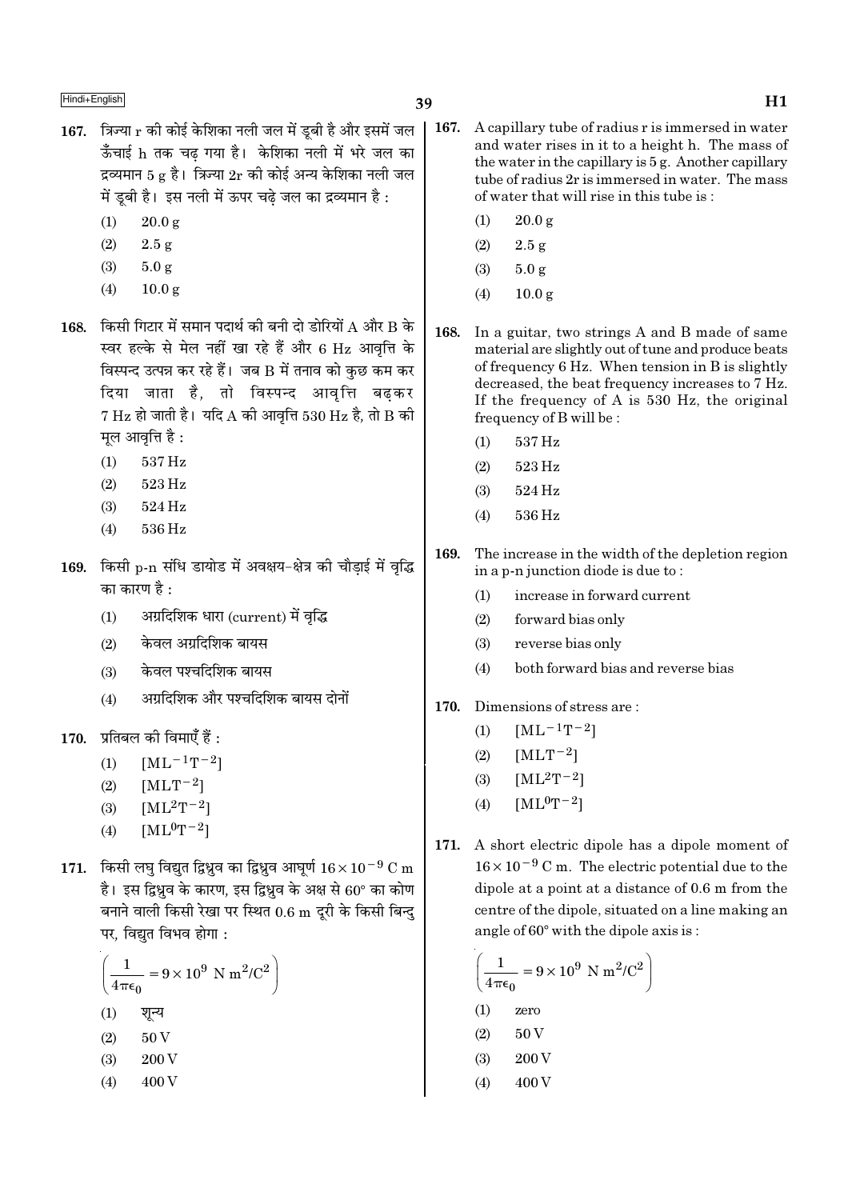167. त्रिज्या r की कोई केशिका नली जल में डूबी है और इसमें जल ऊँचाई h तक चढ़ गया है। केशिका नली में भरे जल का द्रव्यमान 5 g है। त्रिज्या 2r की कोई अन्य केशिका नली जल में डूबी है। इस नली में ऊपर चढ़े जल का द्रव्यमान है :

(1) 20.0 g
(2) 2.5 g
(3) 5.0 g
(4) 10.0 g

168. किसी गिटार में समान पदार्थ की बनी दो डोरियों A और B के स्वर हल्के से मेल नहीं खा रहे हैं और 6 Hz आवृत्ति के विस्पन्द उत्पन्न कर रहे हैं। जब B में तनाव को कुछ कम कर दिया जाता है, तो विस्पन्द आवृत्ति बढ़कर 7 Hz हो जाती है। यदि A की आवृत्ति 530 Hz है, तो B की मूल आवृत्ति है :

(1) 537 Hz
(2) 523 Hz
(3) 524 Hz
(4) 536 Hz

169. किसी p-n संधि डायोड में अवक्षय-क्षेत्र की चौड़ाई में वृद्धि का कारण है :

(1) अग्रदिशिक धारा (current) में वृद्धि
(2) केवल अग्रदिशिक बायस
(3) केवल पश्चदिशिक बायस
(4) अग्रदिशिक और पश्चदिशिक बायस दोनों

170. प्रतिबल की विमाएँ हैं :

(1) $[ML^{-1}T^{-2}]$
(2) $[MLT^{-2}]$
(3) $[ML^{2}T^{-2}]$
(4) $[ML^{0}T^{-2}]$

171. किसी लघु विद्युत द्विध्रुव का द्विध्रुव आघूर्ण $16 \times 10^{-9}$ C m है। इस द्विध्रुव के कारण, इस द्विध्रुव के अक्ष से 60° का कोण बनाने वाली किसी रेखा पर स्थित 0.6 m दूरी के किसी बिन्दु पर, विद्युत विभव होगा :

$$\left(\frac{1}{4\pi\epsilon_0} = 9 \times 10^9 \text{ N m}^2/\text{C}^2\right)$$

(1) शून्य
(2) 50 V
(3) 200 V
(4) 400 V

167. A capillary tube of radius r is immersed in water and water rises in it to a height h. The mass of the water in the capillary is 5 g. Another capillary tube of radius 2r is immersed in water. The mass of water that will rise in this tube is :

(1) 20.0 g
(2) 2.5 g
(3) 5.0 g
(4) 10.0 g

168. In a guitar, two strings A and B made of same material are slightly out of tune and produce beats of frequency 6 Hz. When tension in B is slightly decreased, the beat frequency increases to 7 Hz. If the frequency of A is 530 Hz, the original frequency of B will be :

(1) 537 Hz
(2) 523 Hz
(3) 524 Hz
(4) 536 Hz

169. The increase in the width of the depletion region in a p-n junction diode is due to :

(1) increase in forward current
(2) forward bias only
(3) reverse bias only
(4) both forward bias and reverse bias

170. Dimensions of stress are :

(1) $[ML^{-1}T^{-2}]$
(2) $[MLT^{-2}]$
(3) $[ML^{2}T^{-2}]$
(4) $[ML^{0}T^{-2}]$

171. A short electric dipole has a dipole moment of $16 \times 10^{-9}$ C m. The electric potential due to the dipole at a point at a distance of 0.6 m from the centre of the dipole, situated on a line making an angle of 60° with the dipole axis is :

$$\left(\frac{1}{4\pi\epsilon_0} = 9 \times 10^9 \text{ N m}^2/\text{C}^2\right)$$

(1) zero
(2) 50 V
(3) 200 V
(4) 400 V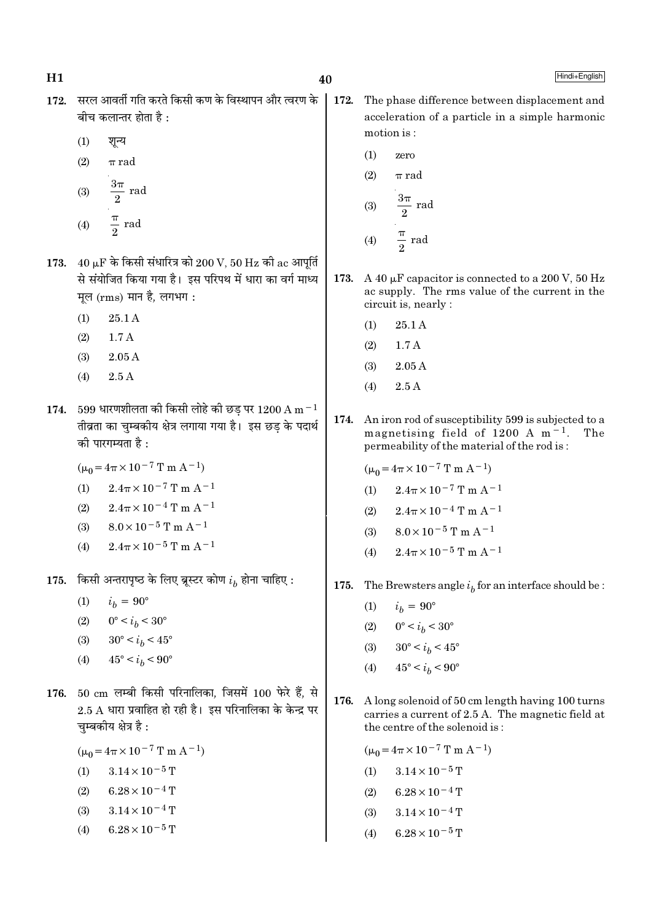172. सरल आवर्ती गति करते किसी कण के विस्थापन और त्वरण के बीच कलान्तर होता है :

(1) शून्य

(2) $\pi$ rad

(3) $\frac{3\pi}{2}$ rad

(4) $\frac{\pi}{2}$ rad

173. 40 $\mu$F के किसी संधारित्र को 200 V, 50 Hz की ac आपूर्ति से संयोजित किया गया है। इस परिपथ में धारा का वर्ग माध्य मूल (rms) मान है, लगभग :

(1) 25.1 A

(2) 1.7 A

(3) 2.05 A

(4) 2.5 A

174. 599 धारणशीलता की किसी लोहे की छड़ पर 1200 A $m^{-1}$ तीव्रता का चुम्बकीय क्षेत्र लगाया गया है। इस छड़ के पदार्थ की पारगम्यता है :

($\mu_0 = 4\pi \times 10^{-7}$ T m $A^{-1}$)

(1) $2.4\pi \times 10^{-7}$ T m $A^{-1}$

(2) $2.4\pi \times 10^{-4}$ T m $A^{-1}$

(3) $8.0 \times 10^{-5}$ T m $A^{-1}$

(4) $2.4\pi \times 10^{-5}$ T m $A^{-1}$

175. किसी अन्तरापृष्ठ के लिए ब्रूस्टर कोण $i_b$ होना चाहिए :

(1) $i_b = 90°$

(2) $0° < i_b < 30°$

(3) $30° < i_b < 45°$

(4) $45° < i_b < 90°$

176. 50 cm लम्बी किसी परिनालिका, जिसमें 100 फेरे हैं, से 2.5 A धारा प्रवाहित हो रही है। इस परिनालिका के केन्द्र पर चुम्बकीय क्षेत्र है :

($\mu_0 = 4\pi \times 10^{-7}$ T m $A^{-1}$)

(1) $3.14 \times 10^{-5}$ T

(2) $6.28 \times 10^{-4}$ T

(3) $3.14 \times 10^{-4}$ T

(4) $6.28 \times 10^{-5}$ T

172. The phase difference between displacement and acceleration of a particle in a simple harmonic motion is :

(1) zero

(2) $\pi$ rad

(3) $\frac{3\pi}{2}$ rad

(4) $\frac{\pi}{2}$ rad

173. A 40 $\mu$F capacitor is connected to a 200 V, 50 Hz ac supply. The rms value of the current in the circuit is, nearly :

(1) 25.1 A

(2) 1.7 A

(3) 2.05 A

(4) 2.5 A

174. An iron rod of susceptibility 599 is subjected to a magnetising field of 1200 A $m^{-1}$. The permeability of the material of the rod is :

($\mu_0 = 4\pi \times 10^{-7}$ T m $A^{-1}$)

(1) $2.4\pi \times 10^{-7}$ T m $A^{-1}$

(2) $2.4\pi \times 10^{-4}$ T m $A^{-1}$

(3) $8.0 \times 10^{-5}$ T m $A^{-1}$

(4) $2.4\pi \times 10^{-5}$ T m $A^{-1}$

175. The Brewsters angle $i_b$ for an interface should be :

(1) $i_b = 90°$

(2) $0° < i_b < 30°$

(3) $30° < i_b < 45°$

(4) $45° < i_b < 90°$

176. A long solenoid of 50 cm length having 100 turns carries a current of 2.5 A. The magnetic field at the centre of the solenoid is :

($\mu_0 = 4\pi \times 10^{-7}$ T m $A^{-1}$)

(1) $3.14 \times 10^{-5}$ T

(2) $6.28 \times 10^{-4}$ T

(3) $3.14 \times 10^{-4}$ T

(4) $6.28 \times 10^{-5}$ T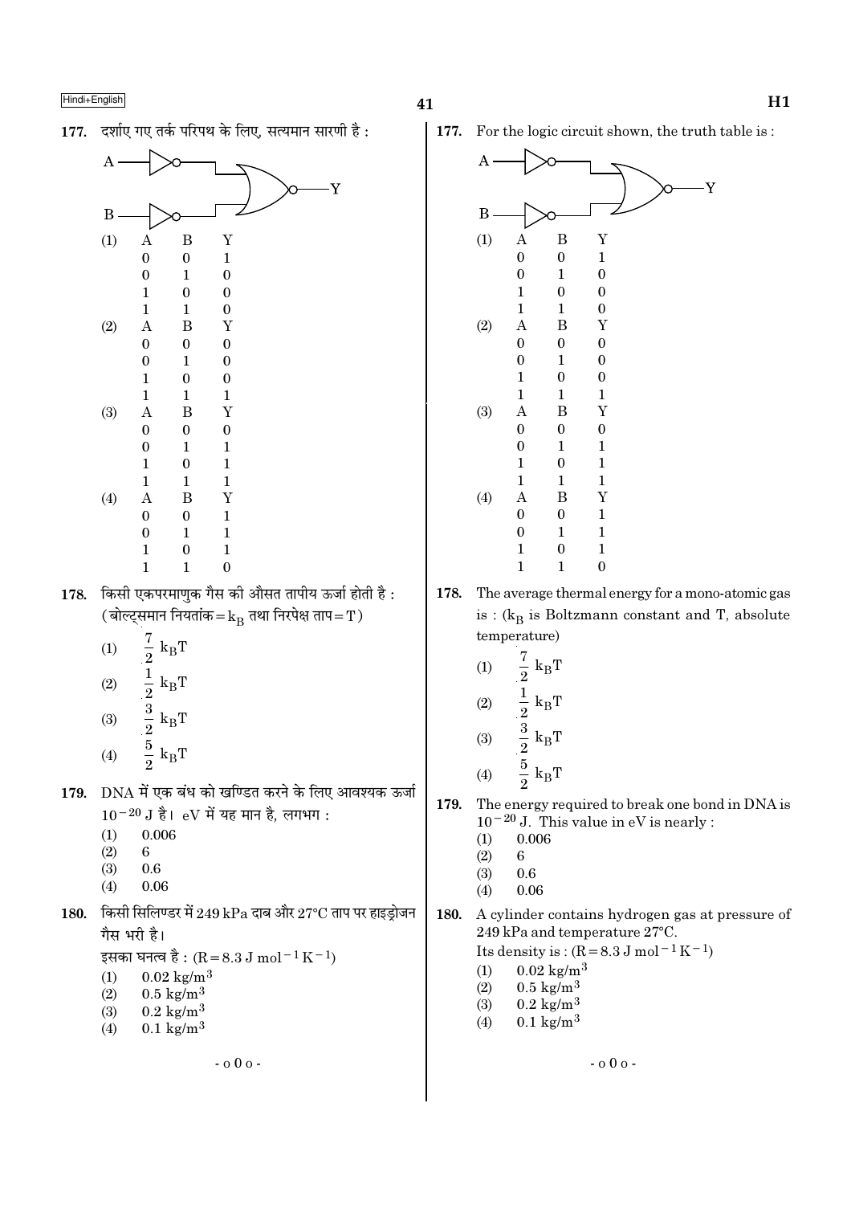177. दर्शाए गए तर्क परिपथ के लिए, सत्यमान सारणी है :

(1)

| A | B | Y |
|---|---|---|
| 0 | 0 | 1 |
| 0 | 1 | 0 |
| 1 | 0 | 0 |
| 1 | 1 | 0 |

(2)

| A | B | Y |
|---|---|---|
| 0 | 0 | 0 |
| 0 | 1 | 0 |
| 1 | 0 | 0 |
| 1 | 1 | 1 |

(3)

| A | B | Y |
|---|---|---|
| 0 | 0 | 0 |
| 0 | 1 | 1 |
| 1 | 0 | 1 |
| 1 | 1 | 1 |

(4)

| A | B | Y |
|---|---|---|
| 0 | 0 | 1 |
| 0 | 1 | 1 |
| 1 | 0 | 1 |
| 1 | 1 | 0 |

178. किसी एकपरमाणुक गैस की औसत तापीय ऊर्जा होती है : (बोल्ट्समान नियतांक $= k_B$ तथा निरपेक्ष ताप $= T$)

(1) $\frac{7}{2} k_B T$
(2) $\frac{1}{2} k_B T$
(3) $\frac{3}{2} k_B T$
(4) $\frac{5}{2} k_B T$

179. DNA में एक बंध को खण्डित करने के लिए आवश्यक ऊर्जा $10^{-20}$ J है। eV में यह मान है, लगभग :

(1) 0.006
(2) 6
(3) 0.6
(4) 0.06

180. किसी सिलिण्डर में 249 kPa दाब और 27°C ताप पर हाइड्रोजन गैस भरी है।
इसका घनत्व है : ($R = 8.3$ J mol$^{-1}$ K$^{-1}$)

(1) 0.02 kg/m$^3$
(2) 0.5 kg/m$^3$
(3) 0.2 kg/m$^3$
(4) 0.1 kg/m$^3$

- o 0 o -

177. For the logic circuit shown, the truth table is :

(1)

| A | B | Y |
|---|---|---|
| 0 | 0 | 1 |
| 0 | 1 | 0 |
| 1 | 0 | 0 |
| 1 | 1 | 0 |

(2)

| A | B | Y |
|---|---|---|
| 0 | 0 | 0 |
| 0 | 1 | 0 |
| 1 | 0 | 0 |
| 1 | 1 | 1 |

(3)

| A | B | Y |
|---|---|---|
| 0 | 0 | 0 |
| 0 | 1 | 1 |
| 1 | 0 | 1 |
| 1 | 1 | 1 |

(4)

| A | B | Y |
|---|---|---|
| 0 | 0 | 1 |
| 0 | 1 | 1 |
| 1 | 0 | 1 |
| 1 | 1 | 0 |

178. The average thermal energy for a mono-atomic gas is : ($k_B$ is Boltzmann constant and T, absolute temperature)

(1) $\frac{7}{2} k_B T$
(2) $\frac{1}{2} k_B T$
(3) $\frac{3}{2} k_B T$
(4) $\frac{5}{2} k_B T$

179. The energy required to break one bond in DNA is $10^{-20}$ J. This value in eV is nearly :

(1) 0.006
(2) 6
(3) 0.6
(4) 0.06

180. A cylinder contains hydrogen gas at pressure of 249 kPa and temperature 27°C.
Its density is : ($R = 8.3$ J mol$^{-1}$ K$^{-1}$)

(1) 0.02 kg/m$^3$
(2) 0.5 kg/m$^3$
(3) 0.2 kg/m$^3$
(4) 0.1 kg/m$^3$

- o 0 o -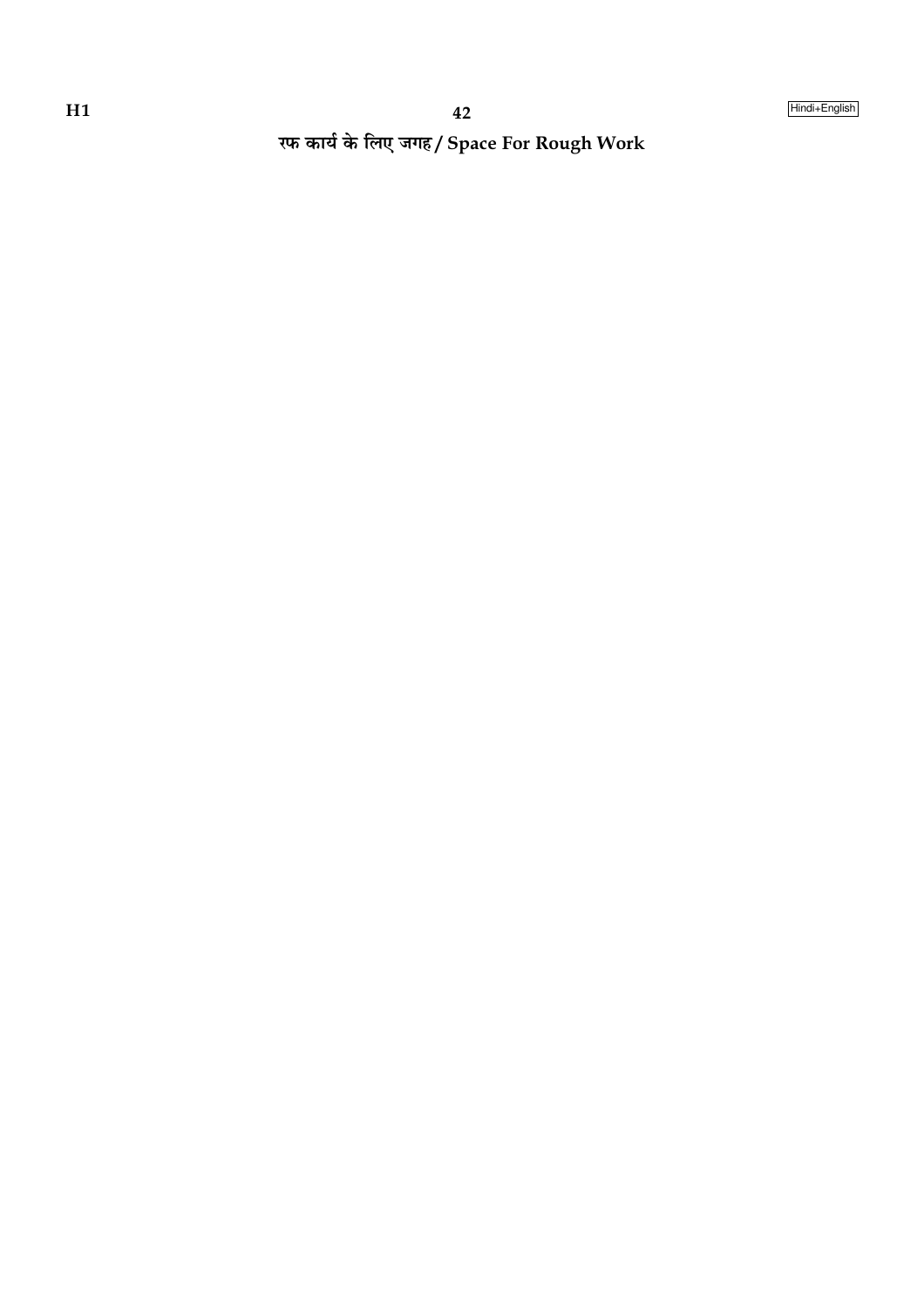रफ कार्य के लिए जगह / Space For Rough Work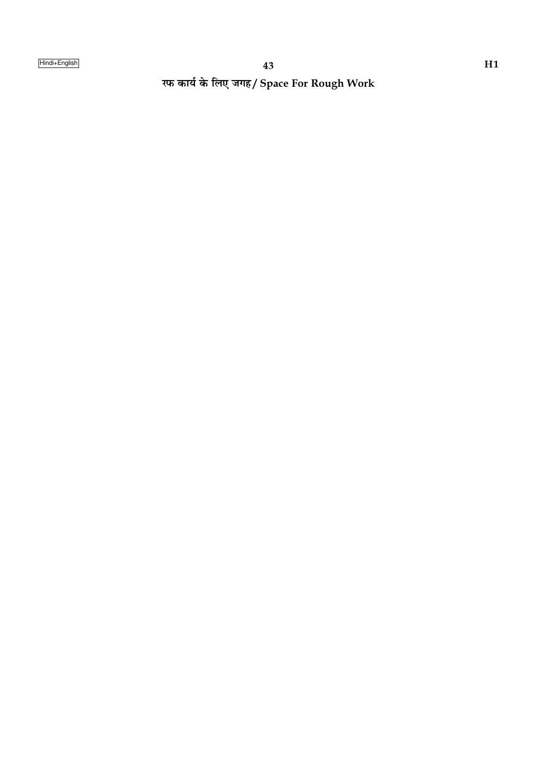रफ कार्य के लिए जगह / Space For Rough Work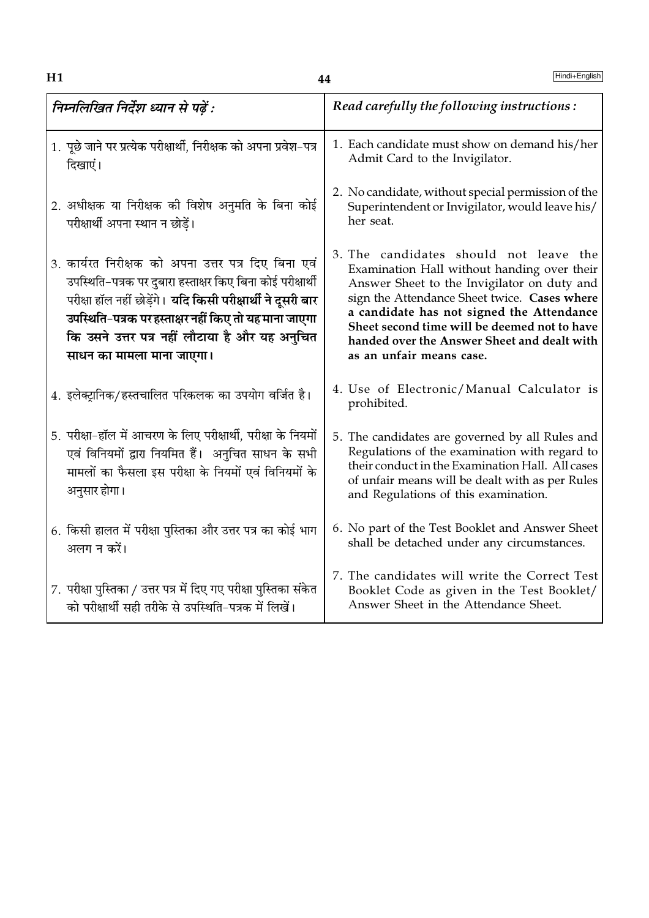| निम्नलिखित निर्देश ध्यान से पढ़ें : | Read carefully the following instructions : |
|---|---|
| 1. पूछे जाने पर प्रत्येक परीक्षार्थी, निरीक्षक को अपना प्रवेश-पत्र दिखाएं। | 1. Each candidate must show on demand his/her Admit Card to the Invigilator. |
| 2. अधीक्षक या निरीक्षक की विशेष अनुमति के बिना कोई परीक्षार्थी अपना स्थान न छोड़ें। | 2. No candidate, without special permission of the Superintendent or Invigilator, would leave his/her seat. |
| 3. कार्यरत निरीक्षक को अपना उत्तर पत्र दिए बिना एवं उपस्थिति-पत्रक पर दुबारा हस्ताक्षर किए बिना कोई परीक्षार्थी परीक्षा हॉल नहीं छोड़ेंगे। **यदि किसी परीक्षार्थी ने दूसरी बार उपस्थिति-पत्रक पर हस्ताक्षर नहीं किए तो यह माना जाएगा कि उसने उत्तर पत्र नहीं लौटाया है और यह अनुचित साधन का मामला माना जाएगा।** | 3. The candidates should not leave the Examination Hall without handing over their Answer Sheet to the Invigilator on duty and sign the Attendance Sheet twice. **Cases where a candidate has not signed the Attendance Sheet second time will be deemed not to have handed over the Answer Sheet and dealt with as an unfair means case.** |
| 4. इलेक्ट्रानिक/हस्तचालित परिकलक का उपयोग वर्जित है। | 4. Use of Electronic/Manual Calculator is prohibited. |
| 5. परीक्षा-हॉल में आचरण के लिए परीक्षार्थी, परीक्षा के नियमों एवं विनियमों द्वारा नियमित हैं। अनुचित साधन के सभी मामलों का फैसला इस परीक्षा के नियमों एवं विनियमों के अनुसार होगा। | 5. The candidates are governed by all Rules and Regulations of the examination with regard to their conduct in the Examination Hall. All cases of unfair means will be dealt with as per Rules and Regulations of this examination. |
| 6. किसी हालत में परीक्षा पुस्तिका और उत्तर पत्र का कोई भाग अलग न करें। | 6. No part of the Test Booklet and Answer Sheet shall be detached under any circumstances. |
| 7. परीक्षा पुस्तिका / उत्तर पत्र में दिए गए परीक्षा पुस्तिका संकेत को परीक्षार्थी सही तरीके से उपस्थिति-पत्रक में लिखें। | 7. The candidates will write the Correct Test Booklet Code as given in the Test Booklet/ Answer Sheet in the Attendance Sheet. |